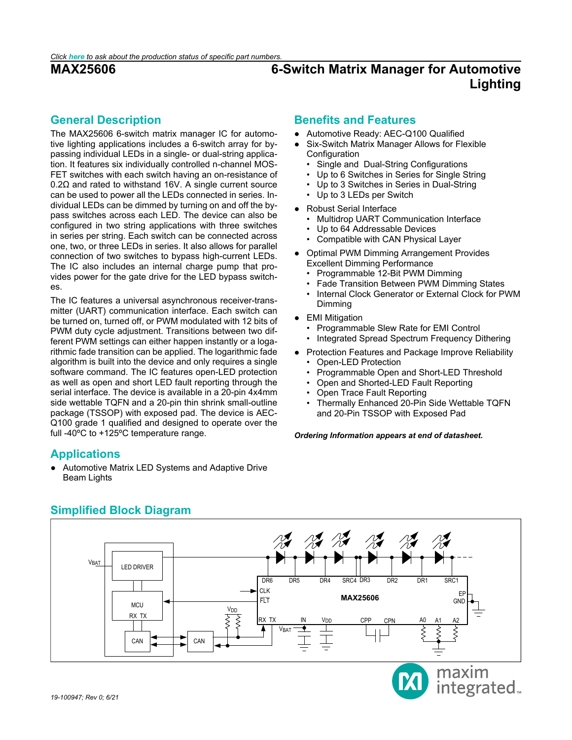*Click here to ask about the production status of specific part numbers.*

# MAX25606

# 6-Switch Matrix Manager for Automotive Lighting

## General Description

The MAX25606 6-switch matrix manager IC for automotive lighting applications includes a 6-switch array for bypassing individual LEDs in a single- or dual-string application. It features six individually controlled n-channel MOSFET switches with each switch having an on-resistance of 0.2Ω and rated to withstand 16V. A single current source can be used to power all the LEDs connected in series. Individual LEDs can be dimmed by turning on and off the bypass switches across each LED. The device can also be configured in two string applications with three switches in series per string. Each switch can be connected across one, two, or three LEDs in series. It also allows for parallel connection of two switches to bypass high-current LEDs. The IC also includes an internal charge pump that provides power for the gate drive for the LED bypass switches.

The IC features a universal asynchronous receiver-transmitter (UART) communication interface. Each switch can be turned on, turned off, or PWM modulated with 12 bits of PWM duty cycle adjustment. Transitions between two different PWM settings can either happen instantly or a logarithmic fade transition can be applied. The logarithmic fade algorithm is built into the device and only requires a single software command. The IC features open-LED protection as well as open and short LED fault reporting through the serial interface. The device is available in a 20-pin 4x4mm side wettable TQFN and a 20-pin thin shrink small-outline package (TSSOP) with exposed pad. The device is AEC-Q100 grade 1 qualified and designed to operate over the full -40ºC to +125ºC temperature range.

## Applications

- Automotive Matrix LED Systems and Adaptive Drive Beam Lights

## Benefits and Features

- Automotive Ready: AEC-Q100 Qualified
- Six-Switch Matrix Manager Allows for Flexible Configuration
  - Single and Dual-String Configurations
  - Up to 6 Switches in Series for Single String
  - Up to 3 Switches in Series in Dual-String
  - Up to 3 LEDs per Switch
- Robust Serial Interface
  - Multidrop UART Communication Interface
  - Up to 64 Addressable Devices
  - Compatible with CAN Physical Layer
- Optimal PWM Dimming Arrangement Provides Excellent Dimming Performance
  - Programmable 12-Bit PWM Dimming
  - Fade Transition Between PWM Dimming States
  - Internal Clock Generator or External Clock for PWM Dimming
- EMI Mitigation
  - Programmable Slew Rate for EMI Control
  - Integrated Spread Spectrum Frequency Dithering
- Protection Features and Package Improve Reliability
  - Open-LED Protection
  - Programmable Open and Short-LED Threshold
  - Open and Shorted-LED Fault Reporting
  - Open Trace Fault Reporting
  - Thermally Enhanced 20-Pin Side Wettable TQFN and 20-Pin TSSOP with Exposed Pad

***Ordering Information appears at end of datasheet.***

## Simplified Block Diagram

19-100947; Rev 0; 6/21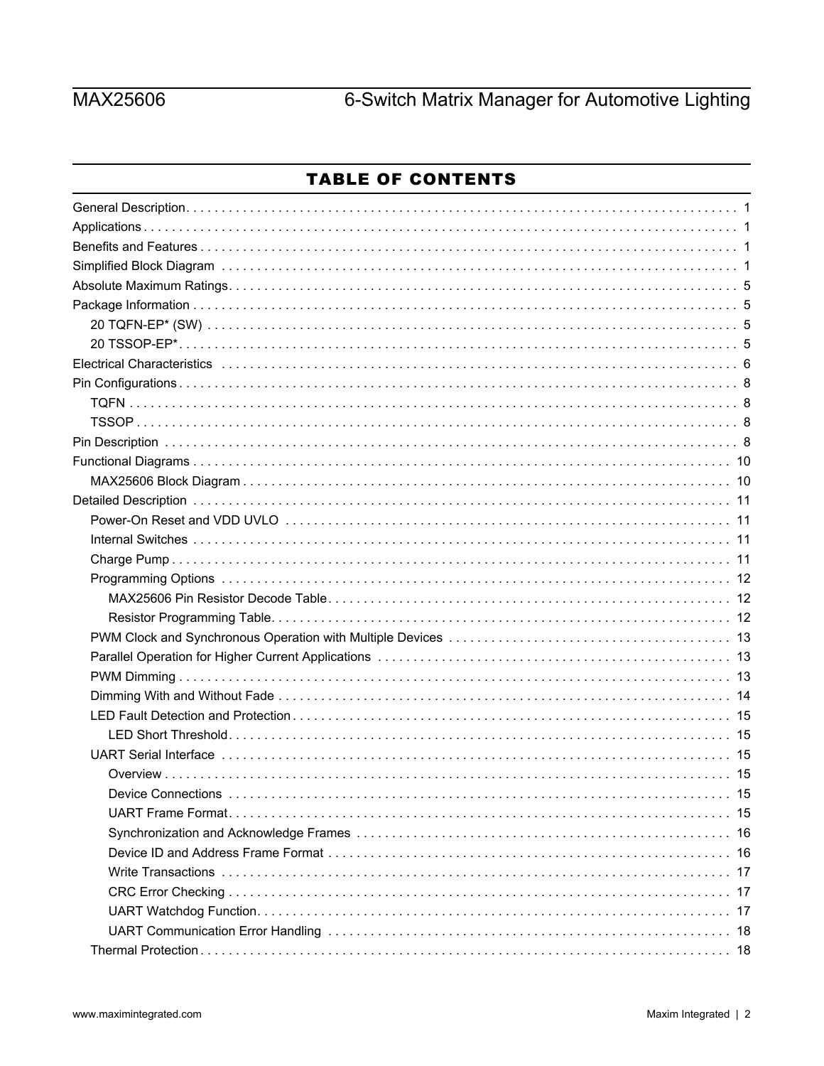## TABLE OF CONTENTS

General Description . . . . . . . . . . 1
Applications . . . . . . . . . . 1
Benefits and Features . . . . . . . . . . 1
Simplified Block Diagram . . . . . . . . . . 1
Absolute Maximum Ratings . . . . . . . . . . 5
Package Information . . . . . . . . . . 5
  20 TQFN-EP* (SW) . . . . . . . . . . 5
  20 TSSOP-EP* . . . . . . . . . . 5
Electrical Characteristics . . . . . . . . . . 6
Pin Configurations . . . . . . . . . . 8
  TQFN . . . . . . . . . . 8
  TSSOP . . . . . . . . . . 8
Pin Description . . . . . . . . . . 8
Functional Diagrams . . . . . . . . . . 10
  MAX25606 Block Diagram . . . . . . . . . . 10
Detailed Description . . . . . . . . . . 11
  Power-On Reset and VDD UVLO . . . . . . . . . . 11
  Internal Switches . . . . . . . . . . 11
  Charge Pump . . . . . . . . . . 11
  Programming Options . . . . . . . . . . 12
    MAX25606 Pin Resistor Decode Table . . . . . . . . . . 12
    Resistor Programming Table . . . . . . . . . . 12
  PWM Clock and Synchronous Operation with Multiple Devices . . . . . . . . . . 13
  Parallel Operation for Higher Current Applications . . . . . . . . . . 13
  PWM Dimming . . . . . . . . . . 13
  Dimming With and Without Fade . . . . . . . . . . 14
  LED Fault Detection and Protection . . . . . . . . . . 15
    LED Short Threshold . . . . . . . . . . 15
  UART Serial Interface . . . . . . . . . . 15
    Overview . . . . . . . . . . 15
    Device Connections . . . . . . . . . . 15
    UART Frame Format . . . . . . . . . . 15
    Synchronization and Acknowledge Frames . . . . . . . . . . 16
    Device ID and Address Frame Format . . . . . . . . . . 16
    Write Transactions . . . . . . . . . . 17
    CRC Error Checking . . . . . . . . . . 17
    UART Watchdog Function . . . . . . . . . . 17
    UART Communication Error Handling . . . . . . . . . . 18
  Thermal Protection . . . . . . . . . . 18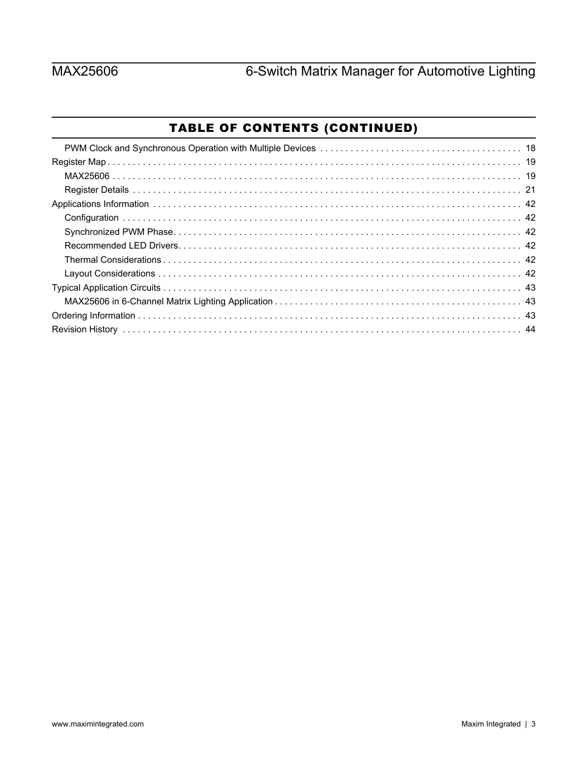## TABLE OF CONTENTS (CONTINUED)

- PWM Clock and Synchronous Operation with Multiple Devices . . . . . . . . 18
- Register Map . . . . . . . . 19
  - MAX25606 . . . . . . . . 19
  - Register Details . . . . . . . . 21
- Applications Information . . . . . . . . 42
  - Configuration . . . . . . . . 42
  - Synchronized PWM Phase. . . . . . . . 42
  - Recommended LED Drivers. . . . . . . . 42
  - Thermal Considerations . . . . . . . . 42
  - Layout Considerations . . . . . . . . 42
- Typical Application Circuits . . . . . . . . 43
  - MAX25606 in 6-Channel Matrix Lighting Application . . . . . . . . 43
- Ordering Information . . . . . . . . 43
- Revision History . . . . . . . . 44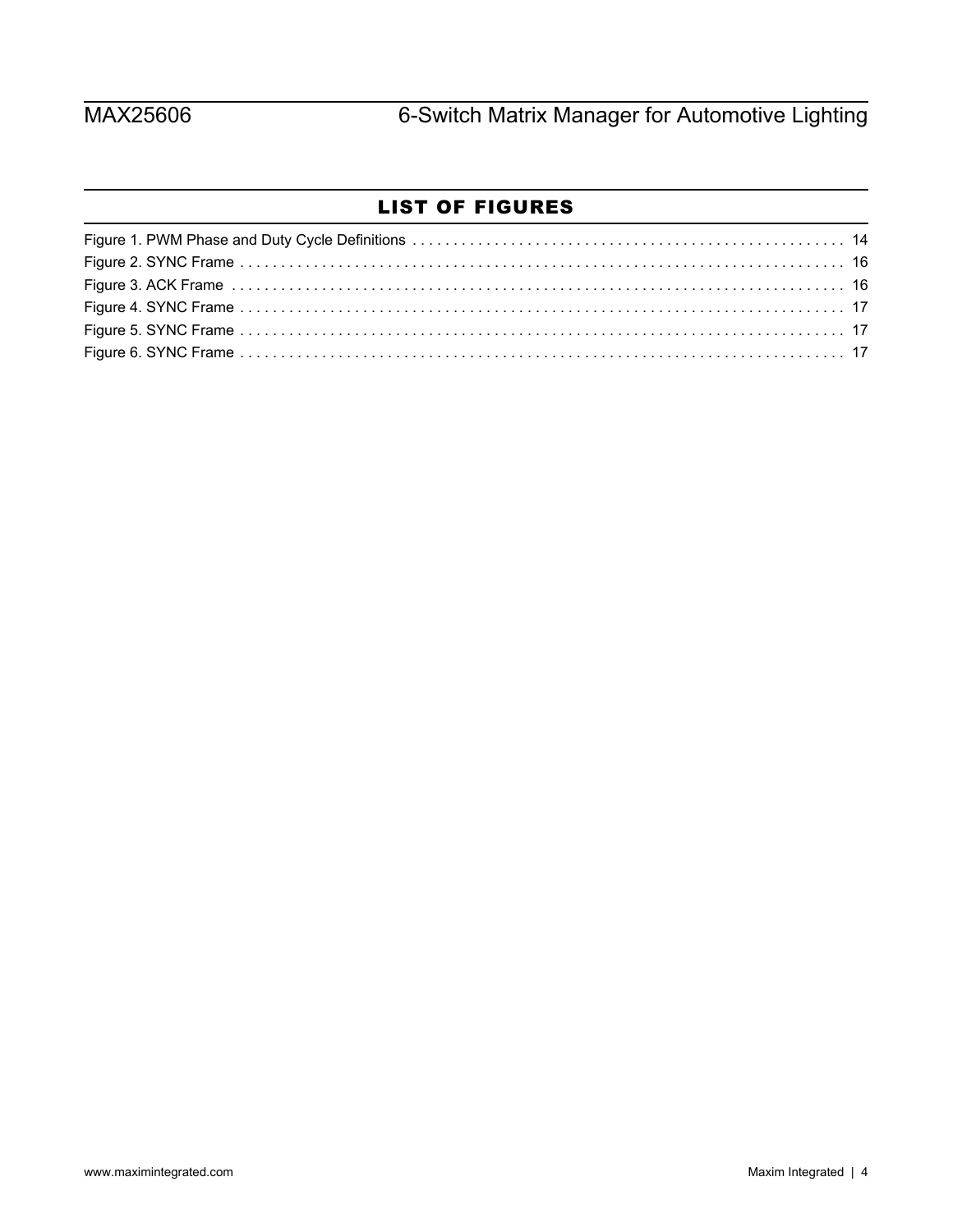## LIST OF FIGURES

Figure 1. PWM Phase and Duty Cycle Definitions . . . . . . . . . . . . . . . . . . . . . . . . . . . . . . . . . . . . . . . . . . . . . . . . . . . . 14
Figure 2. SYNC Frame . . . . . . . . . . . . . . . . . . . . . . . . . . . . . . . . . . . . . . . . . . . . . . . . . . . . . . . . . . . . . . . . . . . . . . . . . . 16
Figure 3. ACK Frame . . . . . . . . . . . . . . . . . . . . . . . . . . . . . . . . . . . . . . . . . . . . . . . . . . . . . . . . . . . . . . . . . . . . . . . . . . 16
Figure 4. SYNC Frame . . . . . . . . . . . . . . . . . . . . . . . . . . . . . . . . . . . . . . . . . . . . . . . . . . . . . . . . . . . . . . . . . . . . . . . . . 17
Figure 5. SYNC Frame . . . . . . . . . . . . . . . . . . . . . . . . . . . . . . . . . . . . . . . . . . . . . . . . . . . . . . . . . . . . . . . . . . . . . . . . . 17
Figure 6. SYNC Frame . . . . . . . . . . . . . . . . . . . . . . . . . . . . . . . . . . . . . . . . . . . . . . . . . . . . . . . . . . . . . . . . . . . . . . . . . 17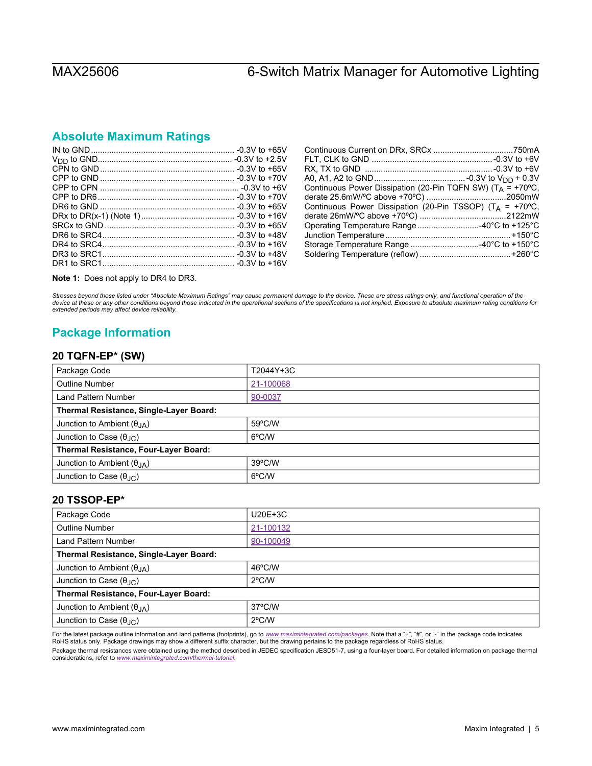## Absolute Maximum Ratings

$V_{DD}$ and other ratings:

- IN to GND ............ -0.3V to +65V
- $V_{DD}$ to GND ............ -0.3V to +2.5V
- CPN to GND ............ -0.3V to +65V
- CPP to GND ............ -0.3V to +70V
- CPP to CPN ............ -0.3V to +6V
- CPP to DR6 ............ -0.3V to +70V
- DR6 to GND ............ -0.3V to +65V
- DRx to DR(x-1) (Note 1) ............ -0.3V to +16V
- SRCx to GND ............ -0.3V to +65V
- DR6 to SRC4 ............ -0.3V to +48V
- DR4 to SRC4 ............ -0.3V to +16V
- DR3 to SRC1 ............ -0.3V to +48V
- DR1 to SRC1 ............ -0.3V to +16V
- Continuous Current on DRx, SRCx ............ 750mA
- $\overline{FLT}$, CLK to GND ............ -0.3V to +6V
- RX, TX to GND ............ -0.3V to +6V
- A0, A1, A2 to GND ............ -0.3V to $V_{DD}$ + 0.3V
- Continuous Power Dissipation (20-Pin TQFN SW) ($T_A$ = +70ºC, derate 25.6mW/ºC above +70ºC) ............ 2050mW
- Continuous Power Dissipation (20-Pin TSSOP) ($T_A$ = +70ºC, derate 26mW/ºC above +70ºC) ............ 2122mW
- Operating Temperature Range ............ -40°C to +125°C
- Junction Temperature ............ +150°C
- Storage Temperature Range ............ -40°C to +150°C
- Soldering Temperature (reflow) ............ +260°C

**Note 1:** Does not apply to DR4 to DR3.

*Stresses beyond those listed under "Absolute Maximum Ratings" may cause permanent damage to the device. These are stress ratings only, and functional operation of the device at these or any other conditions beyond those indicated in the operational sections of the specifications is not implied. Exposure to absolute maximum rating conditions for extended periods may affect device reliability.*

## Package Information

### 20 TQFN-EP* (SW)

| Package Code | T2044Y+3C |
|---|---|
| Outline Number | 21-100068 |
| Land Pattern Number | 90-0037 |
| **Thermal Resistance, Single-Layer Board:** | |
| Junction to Ambient ($\theta_{JA}$) | 59ºC/W |
| Junction to Case ($\theta_{JC}$) | 6ºC/W |
| **Thermal Resistance, Four-Layer Board:** | |
| Junction to Ambient ($\theta_{JA}$) | 39ºC/W |
| Junction to Case ($\theta_{JC}$) | 6ºC/W |

### 20 TSSOP-EP*

| Package Code | U20E+3C |
|---|---|
| Outline Number | 21-100132 |
| Land Pattern Number | 90-100049 |
| **Thermal Resistance, Single-Layer Board:** | |
| Junction to Ambient ($\theta_{JA}$) | 46ºC/W |
| Junction to Case ($\theta_{JC}$) | 2ºC/W |
| **Thermal Resistance, Four-Layer Board:** | |
| Junction to Ambient ($\theta_{JA}$) | 37ºC/W |
| Junction to Case ($\theta_{JC}$) | 2ºC/W |

For the latest package outline information and land patterns (footprints), go to *www.maximintegrated.com/packages*. Note that a "+", "#", or "-" in the package code indicates RoHS status only. Package drawings may show a different suffix character, but the drawing pertains to the package regardless of RoHS status.

Package thermal resistances were obtained using the method described in JEDEC specification JESD51-7, using a four-layer board. For detailed information on package thermal considerations, refer to *www.maximintegrated.com/thermal-tutorial*.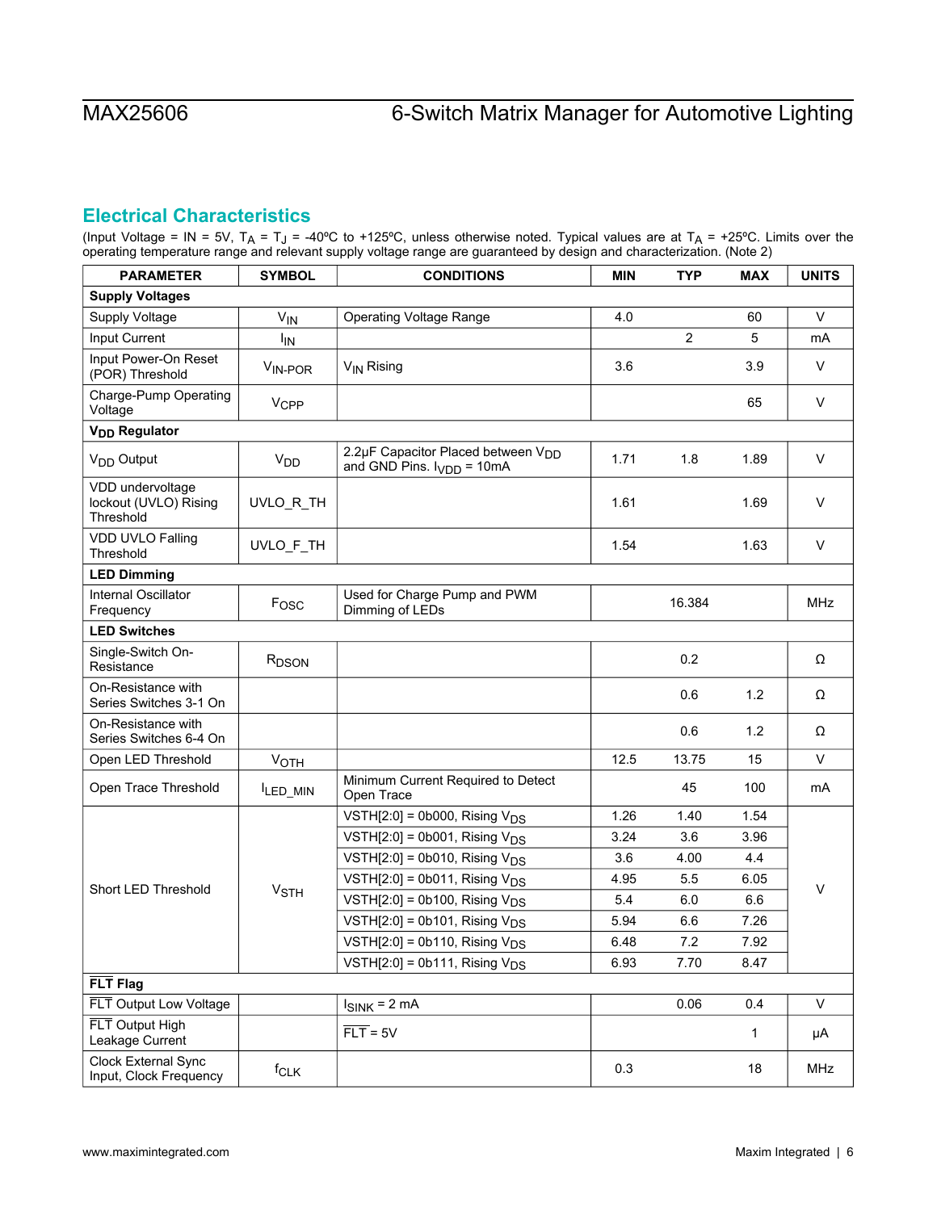## Electrical Characteristics

(Input Voltage = IN = 5V, $T_A$ = $T_J$ = -40ºC to +125ºC, unless otherwise noted. Typical values are at $T_A$ = +25ºC. Limits over the operating temperature range and relevant supply voltage range are guaranteed by design and characterization. (Note 2)

| PARAMETER | SYMBOL | CONDITIONS | MIN | TYP | MAX | UNITS |
|---|---|---|---|---|---|---|
| **Supply Voltages** | | | | | | |
| Supply Voltage | $V_{IN}$ | Operating Voltage Range | 4.0 | | 60 | V |
| Input Current | $I_{IN}$ | | | 2 | 5 | mA |
| Input Power-On Reset (POR) Threshold | $V_{IN\text{-}POR}$ | $V_{IN}$ Rising | 3.6 | | 3.9 | V |
| Charge-Pump Operating Voltage | $V_{CPP}$ | | | | 65 | V |
| **$V_{DD}$ Regulator** | | | | | | |
| $V_{DD}$ Output | $V_{DD}$ | 2.2µF Capacitor Placed between $V_{DD}$ and GND Pins. $I_{VDD}$ = 10mA | 1.71 | 1.8 | 1.89 | V |
| VDD undervoltage lockout (UVLO) Rising Threshold | UVLO_R_TH | | 1.61 | | 1.69 | V |
| VDD UVLO Falling Threshold | UVLO_F_TH | | 1.54 | | 1.63 | V |
| **LED Dimming** | | | | | | |
| Internal Oscillator Frequency | $F_{OSC}$ | Used for Charge Pump and PWM Dimming of LEDs | | 16.384 | | MHz |
| **LED Switches** | | | | | | |
| Single-Switch On-Resistance | $R_{DSON}$ | | | 0.2 | | Ω |
| On-Resistance with Series Switches 3-1 On | | | | 0.6 | 1.2 | Ω |
| On-Resistance with Series Switches 6-4 On | | | | 0.6 | 1.2 | Ω |
| Open LED Threshold | $V_{OTH}$ | | 12.5 | 13.75 | 15 | V |
| Open Trace Threshold | $I_{LED\_MIN}$ | Minimum Current Required to Detect Open Trace | | 45 | 100 | mA |
| Short LED Threshold | $V_{STH}$ | VSTH[2:0] = 0b000, Rising $V_{DS}$ | 1.26 | 1.40 | 1.54 | V |
| | | VSTH[2:0] = 0b001, Rising $V_{DS}$ | 3.24 | 3.6 | 3.96 | |
| | | VSTH[2:0] = 0b010, Rising $V_{DS}$ | 3.6 | 4.00 | 4.4 | |
| | | VSTH[2:0] = 0b011, Rising $V_{DS}$ | 4.95 | 5.5 | 6.05 | |
| | | VSTH[2:0] = 0b100, Rising $V_{DS}$ | 5.4 | 6.0 | 6.6 | |
| | | VSTH[2:0] = 0b101, Rising $V_{DS}$ | 5.94 | 6.6 | 7.26 | |
| | | VSTH[2:0] = 0b110, Rising $V_{DS}$ | 6.48 | 7.2 | 7.92 | |
| | | VSTH[2:0] = 0b111, Rising $V_{DS}$ | 6.93 | 7.70 | 8.47 | |
| **$\overline{FLT}$ Flag** | | | | | | |
| $\overline{FLT}$ Output Low Voltage | | $I_{SINK}$ = 2 mA | | 0.06 | 0.4 | V |
| $\overline{FLT}$ Output High Leakage Current | | $\overline{FLT}$ = 5V | | | 1 | µA |
| Clock External Sync Input, Clock Frequency | $f_{CLK}$ | | 0.3 | | 18 | MHz |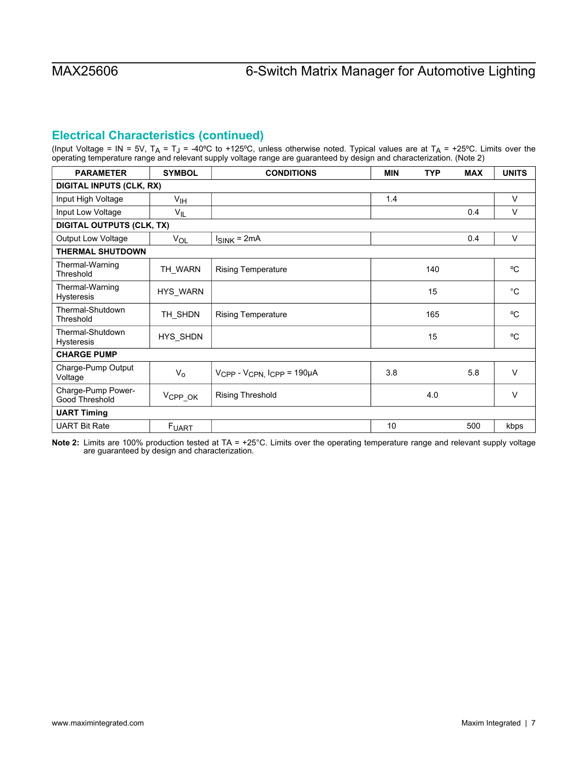## Electrical Characteristics (continued)

(Input Voltage = IN = 5V, $T_A$ = $T_J$ = -40ºC to +125ºC, unless otherwise noted. Typical values are at $T_A$ = +25ºC. Limits over the operating temperature range and relevant supply voltage range are guaranteed by design and characterization. (Note 2)

| PARAMETER | SYMBOL | CONDITIONS | MIN | TYP | MAX | UNITS |
|---|---|---|---|---|---|---|
| **DIGITAL INPUTS (CLK, RX)** | | | | | | |
| Input High Voltage | $V_{IH}$ | | 1.4 | | | V |
| Input Low Voltage | $V_{IL}$ | | | | 0.4 | V |
| **DIGITAL OUTPUTS (CLK, TX)** | | | | | | |
| Output Low Voltage | $V_{OL}$ | $I_{SINK}$ = 2mA | | | 0.4 | V |
| **THERMAL SHUTDOWN** | | | | | | |
| Thermal-Warning Threshold | TH_WARN | Rising Temperature | | 140 | | ºC |
| Thermal-Warning Hysteresis | HYS_WARN | | | 15 | | °C |
| Thermal-Shutdown Threshold | TH_SHDN | Rising Temperature | | 165 | | ºC |
| Thermal-Shutdown Hysteresis | HYS_SHDN | | | 15 | | ºC |
| **CHARGE PUMP** | | | | | | |
| Charge-Pump Output Voltage | $V_o$ | $V_{CPP}$ - $V_{CPN,}$ $I_{CPP}$ = 190µA | 3.8 | | 5.8 | V |
| Charge-Pump Power-Good Threshold | $V_{CPP\_OK}$ | Rising Threshold | | 4.0 | | V |
| **UART Timing** | | | | | | |
| UART Bit Rate | $F_{UART}$ | | 10 | | 500 | kbps |

**Note 2:** Limits are 100% production tested at TA = +25°C. Limits over the operating temperature range and relevant supply voltage are guaranteed by design and characterization.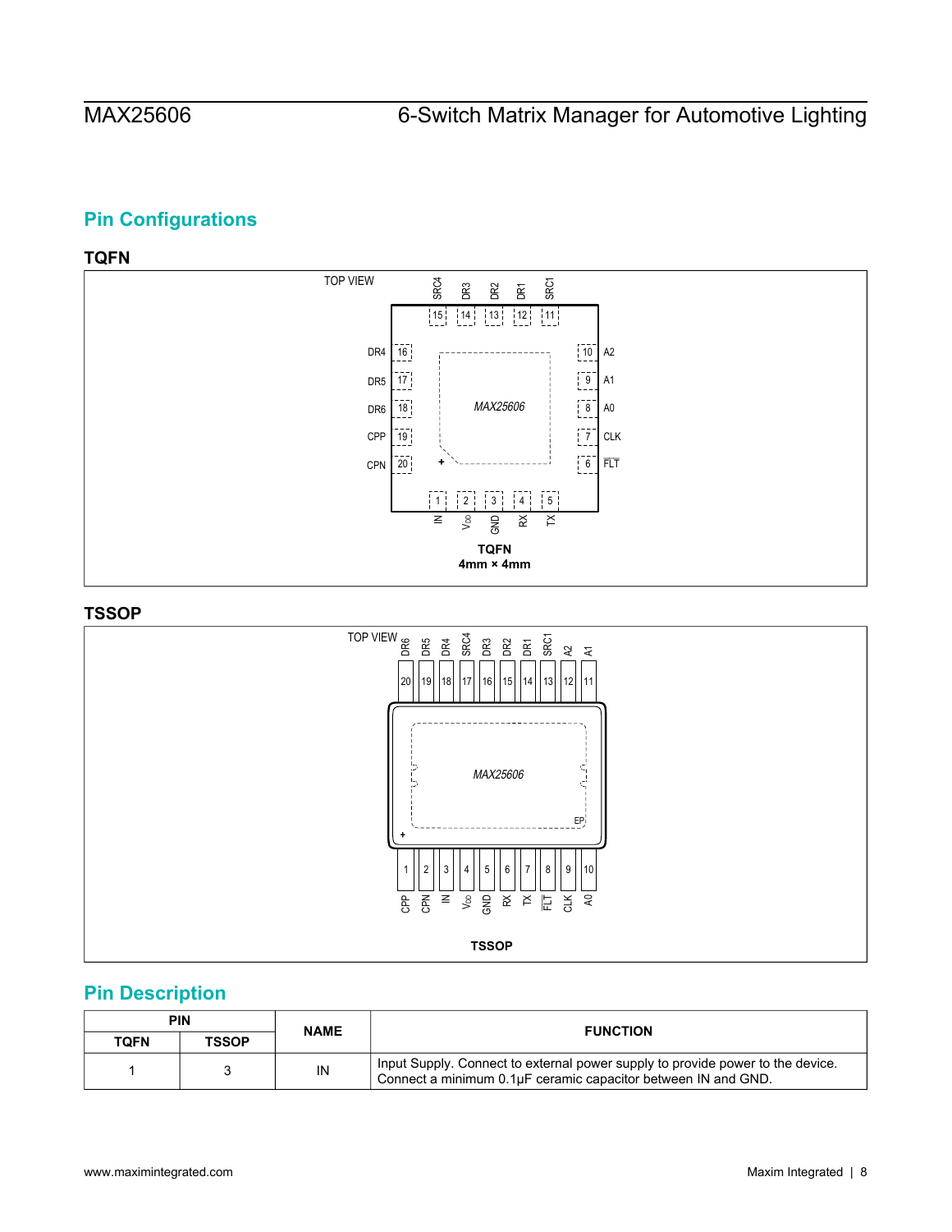## Pin Configurations

### TQFN

TOP VIEW

| Pin | Name |
| --- | --- |
| 1 | IN |
| 2 | $V_{DD}$ |
| 3 | GND |
| 4 | RX |
| 5 | TX |
| 6 | FLT (overbar) |
| 7 | CLK |
| 8 | A0 |
| 9 | A1 |
| 10 | A2 |
| 11 | SRC1 |
| 12 | DR1 |
| 13 | DR2 |
| 14 | DR3 |
| 15 | SRC4 |
| 16 | DR4 |
| 17 | DR5 |
| 18 | DR6 |
| 19 | CPP |
| 20 | CPN |

MAX25606

TQFN
4mm × 4mm

### TSSOP

TOP VIEW

| Pin | Name |
| --- | --- |
| 1 | CPP |
| 2 | CPN |
| 3 | IN |
| 4 | $V_{DD}$ |
| 5 | GND |
| 6 | RX |
| 7 | TX |
| 8 | FLT (overbar) |
| 9 | CLK |
| 10 | A0 |
| 11 | A1 |
| 12 | A2 |
| 13 | SRC1 |
| 14 | DR1 |
| 15 | DR2 |
| 16 | DR3 |
| 17 | SRC4 |
| 18 | DR4 |
| 19 | DR5 |
| 20 | DR6 |

MAX25606

EP

TSSOP

## Pin Description

| PIN | | NAME | FUNCTION |
| --- | --- | --- | --- |
| TQFN | TSSOP | | |
| 1 | 3 | IN | Input Supply. Connect to external power supply to provide power to the device. Connect a minimum 0.1µF ceramic capacitor between IN and GND. |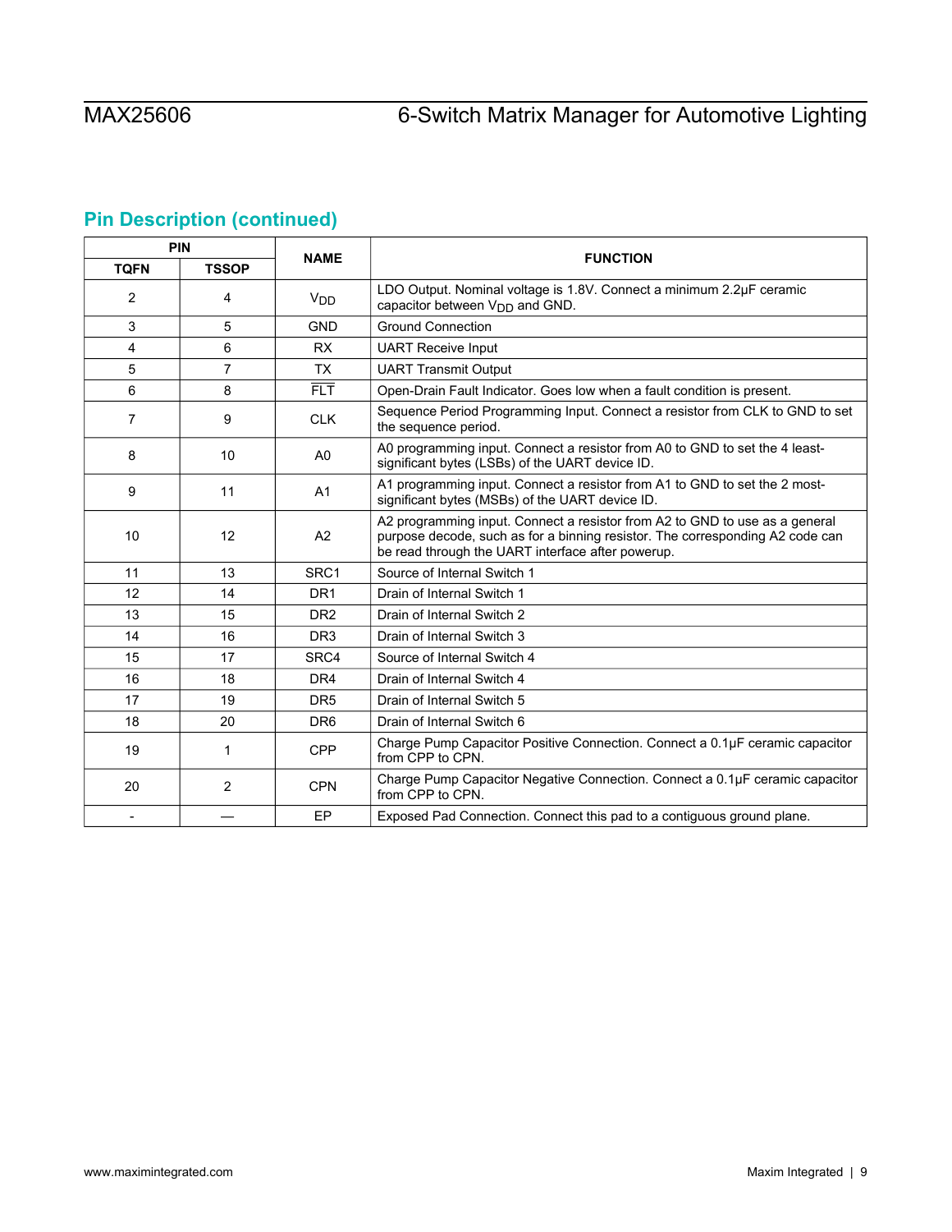## Pin Description (continued)

| PIN | | NAME | FUNCTION |
|---|---|---|---|
| TQFN | TSSOP | | |
| 2 | 4 | $V_{DD}$ | LDO Output. Nominal voltage is 1.8V. Connect a minimum 2.2µF ceramic capacitor between $V_{DD}$ and GND. |
| 3 | 5 | GND | Ground Connection |
| 4 | 6 | RX | UART Receive Input |
| 5 | 7 | TX | UART Transmit Output |
| 6 | 8 | $\overline{FLT}$ | Open-Drain Fault Indicator. Goes low when a fault condition is present. |
| 7 | 9 | CLK | Sequence Period Programming Input. Connect a resistor from CLK to GND to set the sequence period. |
| 8 | 10 | A0 | A0 programming input. Connect a resistor from A0 to GND to set the 4 least-significant bytes (LSBs) of the UART device ID. |
| 9 | 11 | A1 | A1 programming input. Connect a resistor from A1 to GND to set the 2 most-significant bytes (MSBs) of the UART device ID. |
| 10 | 12 | A2 | A2 programming input. Connect a resistor from A2 to GND to use as a general purpose decode, such as for a binning resistor. The corresponding A2 code can be read through the UART interface after powerup. |
| 11 | 13 | SRC1 | Source of Internal Switch 1 |
| 12 | 14 | DR1 | Drain of Internal Switch 1 |
| 13 | 15 | DR2 | Drain of Internal Switch 2 |
| 14 | 16 | DR3 | Drain of Internal Switch 3 |
| 15 | 17 | SRC4 | Source of Internal Switch 4 |
| 16 | 18 | DR4 | Drain of Internal Switch 4 |
| 17 | 19 | DR5 | Drain of Internal Switch 5 |
| 18 | 20 | DR6 | Drain of Internal Switch 6 |
| 19 | 1 | CPP | Charge Pump Capacitor Positive Connection. Connect a 0.1µF ceramic capacitor from CPP to CPN. |
| 20 | 2 | CPN | Charge Pump Capacitor Negative Connection. Connect a 0.1µF ceramic capacitor from CPP to CPN. |
| - | — | EP | Exposed Pad Connection. Connect this pad to a contiguous ground plane. |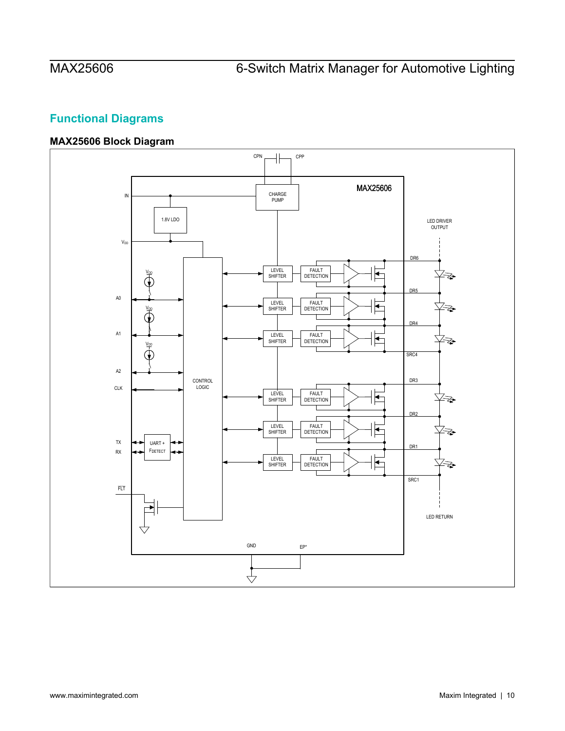## Functional Diagrams

### MAX25606 Block Diagram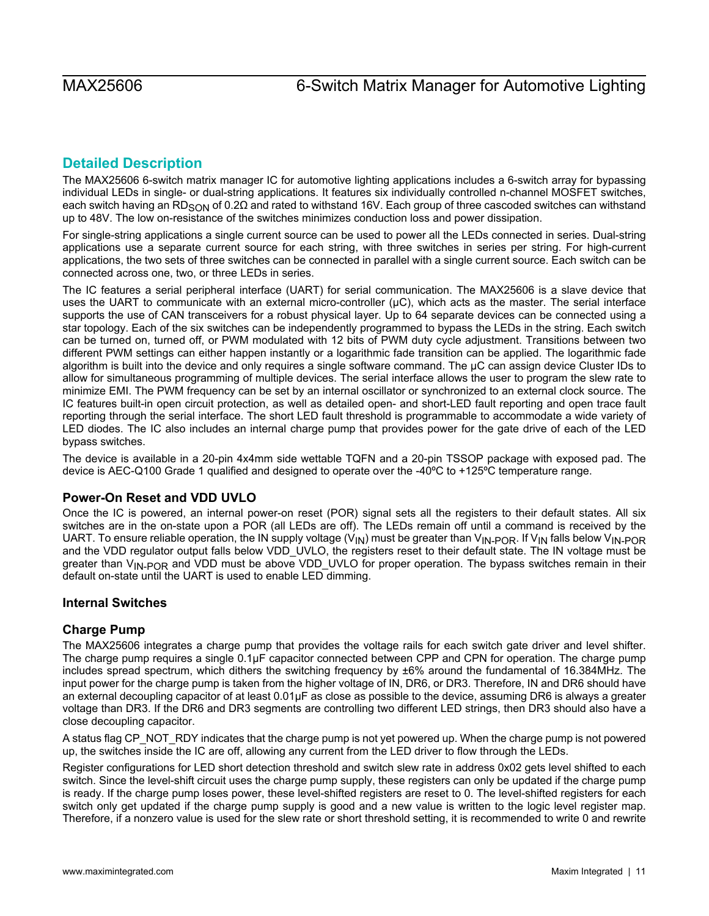## Detailed Description

The MAX25606 6-switch matrix manager IC for automotive lighting applications includes a 6-switch array for bypassing individual LEDs in single- or dual-string applications. It features six individually controlled n-channel MOSFET switches, each switch having an $RD_{SON}$ of 0.2Ω and rated to withstand 16V. Each group of three cascoded switches can withstand up to 48V. The low on-resistance of the switches minimizes conduction loss and power dissipation.

For single-string applications a single current source can be used to power all the LEDs connected in series. Dual-string applications use a separate current source for each string, with three switches in series per string. For high-current applications, the two sets of three switches can be connected in parallel with a single current source. Each switch can be connected across one, two, or three LEDs in series.

The IC features a serial peripheral interface (UART) for serial communication. The MAX25606 is a slave device that uses the UART to communicate with an external micro-controller (μC), which acts as the master. The serial interface supports the use of CAN transceivers for a robust physical layer. Up to 64 separate devices can be connected using a star topology. Each of the six switches can be independently programmed to bypass the LEDs in the string. Each switch can be turned on, turned off, or PWM modulated with 12 bits of PWM duty cycle adjustment. Transitions between two different PWM settings can either happen instantly or a logarithmic fade transition can be applied. The logarithmic fade algorithm is built into the device and only requires a single software command. The μC can assign device Cluster IDs to allow for simultaneous programming of multiple devices. The serial interface allows the user to program the slew rate to minimize EMI. The PWM frequency can be set by an internal oscillator or synchronized to an external clock source. The IC features built-in open circuit protection, as well as detailed open- and short-LED fault reporting and open trace fault reporting through the serial interface. The short LED fault threshold is programmable to accommodate a wide variety of LED diodes. The IC also includes an internal charge pump that provides power for the gate drive of each of the LED bypass switches.

The device is available in a 20-pin 4x4mm side wettable TQFN and a 20-pin TSSOP package with exposed pad. The device is AEC-Q100 Grade 1 qualified and designed to operate over the -40ºC to +125ºC temperature range.

### Power-On Reset and VDD UVLO

Once the IC is powered, an internal power-on reset (POR) signal sets all the registers to their default states. All six switches are in the on-state upon a POR (all LEDs are off). The LEDs remain off until a command is received by the UART. To ensure reliable operation, the IN supply voltage ($V_{IN}$) must be greater than $V_{IN\text{-}POR}$. If $V_{IN}$ falls below $V_{IN\text{-}POR}$ and the VDD regulator output falls below VDD_UVLO, the registers reset to their default state. The IN voltage must be greater than $V_{IN\text{-}POR}$ and VDD must be above VDD_UVLO for proper operation. The bypass switches remain in their default on-state until the UART is used to enable LED dimming.

### Internal Switches

### Charge Pump

The MAX25606 integrates a charge pump that provides the voltage rails for each switch gate driver and level shifter. The charge pump requires a single 0.1μF capacitor connected between CPP and CPN for operation. The charge pump includes spread spectrum, which dithers the switching frequency by ±6% around the fundamental of 16.384MHz. The input power for the charge pump is taken from the higher voltage of IN, DR6, or DR3. Therefore, IN and DR6 should have an external decoupling capacitor of at least 0.01μF as close as possible to the device, assuming DR6 is always a greater voltage than DR3. If the DR6 and DR3 segments are controlling two different LED strings, then DR3 should also have a close decoupling capacitor.

A status flag CP_NOT_RDY indicates that the charge pump is not yet powered up. When the charge pump is not powered up, the switches inside the IC are off, allowing any current from the LED driver to flow through the LEDs.

Register configurations for LED short detection threshold and switch slew rate in address 0x02 gets level shifted to each switch. Since the level-shift circuit uses the charge pump supply, these registers can only be updated if the charge pump is ready. If the charge pump loses power, these level-shifted registers are reset to 0. The level-shifted registers for each switch only get updated if the charge pump supply is good and a new value is written to the logic level register map. Therefore, if a nonzero value is used for the slew rate or short threshold setting, it is recommended to write 0 and rewrite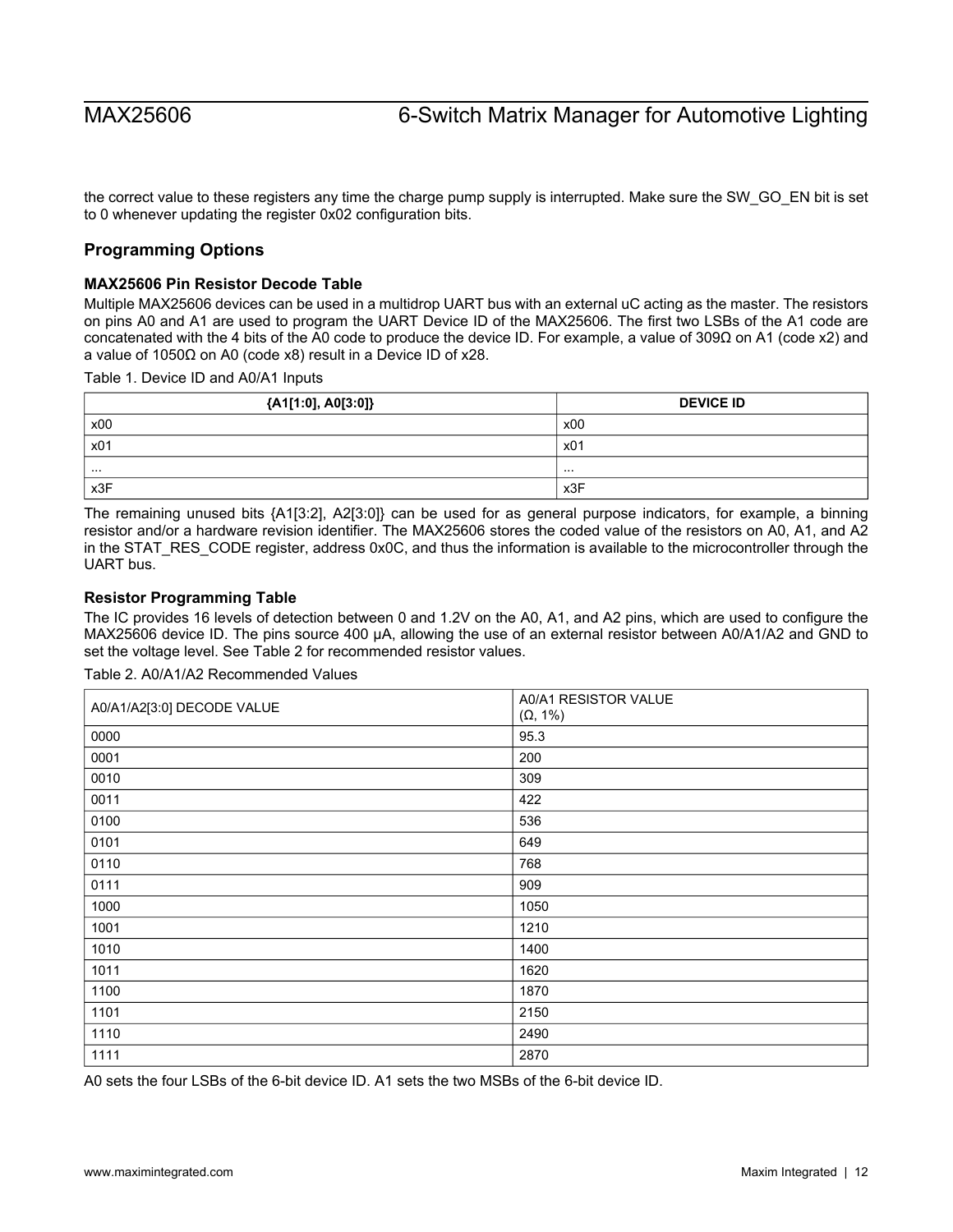the correct value to these registers any time the charge pump supply is interrupted. Make sure the SW_GO_EN bit is set to 0 whenever updating the register 0x02 configuration bits.

## Programming Options

### MAX25606 Pin Resistor Decode Table

Multiple MAX25606 devices can be used in a multidrop UART bus with an external uC acting as the master. The resistors on pins A0 and A1 are used to program the UART Device ID of the MAX25606. The first two LSBs of the A1 code are concatenated with the 4 bits of the A0 code to produce the device ID. For example, a value of 309Ω on A1 (code x2) and a value of 1050Ω on A0 (code x8) result in a Device ID of x28.

Table 1. Device ID and A0/A1 Inputs

| {A1[1:0], A0[3:0]} | DEVICE ID |
|---|---|
| x00 | x00 |
| x01 | x01 |
| ... | ... |
| x3F | x3F |

The remaining unused bits {A1[3:2], A2[3:0]} can be used for as general purpose indicators, for example, a binning resistor and/or a hardware revision identifier. The MAX25606 stores the coded value of the resistors on A0, A1, and A2 in the STAT_RES_CODE register, address 0x0C, and thus the information is available to the microcontroller through the UART bus.

### Resistor Programming Table

The IC provides 16 levels of detection between 0 and 1.2V on the A0, A1, and A2 pins, which are used to configure the MAX25606 device ID. The pins source 400 µA, allowing the use of an external resistor between A0/A1/A2 and GND to set the voltage level. See Table 2 for recommended resistor values.

Table 2. A0/A1/A2 Recommended Values

| A0/A1/A2[3:0] DECODE VALUE | A0/A1 RESISTOR VALUE (Ω, 1%) |
|---|---|
| 0000 | 95.3 |
| 0001 | 200 |
| 0010 | 309 |
| 0011 | 422 |
| 0100 | 536 |
| 0101 | 649 |
| 0110 | 768 |
| 0111 | 909 |
| 1000 | 1050 |
| 1001 | 1210 |
| 1010 | 1400 |
| 1011 | 1620 |
| 1100 | 1870 |
| 1101 | 2150 |
| 1110 | 2490 |
| 1111 | 2870 |

A0 sets the four LSBs of the 6-bit device ID. A1 sets the two MSBs of the 6-bit device ID.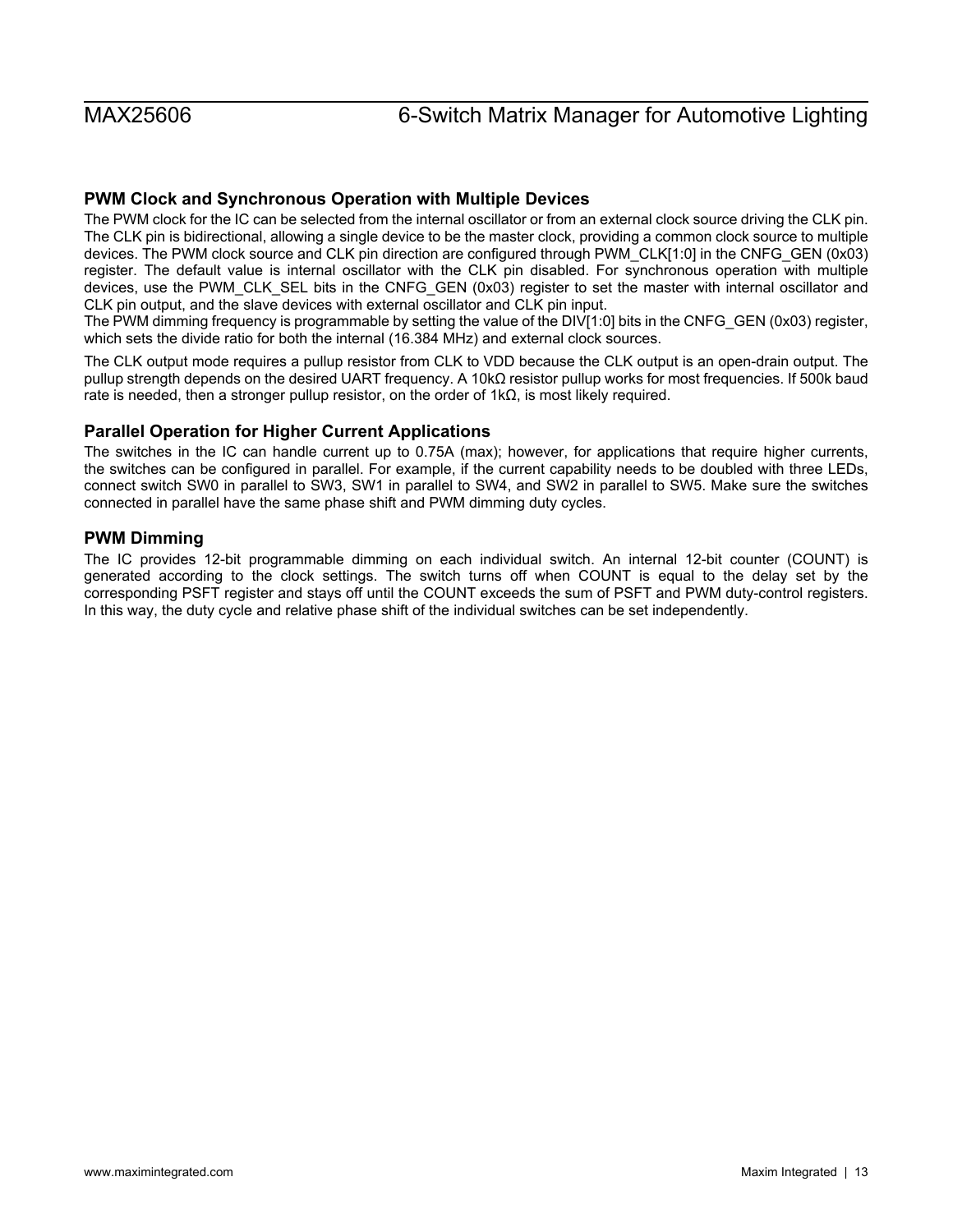## PWM Clock and Synchronous Operation with Multiple Devices

The PWM clock for the IC can be selected from the internal oscillator or from an external clock source driving the CLK pin. The CLK pin is bidirectional, allowing a single device to be the master clock, providing a common clock source to multiple devices. The PWM clock source and CLK pin direction are configured through PWM_CLK[1:0] in the CNFG_GEN (0x03) register. The default value is internal oscillator with the CLK pin disabled. For synchronous operation with multiple devices, use the PWM_CLK_SEL bits in the CNFG_GEN (0x03) register to set the master with internal oscillator and CLK pin output, and the slave devices with external oscillator and CLK pin input.

The PWM dimming frequency is programmable by setting the value of the DIV[1:0] bits in the CNFG_GEN (0x03) register, which sets the divide ratio for both the internal (16.384 MHz) and external clock sources.

The CLK output mode requires a pullup resistor from CLK to VDD because the CLK output is an open-drain output. The pullup strength depends on the desired UART frequency. A 10kΩ resistor pullup works for most frequencies. If 500k baud rate is needed, then a stronger pullup resistor, on the order of 1kΩ, is most likely required.

## Parallel Operation for Higher Current Applications

The switches in the IC can handle current up to 0.75A (max); however, for applications that require higher currents, the switches can be configured in parallel. For example, if the current capability needs to be doubled with three LEDs, connect switch SW0 in parallel to SW3, SW1 in parallel to SW4, and SW2 in parallel to SW5. Make sure the switches connected in parallel have the same phase shift and PWM dimming duty cycles.

## PWM Dimming

The IC provides 12-bit programmable dimming on each individual switch. An internal 12-bit counter (COUNT) is generated according to the clock settings. The switch turns off when COUNT is equal to the delay set by the corresponding PSFT register and stays off until the COUNT exceeds the sum of PSFT and PWM duty-control registers. In this way, the duty cycle and relative phase shift of the individual switches can be set independently.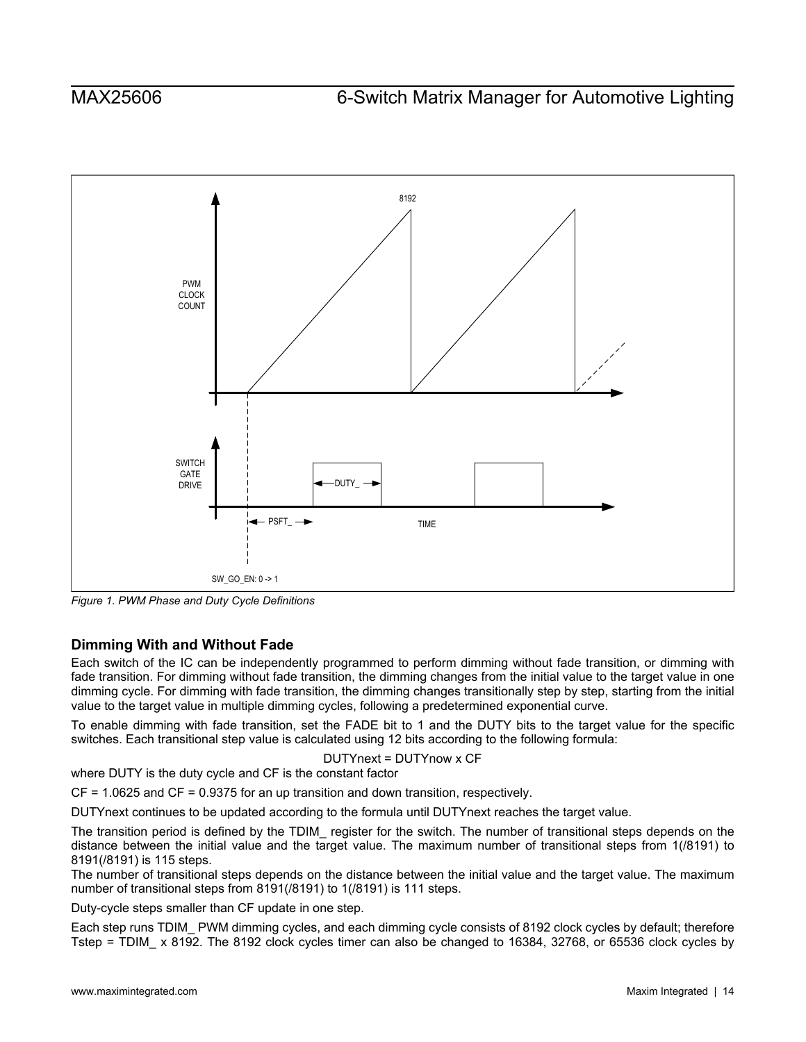Figure 1. PWM Phase and Duty Cycle Definitions

## Dimming With and Without Fade

Each switch of the IC can be independently programmed to perform dimming without fade transition, or dimming with fade transition. For dimming without fade transition, the dimming changes from the initial value to the target value in one dimming cycle. For dimming with fade transition, the dimming changes transitionally step by step, starting from the initial value to the target value in multiple dimming cycles, following a predetermined exponential curve.

To enable dimming with fade transition, set the FADE bit to 1 and the DUTY bits to the target value for the specific switches. Each transitional step value is calculated using 12 bits according to the following formula:

$$DUTY_{next} = DUTY_{now} \times CF$$

where DUTY is the duty cycle and CF is the constant factor

CF = 1.0625 and CF = 0.9375 for an up transition and down transition, respectively.

DUTYnext continues to be updated according to the formula until DUTYnext reaches the target value.

The transition period is defined by the TDIM_ register for the switch. The number of transitional steps depends on the distance between the initial value and the target value. The maximum number of transitional steps from 1(/8191) to 8191(/8191) is 115 steps.
The number of transitional steps depends on the distance between the initial value and the target value. The maximum number of transitional steps from 8191(/8191) to 1(/8191) is 111 steps.

Duty-cycle steps smaller than CF update in one step.

Each step runs TDIM_ PWM dimming cycles, and each dimming cycle consists of 8192 clock cycles by default; therefore Tstep = TDIM_ x 8192. The 8192 clock cycles timer can also be changed to 16384, 32768, or 65536 clock cycles by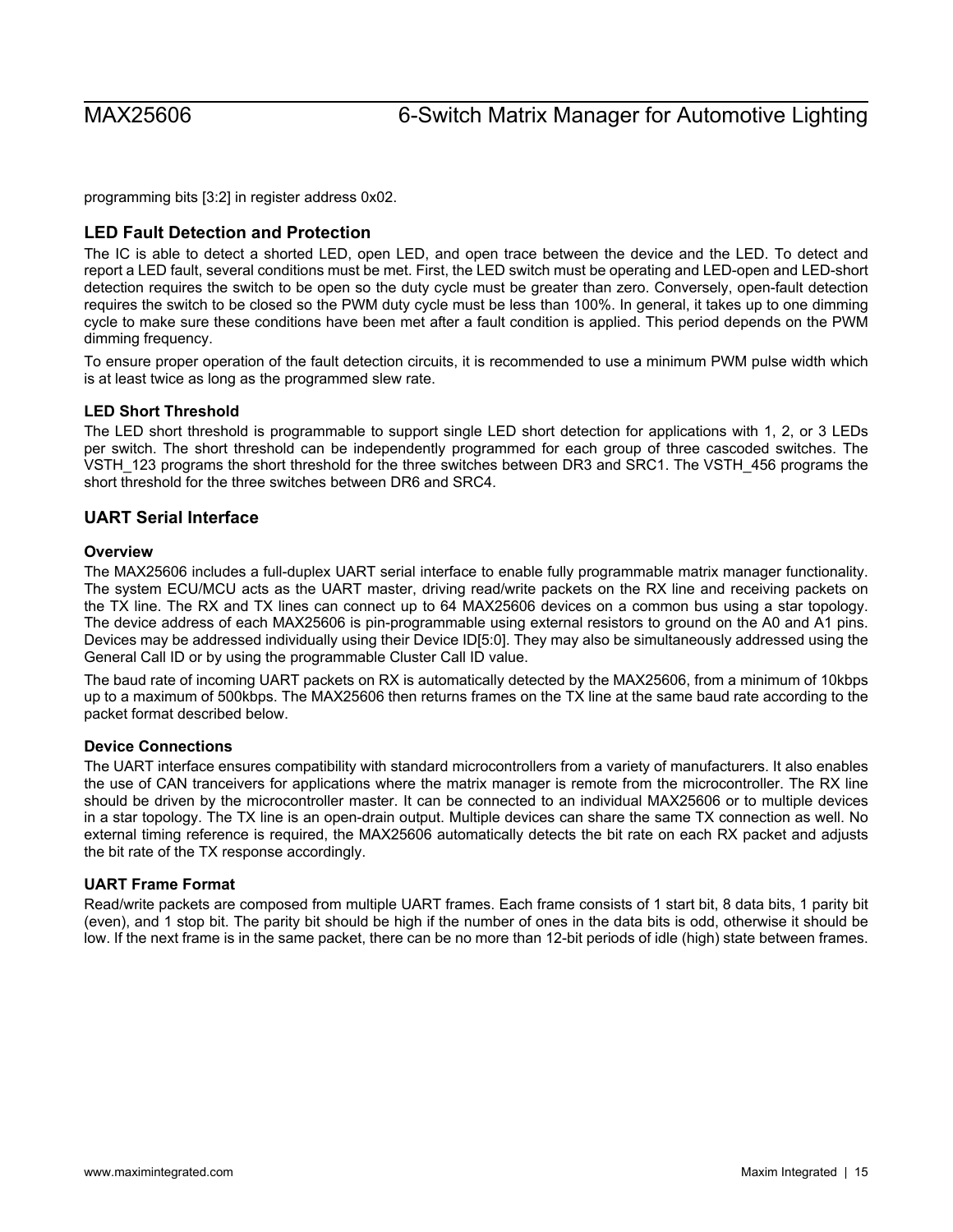programming bits [3:2] in register address 0x02.

## LED Fault Detection and Protection

The IC is able to detect a shorted LED, open LED, and open trace between the device and the LED. To detect and report a LED fault, several conditions must be met. First, the LED switch must be operating and LED-open and LED-short detection requires the switch to be open so the duty cycle must be greater than zero. Conversely, open-fault detection requires the switch to be closed so the PWM duty cycle must be less than 100%. In general, it takes up to one dimming cycle to make sure these conditions have been met after a fault condition is applied. This period depends on the PWM dimming frequency.

To ensure proper operation of the fault detection circuits, it is recommended to use a minimum PWM pulse width which is at least twice as long as the programmed slew rate.

### LED Short Threshold

The LED short threshold is programmable to support single LED short detection for applications with 1, 2, or 3 LEDs per switch. The short threshold can be independently programmed for each group of three cascoded switches. The VSTH_123 programs the short threshold for the three switches between DR3 and SRC1. The VSTH_456 programs the short threshold for the three switches between DR6 and SRC4.

## UART Serial Interface

### Overview

The MAX25606 includes a full-duplex UART serial interface to enable fully programmable matrix manager functionality. The system ECU/MCU acts as the UART master, driving read/write packets on the RX line and receiving packets on the TX line. The RX and TX lines can connect up to 64 MAX25606 devices on a common bus using a star topology. The device address of each MAX25606 is pin-programmable using external resistors to ground on the A0 and A1 pins. Devices may be addressed individually using their Device ID[5:0]. They may also be simultaneously addressed using the General Call ID or by using the programmable Cluster Call ID value.

The baud rate of incoming UART packets on RX is automatically detected by the MAX25606, from a minimum of 10kbps up to a maximum of 500kbps. The MAX25606 then returns frames on the TX line at the same baud rate according to the packet format described below.

### Device Connections

The UART interface ensures compatibility with standard microcontrollers from a variety of manufacturers. It also enables the use of CAN tranceivers for applications where the matrix manager is remote from the microcontroller. The RX line should be driven by the microcontroller master. It can be connected to an individual MAX25606 or to multiple devices in a star topology. The TX line is an open-drain output. Multiple devices can share the same TX connection as well. No external timing reference is required, the MAX25606 automatically detects the bit rate on each RX packet and adjusts the bit rate of the TX response accordingly.

### UART Frame Format

Read/write packets are composed from multiple UART frames. Each frame consists of 1 start bit, 8 data bits, 1 parity bit (even), and 1 stop bit. The parity bit should be high if the number of ones in the data bits is odd, otherwise it should be low. If the next frame is in the same packet, there can be no more than 12-bit periods of idle (high) state between frames.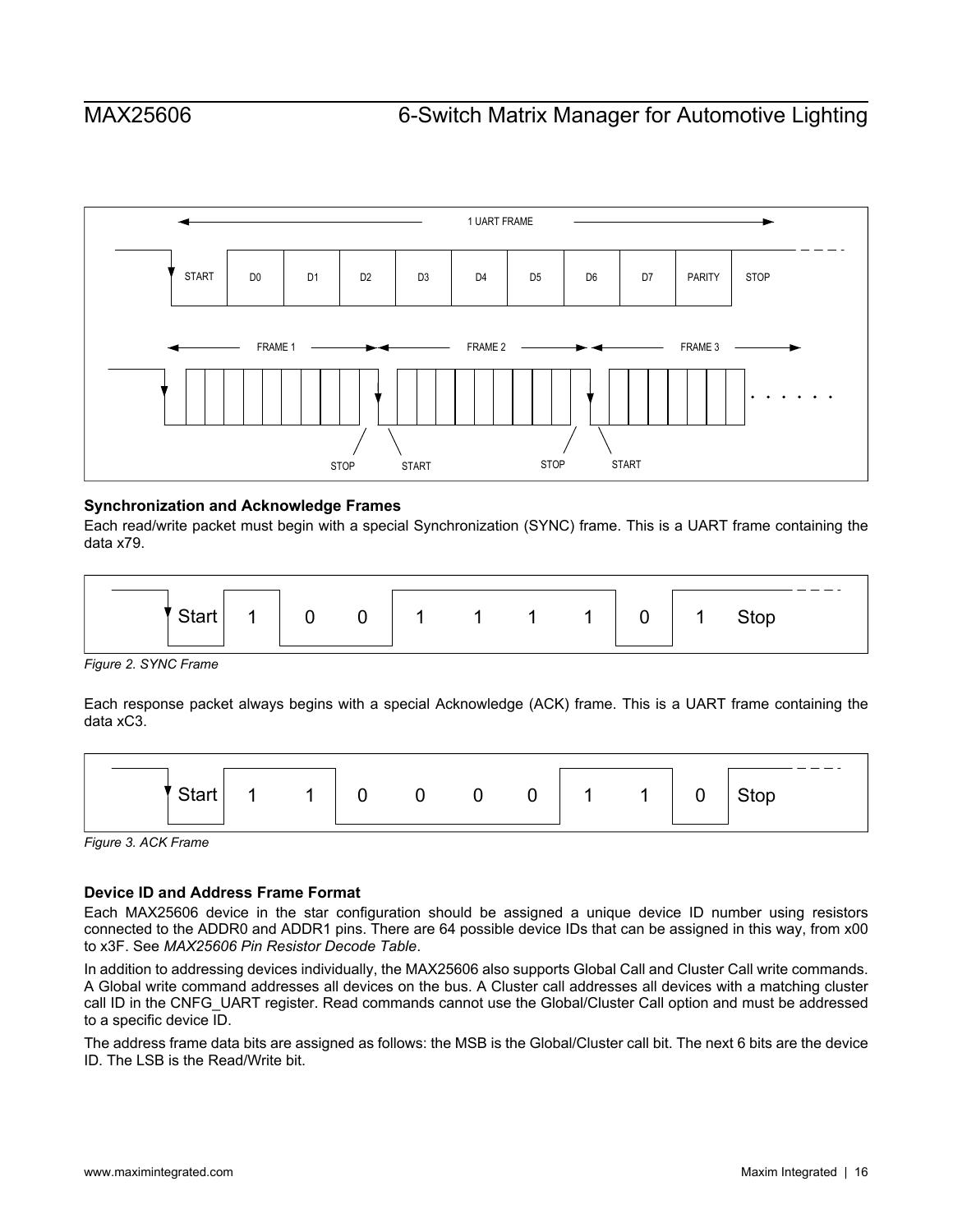### Synchronization and Acknowledge Frames

Each read/write packet must begin with a special Synchronization (SYNC) frame. This is a UART frame containing the data x79.

*Figure 2. SYNC Frame*

Each response packet always begins with a special Acknowledge (ACK) frame. This is a UART frame containing the data xC3.

*Figure 3. ACK Frame*

### Device ID and Address Frame Format

Each MAX25606 device in the star configuration should be assigned a unique device ID number using resistors connected to the ADDR0 and ADDR1 pins. There are 64 possible device IDs that can be assigned in this way, from x00 to x3F. See *MAX25606 Pin Resistor Decode Table*.

In addition to addressing devices individually, the MAX25606 also supports Global Call and Cluster Call write commands. A Global write command addresses all devices on the bus. A Cluster call addresses all devices with a matching cluster call ID in the CNFG_UART register. Read commands cannot use the Global/Cluster Call option and must be addressed to a specific device ID.

The address frame data bits are assigned as follows: the MSB is the Global/Cluster call bit. The next 6 bits are the device ID. The LSB is the Read/Write bit.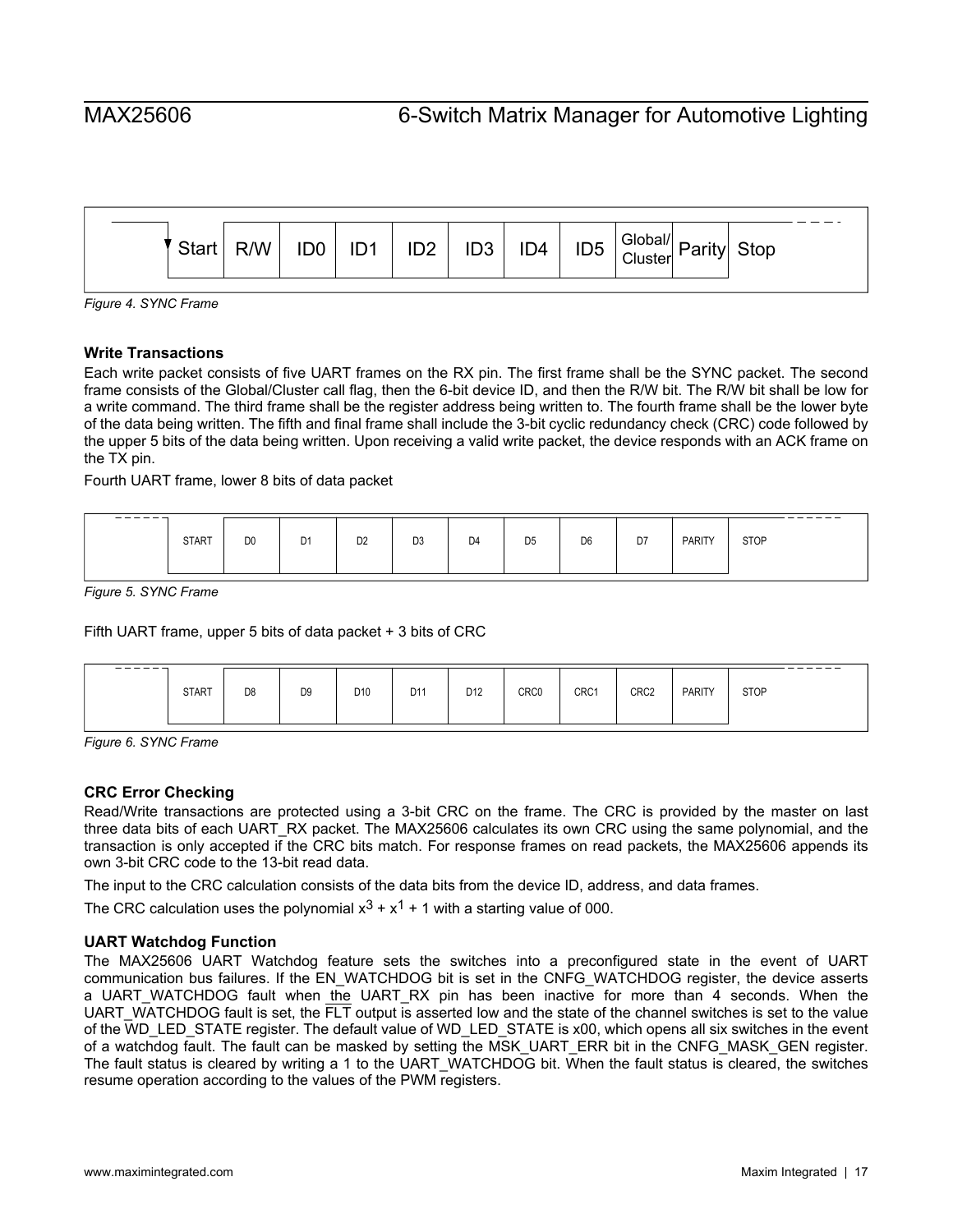| Start | R/W | ID0 | ID1 | ID2 | ID3 | ID4 | ID5 | Global/ Cluster | Parity | Stop |
| --- | --- | --- | --- | --- | --- | --- | --- | --- | --- | --- |

*Figure 4. SYNC Frame*

### Write Transactions

Each write packet consists of five UART frames on the RX pin. The first frame shall be the SYNC packet. The second frame consists of the Global/Cluster call flag, then the 6-bit device ID, and then the R/W bit. The R/W bit shall be low for a write command. The third frame shall be the register address being written to. The fourth frame shall be the lower byte of the data being written. The fifth and final frame shall include the 3-bit cyclic redundancy check (CRC) code followed by the upper 5 bits of the data being written. Upon receiving a valid write packet, the device responds with an ACK frame on the TX pin.

Fourth UART frame, lower 8 bits of data packet

| START | D0 | D1 | D2 | D3 | D4 | D5 | D6 | D7 | PARITY | STOP |
| --- | --- | --- | --- | --- | --- | --- | --- | --- | --- | --- |

*Figure 5. SYNC Frame*

Fifth UART frame, upper 5 bits of data packet + 3 bits of CRC

| START | D8 | D9 | D10 | D11 | D12 | CRC0 | CRC1 | CRC2 | PARITY | STOP |
| --- | --- | --- | --- | --- | --- | --- | --- | --- | --- | --- |

*Figure 6. SYNC Frame*

### CRC Error Checking

Read/Write transactions are protected using a 3-bit CRC on the frame. The CRC is provided by the master on last three data bits of each UART_RX packet. The MAX25606 calculates its own CRC using the same polynomial, and the transaction is only accepted if the CRC bits match. For response frames on read packets, the MAX25606 appends its own 3-bit CRC code to the 13-bit read data.

The input to the CRC calculation consists of the data bits from the device ID, address, and data frames.

The CRC calculation uses the polynomial $x^3 + x^1 + 1$ with a starting value of 000.

### UART Watchdog Function

The MAX25606 UART Watchdog feature sets the switches into a preconfigured state in the event of UART communication bus failures. If the EN_WATCHDOG bit is set in the CNFG_WATCHDOG register, the device asserts a UART_WATCHDOG fault when the UART_RX pin has been inactive for more than 4 seconds. When the UART_WATCHDOG fault is set, the $\overline{FLT}$ output is asserted low and the state of the channel switches is set to the value of the WD_LED_STATE register. The default value of WD_LED_STATE is x00, which opens all six switches in the event of a watchdog fault. The fault can be masked by setting the MSK_UART_ERR bit in the CNFG_MASK_GEN register. The fault status is cleared by writing a 1 to the UART_WATCHDOG bit. When the fault status is cleared, the switches resume operation according to the values of the PWM registers.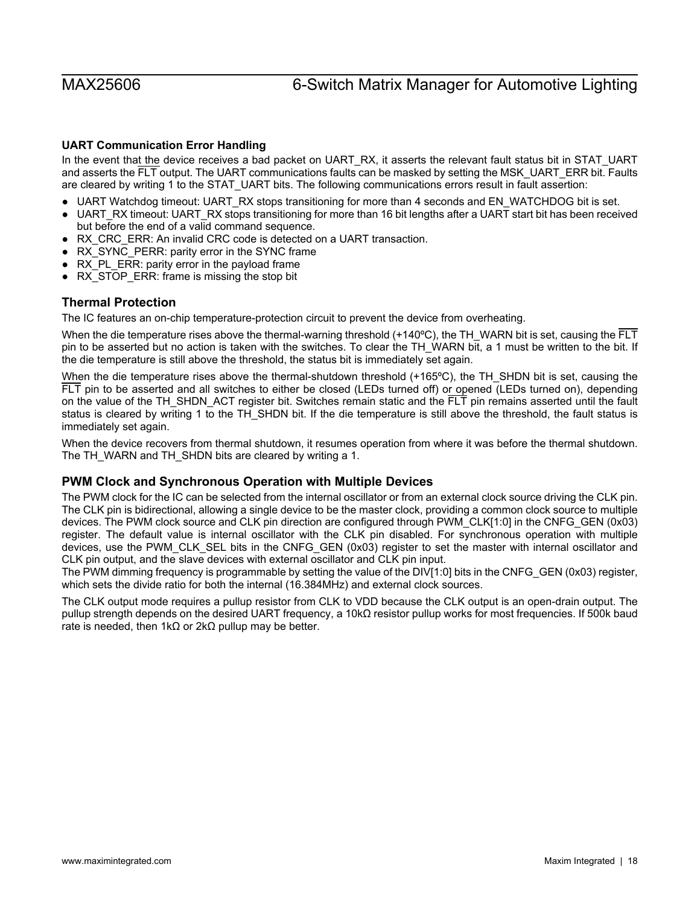### UART Communication Error Handling

In the event that the device receives a bad packet on UART_RX, it asserts the relevant fault status bit in STAT_UART and asserts the FLT output. The UART communications faults can be masked by setting the MSK_UART_ERR bit. Faults are cleared by writing 1 to the STAT_UART bits. The following communications errors result in fault assertion:

- UART Watchdog timeout: UART_RX stops transitioning for more than 4 seconds and EN_WATCHDOG bit is set.
- UART_RX timeout: UART_RX stops transitioning for more than 16 bit lengths after a UART start bit has been received but before the end of a valid command sequence.
- RX_CRC_ERR: An invalid CRC code is detected on a UART transaction.
- RX_SYNC_PERR: parity error in the SYNC frame
- RX_PL_ERR: parity error in the payload frame
- RX_STOP_ERR: frame is missing the stop bit

## Thermal Protection

The IC features an on-chip temperature-protection circuit to prevent the device from overheating.

When the die temperature rises above the thermal-warning threshold (+140ºC), the TH_WARN bit is set, causing the FLT pin to be asserted but no action is taken with the switches. To clear the TH_WARN bit, a 1 must be written to the bit. If the die temperature is still above the threshold, the status bit is immediately set again.

When the die temperature rises above the thermal-shutdown threshold (+165ºC), the TH_SHDN bit is set, causing the FLT pin to be asserted and all switches to either be closed (LEDs turned off) or opened (LEDs turned on), depending on the value of the TH_SHDN_ACT register bit. Switches remain static and the FLT pin remains asserted until the fault status is cleared by writing 1 to the TH_SHDN bit. If the die temperature is still above the threshold, the fault status is immediately set again.

When the device recovers from thermal shutdown, it resumes operation from where it was before the thermal shutdown. The TH_WARN and TH_SHDN bits are cleared by writing a 1.

## PWM Clock and Synchronous Operation with Multiple Devices

The PWM clock for the IC can be selected from the internal oscillator or from an external clock source driving the CLK pin. The CLK pin is bidirectional, allowing a single device to be the master clock, providing a common clock source to multiple devices. The PWM clock source and CLK pin direction are configured through PWM_CLK[1:0] in the CNFG_GEN (0x03) register. The default value is internal oscillator with the CLK pin disabled. For synchronous operation with multiple devices, use the PWM_CLK_SEL bits in the CNFG_GEN (0x03) register to set the master with internal oscillator and CLK pin output, and the slave devices with external oscillator and CLK pin input.

The PWM dimming frequency is programmable by setting the value of the DIV[1:0] bits in the CNFG_GEN (0x03) register, which sets the divide ratio for both the internal (16.384MHz) and external clock sources.

The CLK output mode requires a pullup resistor from CLK to VDD because the CLK output is an open-drain output. The pullup strength depends on the desired UART frequency, a 10kΩ resistor pullup works for most frequencies. If 500k baud rate is needed, then 1kΩ or 2kΩ pullup may be better.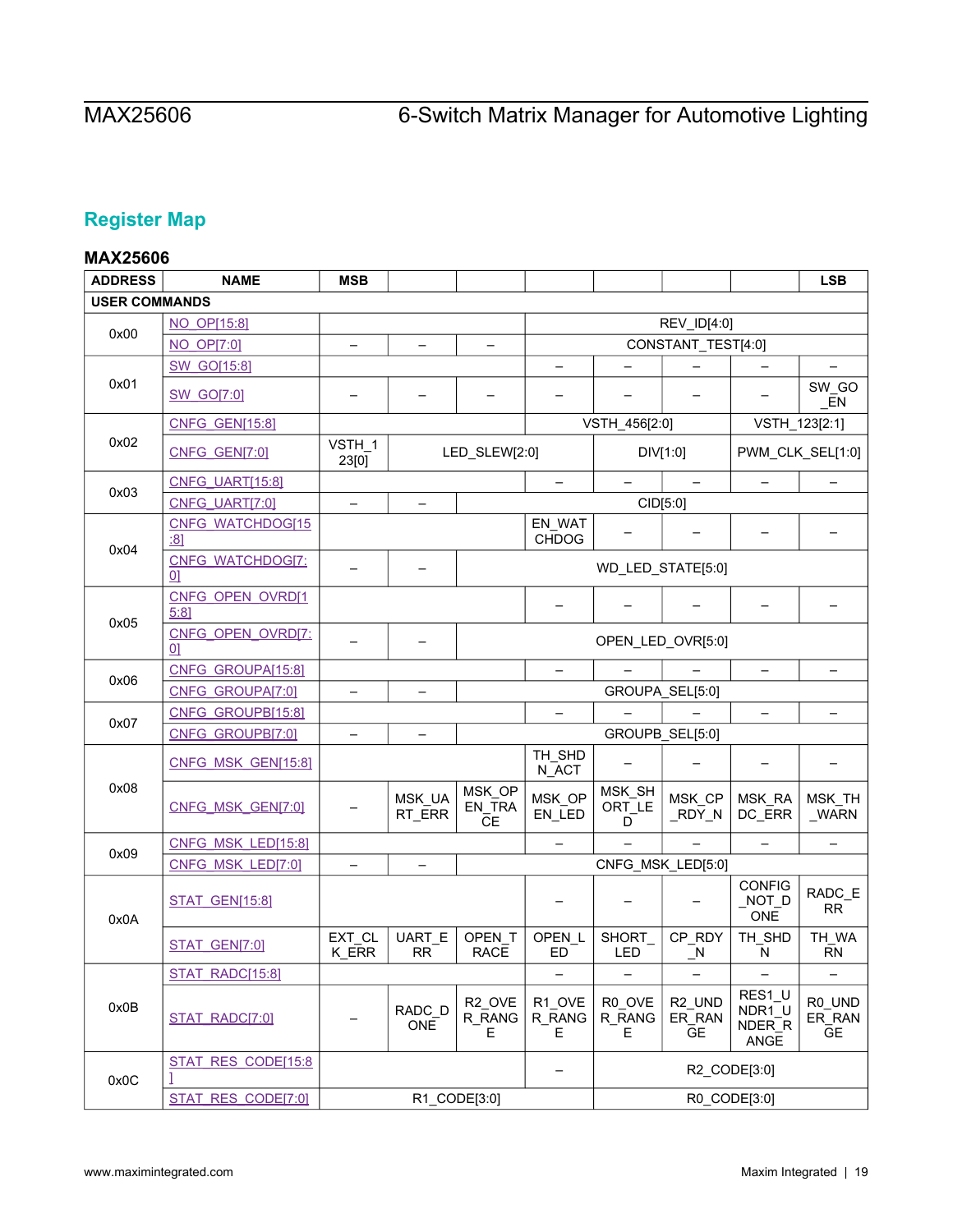## Register Map

### MAX25606

| ADDRESS | NAME | MSB | | | | | | | LSB |
|---|---|---|---|---|---|---|---|---|---|
| **USER COMMANDS** | | | | | | | | | |
| 0x00 | NO_OP[15:8] | | | | REV_ID[4:0] | | | | |
| | NO_OP[7:0] | – | – | – | CONSTANT_TEST[4:0] | | | | |
| 0x01 | SW_GO[15:8] | | | | – | – | – | – | – |
| | SW_GO[7:0] | – | – | – | – | – | – | – | SW_GO_EN |
| 0x02 | CNFG_GEN[15:8] | | | | VSTH_456[2:0] | | | VSTH_123[2:1] | |
| | CNFG_GEN[7:0] | VSTH_123[0] | LED_SLEW[2:0] | | | DIV[1:0] | | PWM_CLK_SEL[1:0] | |
| 0x03 | CNFG_UART[15:8] | | | | – | – | – | – | – |
| | CNFG_UART[7:0] | – | – | CID[5:0] | | | | | |
| 0x04 | CNFG_WATCHDOG[15:8] | | | | EN_WATCHDOG | – | – | – | – |
| | CNFG_WATCHDOG[7:0] | – | – | WD_LED_STATE[5:0] | | | | | |
| 0x05 | CNFG_OPEN_OVRD[15:8] | | | | – | – | – | – | – |
| | CNFG_OPEN_OVRD[7:0] | – | – | OPEN_LED_OVR[5:0] | | | | | |
| 0x06 | CNFG_GROUPA[15:8] | | | | – | – | – | – | – |
| | CNFG_GROUPA[7:0] | – | – | GROUPA_SEL[5:0] | | | | | |
| 0x07 | CNFG_GROUPB[15:8] | | | | – | – | – | – | – |
| | CNFG_GROUPB[7:0] | – | – | GROUPB_SEL[5:0] | | | | | |
| 0x08 | CNFG_MSK_GEN[15:8] | | | | TH_SHDN_ACT | – | – | – | – |
| | CNFG_MSK_GEN[7:0] | – | MSK_UART_ERR | MSK_OPEN_TRACE | MSK_OPEN_LED | MSK_SHORT_LED | MSK_CP_RDY_N | MSK_RADC_ERR | MSK_TH_WARN |
| 0x09 | CNFG_MSK_LED[15:8] | | | | – | – | – | – | – |
| | CNFG_MSK_LED[7:0] | – | – | CNFG_MSK_LED[5:0] | | | | | |
| 0x0A | STAT_GEN[15:8] | | | | – | – | – | CONFIG_NOT_DONE | RADC_ERR |
| | STAT_GEN[7:0] | EXT_CLK_ERR | UART_ERR | OPEN_TRACE | OPEN_LED | SHORT_LED | CP_RDY_N | TH_SHDN | TH_WARN |
| 0x0B | STAT_RADC[15:8] | | | | – | – | – | – | – |
| | STAT_RADC[7:0] | – | RADC_DONE | R2_OVER_RANGE | R1_OVER_RANGE | R0_OVER_RANGE | R2_UNDER_RANGE | RES1_UNDR1_UNDER_RANGE | R0_UNDER_RANGE |
| 0x0C | STAT_RES_CODE[15:8] | | | | – | R2_CODE[3:0] | | | |
| | STAT_RES_CODE[7:0] | R1_CODE[3:0] | | | | R0_CODE[3:0] | | | |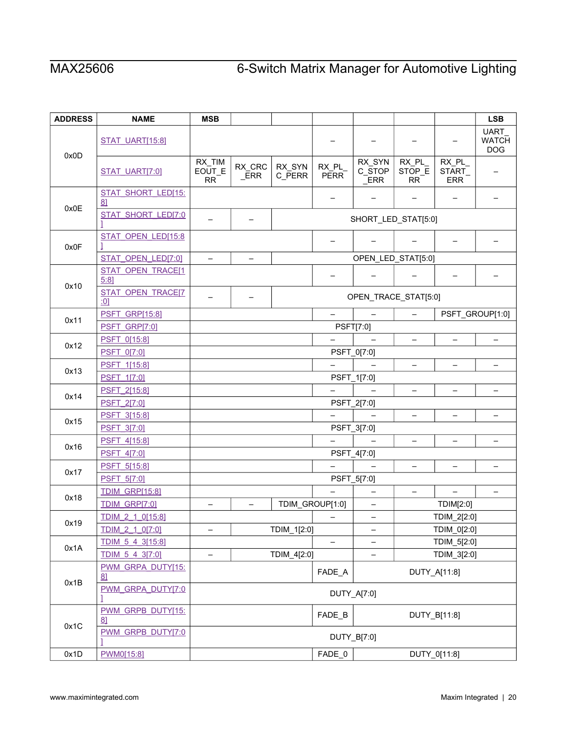| ADDRESS | NAME | MSB | | | | | | | LSB |
|---|---|---|---|---|---|---|---|---|---|
| 0x0D | STAT_UART[15:8] | | | | – | – | – | – | UART_WATCHDOG |
| | STAT_UART[7:0] | RX_TIMEOUT_ERR | RX_CRC_ERR | RX_SYNC_PERR | RX_PL_PERR | RX_SYNC_STOP_ERR | RX_PL_STOP_ERR | RX_PL_START_ERR | – |
| 0x0E | STAT_SHORT_LED[15:8] | | | | – | – | – | – | – |
| | STAT_SHORT_LED[7:0] | – | – | SHORT_LED_STAT[5:0] | | | | | |
| 0x0F | STAT_OPEN_LED[15:8] | | | | – | – | – | – | – |
| | STAT_OPEN_LED[7:0] | – | – | OPEN_LED_STAT[5:0] | | | | | |
| 0x10 | STAT_OPEN_TRACE[15:8] | | | | – | – | – | – | – |
| | STAT_OPEN_TRACE[7:0] | – | – | OPEN_TRACE_STAT[5:0] | | | | | |
| 0x11 | PSFT_GRP[15:8] | | | | – | – | – | PSFT_GROUP[1:0] | |
| | PSFT_GRP[7:0] | PSFT[7:0] | | | | | | | |
| 0x12 | PSFT_0[15:8] | | | | – | – | – | – | – |
| | PSFT_0[7:0] | PSFT_0[7:0] | | | | | | | |
| 0x13 | PSFT_1[15:8] | | | | – | – | – | – | – |
| | PSFT_1[7:0] | PSFT_1[7:0] | | | | | | | |
| 0x14 | PSFT_2[15:8] | | | | – | – | – | – | – |
| | PSFT_2[7:0] | PSFT_2[7:0] | | | | | | | |
| 0x15 | PSFT_3[15:8] | | | | – | – | – | – | – |
| | PSFT_3[7:0] | PSFT_3[7:0] | | | | | | | |
| 0x16 | PSFT_4[15:8] | | | | – | – | – | – | – |
| | PSFT_4[7:0] | PSFT_4[7:0] | | | | | | | |
| 0x17 | PSFT_5[15:8] | | | | – | – | – | – | – |
| | PSFT_5[7:0] | PSFT_5[7:0] | | | | | | | |
| 0x18 | TDIM_GRP[15:8] | | | | – | – | – | – | – |
| | TDIM_GRP[7:0] | – | – | TDIM_GROUP[1:0] | | – | TDIM[2:0] | | |
| 0x19 | TDIM_2_1_0[15:8] | | | | – | – | TDIM_2[2:0] | | |
| | TDIM_2_1_0[7:0] | – | TDIM_1[2:0] | | | – | TDIM_0[2:0] | | |
| 0x1A | TDIM_5_4_3[15:8] | | | | – | – | TDIM_5[2:0] | | |
| | TDIM_5_4_3[7:0] | – | TDIM_4[2:0] | | | – | TDIM_3[2:0] | | |
| 0x1B | PWM_GRPA_DUTY[15:8] | | | | FADE_A | DUTY_A[11:8] | | | |
| | PWM_GRPA_DUTY[7:0] | DUTY_A[7:0] | | | | | | | |
| 0x1C | PWM_GRPB_DUTY[15:8] | | | | FADE_B | DUTY_B[11:8] | | | |
| | PWM_GRPB_DUTY[7:0] | DUTY_B[7:0] | | | | | | | |
| 0x1D | PWM0[15:8] | | | | FADE_0 | DUTY_0[11:8] | | | |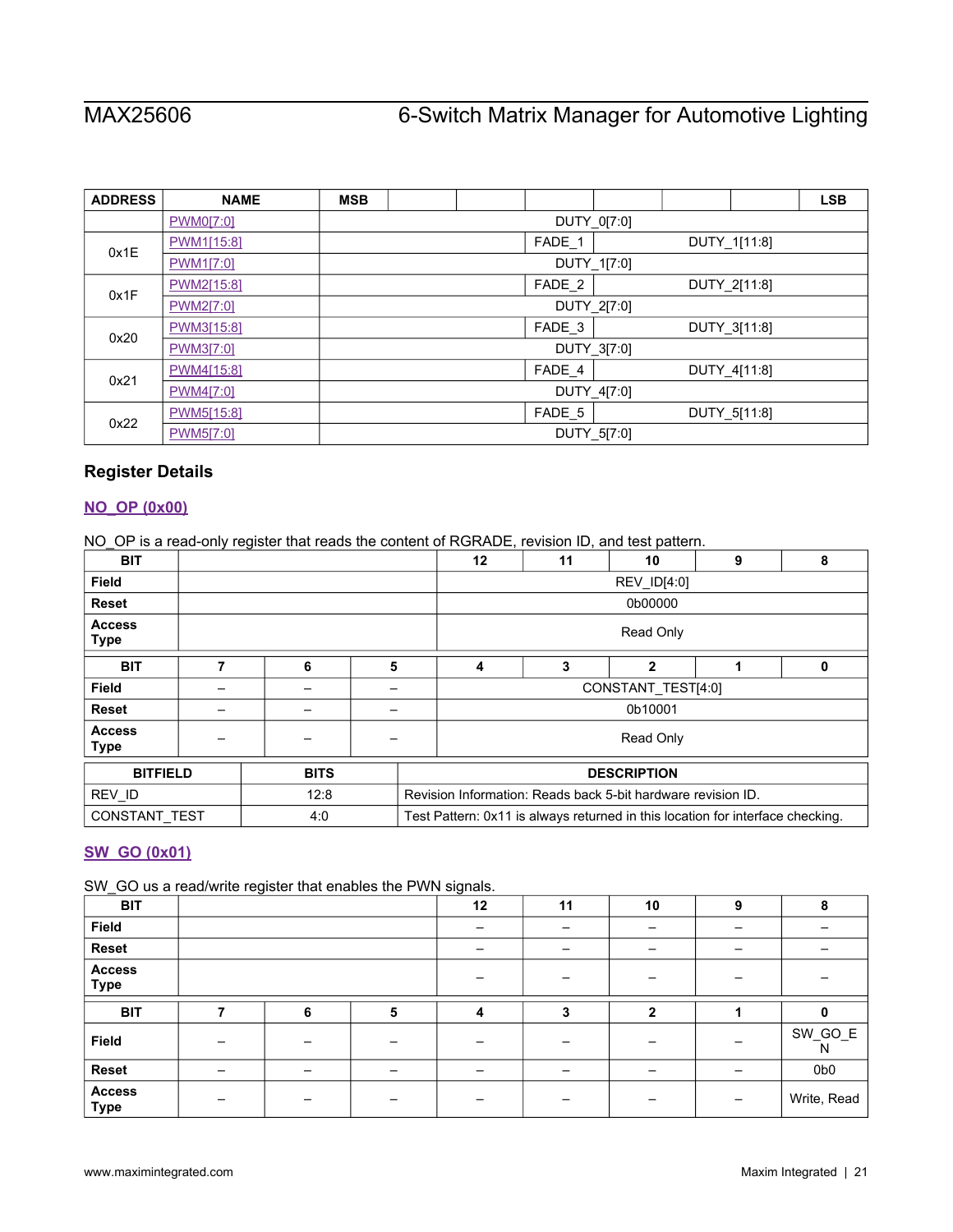| ADDRESS | NAME | MSB | | | | | | | LSB |
|---|---|---|---|---|---|---|---|---|---|
| | PWM0[7:0] | DUTY_0[7:0] | | | | | | | |
| 0x1E | PWM1[15:8] | | | | FADE_1 | DUTY_1[11:8] | | | |
| | PWM1[7:0] | DUTY_1[7:0] | | | | | | | |
| 0x1F | PWM2[15:8] | | | | FADE_2 | DUTY_2[11:8] | | | |
| | PWM2[7:0] | DUTY_2[7:0] | | | | | | | |
| 0x20 | PWM3[15:8] | | | | FADE_3 | DUTY_3[11:8] | | | |
| | PWM3[7:0] | DUTY_3[7:0] | | | | | | | |
| 0x21 | PWM4[15:8] | | | | FADE_4 | DUTY_4[11:8] | | | |
| | PWM4[7:0] | DUTY_4[7:0] | | | | | | | |
| 0x22 | PWM5[15:8] | | | | FADE_5 | DUTY_5[11:8] | | | |
| | PWM5[7:0] | DUTY_5[7:0] | | | | | | | |

## Register Details

### NO_OP (0x00)

NO_OP is a read-only register that reads the content of RGRADE, revision ID, and test pattern.

| BIT | | | | 12 | 11 | 10 | 9 | 8 |
|---|---|---|---|---|---|---|---|---|
| Field | | | | REV_ID[4:0] | | | | |
| Reset | | | | 0b00000 | | | | |
| Access Type | | | | Read Only | | | | |
| **BIT** | **7** | **6** | **5** | **4** | **3** | **2** | **1** | **0** |
| Field | – | – | – | CONSTANT_TEST[4:0] | | | | |
| Reset | – | – | – | 0b10001 | | | | |
| Access Type | – | – | – | Read Only | | | | |

| BITFIELD | BITS | DESCRIPTION |
|---|---|---|
| REV_ID | 12:8 | Revision Information: Reads back 5-bit hardware revision ID. |
| CONSTANT_TEST | 4:0 | Test Pattern: 0x11 is always returned in this location for interface checking. |

### SW_GO (0x01)

SW_GO us a read/write register that enables the PWN signals.

| BIT | | | | 12 | 11 | 10 | 9 | 8 |
|---|---|---|---|---|---|---|---|---|
| Field | | | | – | – | – | – | – |
| Reset | | | | – | – | – | – | – |
| Access Type | | | | – | – | – | – | – |
| **BIT** | **7** | **6** | **5** | **4** | **3** | **2** | **1** | **0** |
| Field | – | – | – | – | – | – | – | SW_GO_EN |
| Reset | – | – | – | – | – | – | – | 0b0 |
| Access Type | – | – | – | – | – | – | – | Write, Read |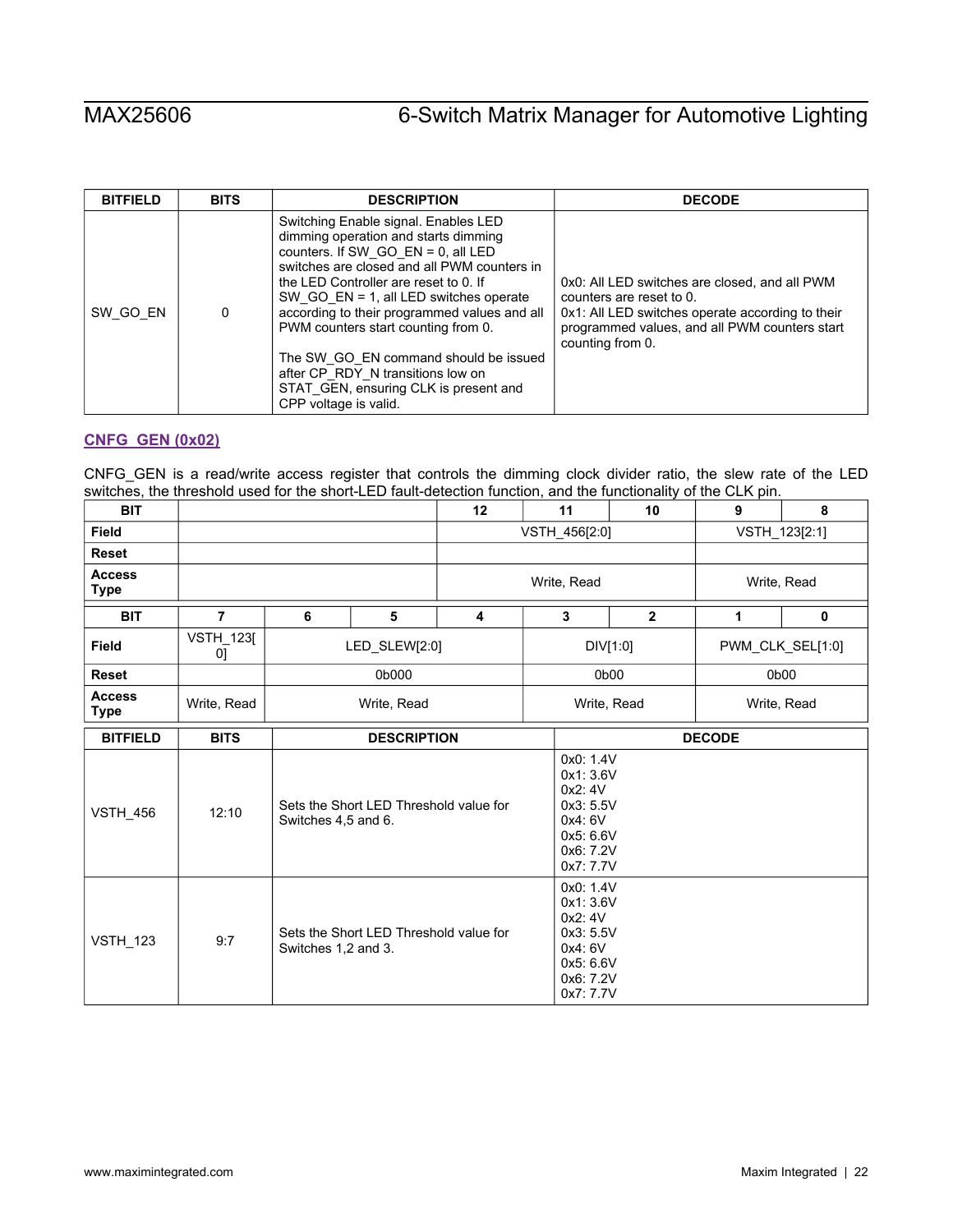| BITFIELD | BITS | DESCRIPTION | DECODE |
|---|---|---|---|
| SW_GO_EN | 0 | Switching Enable signal. Enables LED dimming operation and starts dimming counters. If SW_GO_EN = 0, all LED switches are closed and all PWM counters in the LED Controller are reset to 0. If SW_GO_EN = 1, all LED switches operate according to their programmed values and all PWM counters start counting from 0.<br><br>The SW_GO_EN command should be issued after CP_RDY_N transitions low on STAT_GEN, ensuring CLK is present and CPP voltage is valid. | 0x0: All LED switches are closed, and all PWM counters are reset to 0.<br>0x1: All LED switches operate according to their programmed values, and all PWM counters start counting from 0. |

### CNFG_GEN (0x02)

CNFG_GEN is a read/write access register that controls the dimming clock divider ratio, the slew rate of the LED switches, the threshold used for the short-LED fault-detection function, and the functionality of the CLK pin.

| BIT | | | | 12 | 11 | 10 | 9 | 8 |
|---|---|---|---|---|---|---|---|---|
| Field | | | | VSTH_456[2:0] | | | VSTH_123[2:1] | |
| Reset | | | | | | | | |
| Access Type | | | | Write, Read | | | Write, Read | |

| BIT | 7 | 6 | 5 | 4 | 3 | 2 | 1 | 0 |
|---|---|---|---|---|---|---|---|---|
| Field | VSTH_123[0] | LED_SLEW[2:0] | | | DIV[1:0] | | PWM_CLK_SEL[1:0] | |
| Reset | | 0b000 | | | 0b00 | | 0b00 | |
| Access Type | Write, Read | Write, Read | | | Write, Read | | Write, Read | |

| BITFIELD | BITS | DESCRIPTION | DECODE |
|---|---|---|---|
| VSTH_456 | 12:10 | Sets the Short LED Threshold value for Switches 4,5 and 6. | 0x0: 1.4V<br>0x1: 3.6V<br>0x2: 4V<br>0x3: 5.5V<br>0x4: 6V<br>0x5: 6.6V<br>0x6: 7.2V<br>0x7: 7.7V |
| VSTH_123 | 9:7 | Sets the Short LED Threshold value for Switches 1,2 and 3. | 0x0: 1.4V<br>0x1: 3.6V<br>0x2: 4V<br>0x3: 5.5V<br>0x4: 6V<br>0x5: 6.6V<br>0x6: 7.2V<br>0x7: 7.7V |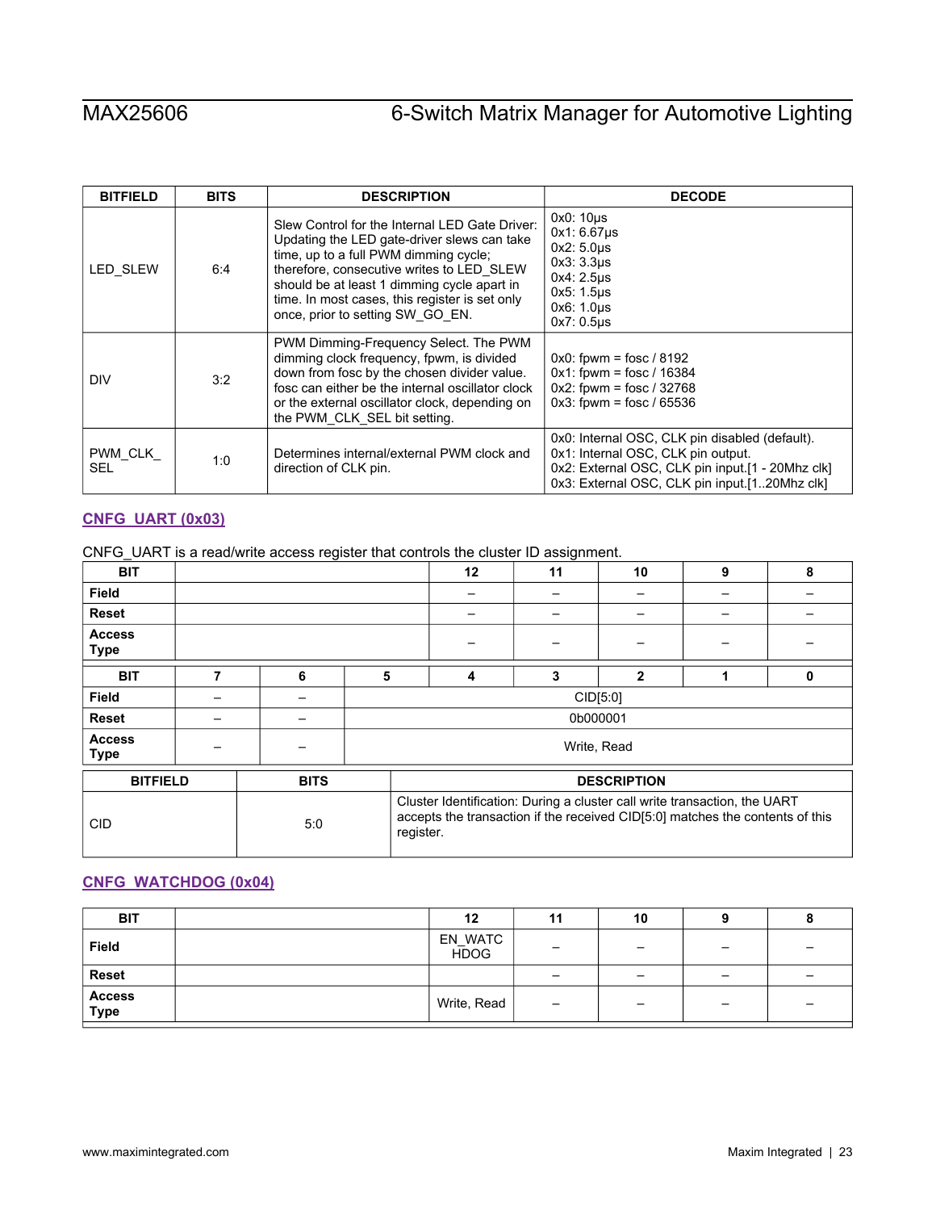| BITFIELD | BITS | DESCRIPTION | DECODE |
|---|---|---|---|
| LED_SLEW | 6:4 | Slew Control for the Internal LED Gate Driver: Updating the LED gate-driver slews can take time, up to a full PWM dimming cycle; therefore, consecutive writes to LED_SLEW should be at least 1 dimming cycle apart in time. In most cases, this register is set only once, prior to setting SW_GO_EN. | 0x0: 10μs<br>0x1: 6.67μs<br>0x2: 5.0μs<br>0x3: 3.3μs<br>0x4: 2.5μs<br>0x5: 1.5μs<br>0x6: 1.0μs<br>0x7: 0.5μs |
| DIV | 3:2 | PWM Dimming-Frequency Select. The PWM dimming clock frequency, fpwm, is divided down from fosc by the chosen divider value. fosc can either be the internal oscillator clock or the external oscillator clock, depending on the PWM_CLK_SEL bit setting. | 0x0: fpwm = fosc / 8192<br>0x1: fpwm = fosc / 16384<br>0x2: fpwm = fosc / 32768<br>0x3: fpwm = fosc / 65536 |
| PWM_CLK_SEL | 1:0 | Determines internal/external PWM clock and direction of CLK pin. | 0x0: Internal OSC, CLK pin disabled (default).<br>0x1: Internal OSC, CLK pin output.<br>0x2: External OSC, CLK pin input.[1 - 20Mhz clk]<br>0x3: External OSC, CLK pin input.[1..20Mhz clk] |

### CNFG_UART (0x03)

CNFG_UART is a read/write access register that controls the cluster ID assignment.

| BIT | | | | 12 | 11 | 10 | 9 | 8 |
|---|---|---|---|---|---|---|---|---|
| Field | | | | – | – | – | – | – |
| Reset | | | | – | – | – | – | – |
| Access Type | | | | – | – | – | – | – |
| **BIT** | **7** | **6** | **5** | **4** | **3** | **2** | **1** | **0** |
| Field | – | – | CID[5:0] | | | | | |
| Reset | – | – | 0b000001 | | | | | |
| Access Type | – | – | Write, Read | | | | | |

| BITFIELD | BITS | DESCRIPTION |
|---|---|---|
| CID | 5:0 | Cluster Identification: During a cluster call write transaction, the UART accepts the transaction if the received CID[5:0] matches the contents of this register. |

### CNFG_WATCHDOG (0x04)

| BIT | | | | 12 | 11 | 10 | 9 | 8 |
|---|---|---|---|---|---|---|---|---|
| Field | | | | EN_WATCHDOG | – | – | – | – |
| Reset | | | | | – | – | – | – |
| Access Type | | | | Write, Read | – | – | – | – |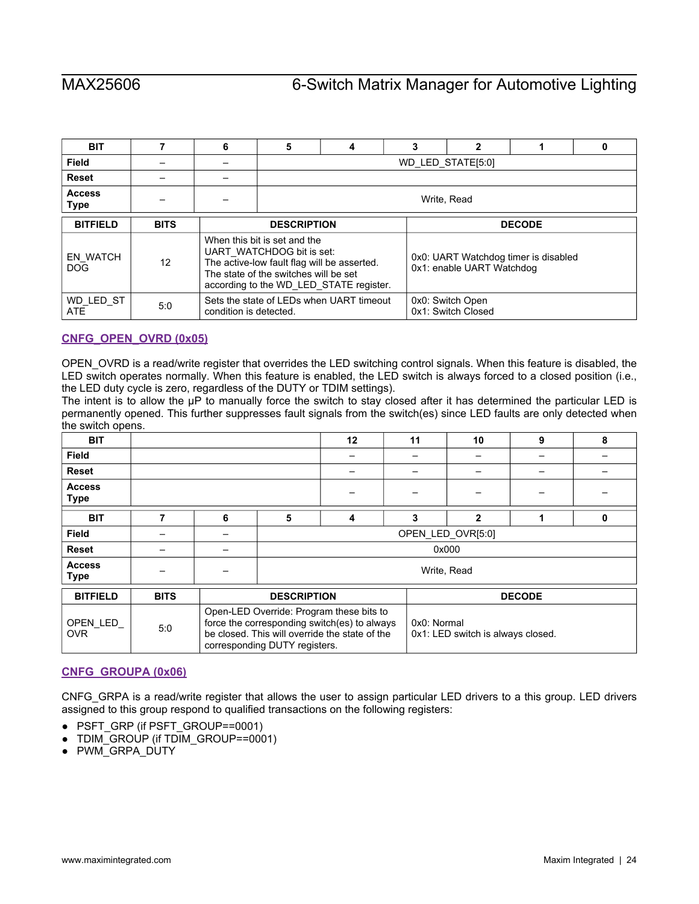| BIT | 7 | 6 | 5 | 4 | 3 | 2 | 1 | 0 |
|---|---|---|---|---|---|---|---|---|
| Field | – | – | WD_LED_STATE[5:0] | | | | | |
| Reset | – | – | | | | | | |
| Access Type | – | – | Write, Read | | | | | |

| BITFIELD | BITS | DESCRIPTION | DECODE |
|---|---|---|---|
| EN_WATCHDOG | 12 | When this bit is set and the UART_WATCHDOG bit is set: The active-low fault flag will be asserted. The state of the switches will be set according to the WD_LED_STATE register. | 0x0: UART Watchdog timer is disabled<br>0x1: enable UART Watchdog |
| WD_LED_STATE | 5:0 | Sets the state of LEDs when UART timeout condition is detected. | 0x0: Switch Open<br>0x1: Switch Closed |

## CNFG_OPEN_OVRD (0x05)

OPEN_OVRD is a read/write register that overrides the LED switching control signals. When this feature is disabled, the LED switch operates normally. When this feature is enabled, the LED switch is always forced to a closed position (i.e., the LED duty cycle is zero, regardless of the DUTY or TDIM settings).
The intent is to allow the μP to manually force the switch to stay closed after it has determined the particular LED is permanently opened. This further suppresses fault signals from the switch(es) since LED faults are only detected when the switch opens.

| BIT | | | | 12 | 11 | 10 | 9 | 8 |
|---|---|---|---|---|---|---|---|---|
| Field | | | | – | – | – | – | – |
| Reset | | | | – | – | – | – | – |
| Access Type | | | | – | – | – | – | – |
| **BIT** | **7** | **6** | **5** | **4** | **3** | **2** | **1** | **0** |
| Field | – | – | OPEN_LED_OVR[5:0] | | | | | |
| Reset | – | – | 0x000 | | | | | |
| Access Type | – | – | Write, Read | | | | | |

| BITFIELD | BITS | DESCRIPTION | DECODE |
|---|---|---|---|
| OPEN_LED_OVR | 5:0 | Open-LED Override: Program these bits to force the corresponding switch(es) to always be closed. This will override the state of the corresponding DUTY registers. | 0x0: Normal<br>0x1: LED switch is always closed. |

## CNFG_GROUPA (0x06)

CNFG_GRPA is a read/write register that allows the user to assign particular LED drivers to a this group. LED drivers assigned to this group respond to qualified transactions on the following registers:

- PSFT_GRP (if PSFT_GROUP==0001)
- TDIM_GROUP (if TDIM_GROUP==0001)
- PWM_GRPA_DUTY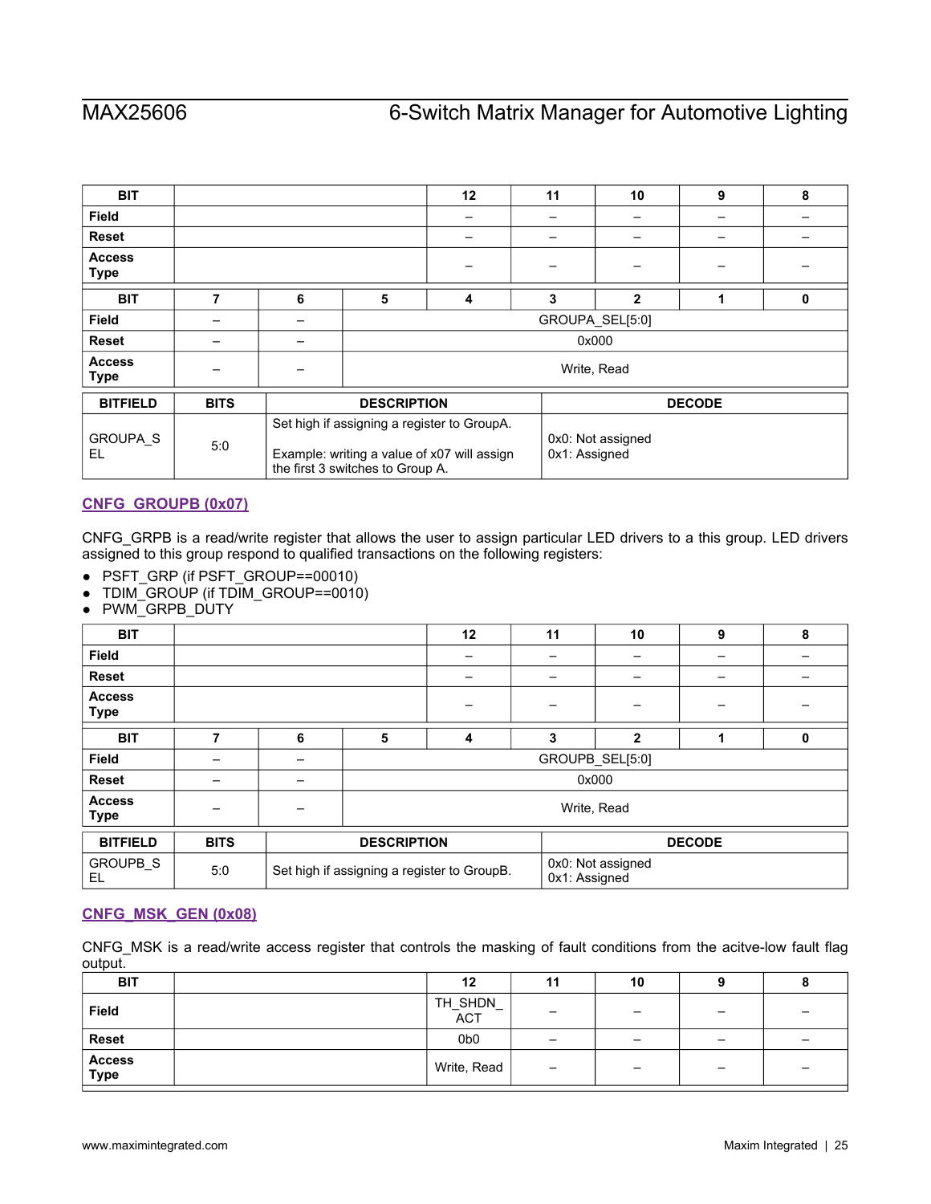| BIT | | | | 12 | 11 | 10 | 9 | 8 |
|---|---|---|---|---|---|---|---|---|
| Field | | | | – | – | – | – | – |
| Reset | | | | – | – | – | – | – |
| Access Type | | | | – | – | – | – | – |
| **BIT** | **7** | **6** | **5** | **4** | **3** | **2** | **1** | **0** |
| Field | – | – | GROUPA_SEL[5:0] | | | | | |
| Reset | – | – | 0x000 | | | | | |
| Access Type | – | – | Write, Read | | | | | |

| BITFIELD | BITS | DESCRIPTION | DECODE |
|---|---|---|---|
| GROUPA_SEL | 5:0 | Set high if assigning a register to GroupA.<br><br>Example: writing a value of x07 will assign the first 3 switches to Group A. | 0x0: Not assigned<br>0x1: Assigned |

### CNFG_GROUPB (0x07)

CNFG_GRPB is a read/write register that allows the user to assign particular LED drivers to a this group. LED drivers assigned to this group respond to qualified transactions on the following registers:

- PSFT_GRP (if PSFT_GROUP==00010)
- TDIM_GROUP (if TDIM_GROUP==0010)
- PWM_GRPB_DUTY

| BIT | | | | 12 | 11 | 10 | 9 | 8 |
|---|---|---|---|---|---|---|---|---|
| Field | | | | – | – | – | – | – |
| Reset | | | | – | – | – | – | – |
| Access Type | | | | – | – | – | – | – |
| **BIT** | **7** | **6** | **5** | **4** | **3** | **2** | **1** | **0** |
| Field | – | – | GROUPB_SEL[5:0] | | | | | |
| Reset | – | – | 0x000 | | | | | |
| Access Type | – | – | Write, Read | | | | | |

| BITFIELD | BITS | DESCRIPTION | DECODE |
|---|---|---|---|
| GROUPB_SEL | 5:0 | Set high if assigning a register to GroupB. | 0x0: Not assigned<br>0x1: Assigned |

### CNFG_MSK_GEN (0x08)

CNFG_MSK is a read/write access register that controls the masking of fault conditions from the acitve-low fault flag output.

| BIT | | | | 12 | 11 | 10 | 9 | 8 |
|---|---|---|---|---|---|---|---|---|
| Field | | | | TH_SHDN_ACT | – | – | – | – |
| Reset | | | | 0b0 | – | – | – | – |
| Access Type | | | | Write, Read | – | – | – | – |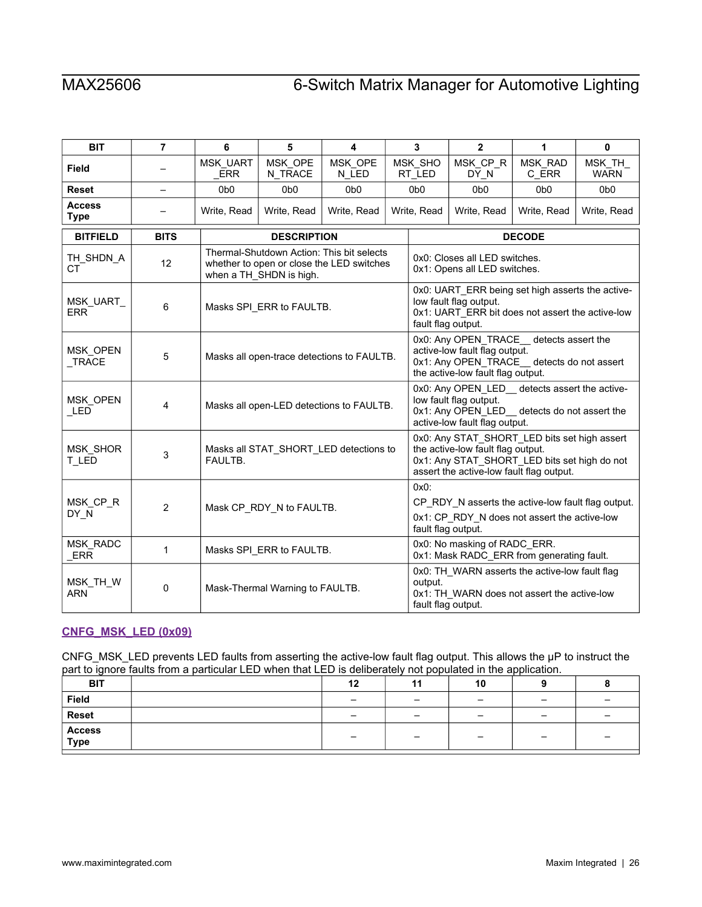| BIT | 7 | 6 | 5 | 4 | 3 | 2 | 1 | 0 |
|---|---|---|---|---|---|---|---|---|
| Field | – | MSK_UART_ERR | MSK_OPEN_TRACE | MSK_OPEN_LED | MSK_SHORT_LED | MSK_CP_RDY_N | MSK_RADC_ERR | MSK_TH_WARN |
| Reset | – | 0b0 | 0b0 | 0b0 | 0b0 | 0b0 | 0b0 | 0b0 |
| Access Type | – | Write, Read | Write, Read | Write, Read | Write, Read | Write, Read | Write, Read | Write, Read |

| BITFIELD | BITS | DESCRIPTION | DECODE |
|---|---|---|---|
| TH_SHDN_ACT | 12 | Thermal-Shutdown Action: This bit selects whether to open or close the LED switches when a TH_SHDN is high. | 0x0: Closes all LED switches.<br>0x1: Opens all LED switches. |
| MSK_UART_ERR | 6 | Masks SPI_ERR to FAULTB. | 0x0: UART_ERR being set high asserts the active-low fault flag output.<br>0x1: UART_ERR bit does not assert the active-low fault flag output. |
| MSK_OPEN_TRACE | 5 | Masks all open-trace detections to FAULTB. | 0x0: Any OPEN_TRACE__ detects assert the active-low fault flag output.<br>0x1: Any OPEN_TRACE__ detects do not assert the active-low fault flag output. |
| MSK_OPEN_LED | 4 | Masks all open-LED detections to FAULTB. | 0x0: Any OPEN_LED__ detects assert the active-low fault flag output.<br>0x1: Any OPEN_LED__ detects do not assert the active-low fault flag output. |
| MSK_SHORT_LED | 3 | Masks all STAT_SHORT_LED detections to FAULTB. | 0x0: Any STAT_SHORT_LED bits set high assert the active-low fault flag output.<br>0x1: Any STAT_SHORT_LED bits set high do not assert the active-low fault flag output. |
| MSK_CP_RDY_N | 2 | Mask CP_RDY_N to FAULTB. | 0x0:<br>CP_RDY_N asserts the active-low fault flag output.<br>0x1: CP_RDY_N does not assert the active-low fault flag output. |
| MSK_RADC_ERR | 1 | Masks SPI_ERR to FAULTB. | 0x0: No masking of RADC_ERR.<br>0x1: Mask RADC_ERR from generating fault. |
| MSK_TH_WARN | 0 | Mask-Thermal Warning to FAULTB. | 0x0: TH_WARN asserts the active-low fault flag output.<br>0x1: TH_WARN does not assert the active-low fault flag output. |

### CNFG_MSK_LED (0x09)

CNFG_MSK_LED prevents LED faults from asserting the active-low fault flag output. This allows the µP to instruct the part to ignore faults from a particular LED when that LED is deliberately not populated in the application.

| BIT | | 12 | 11 | 10 | 9 | 8 |
|---|---|---|---|---|---|---|
| Field | | – | – | – | – | – |
| Reset | | – | – | – | – | – |
| Access Type | | – | – | – | – | – |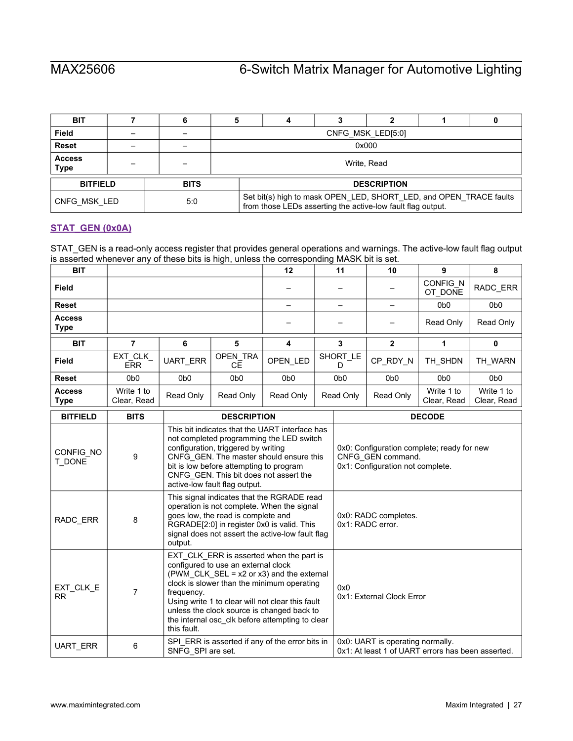| BIT | 7 | 6 | 5 | 4 | 3 | 2 | 1 | 0 |
|---|---|---|---|---|---|---|---|---|
| Field | – | – | CNFG_MSK_LED[5:0] | | | | | |
| Reset | – | – | 0x000 | | | | | |
| Access Type | – | – | Write, Read | | | | | |

| BITFIELD | BITS | DESCRIPTION |
|---|---|---|
| CNFG_MSK_LED | 5:0 | Set bit(s) high to mask OPEN_LED, SHORT_LED, and OPEN_TRACE faults from those LEDs asserting the active-low fault flag output. |

### STAT_GEN (0x0A)

STAT_GEN is a read-only access register that provides general operations and warnings. The active-low fault flag output is asserted whenever any of these bits is high, unless the corresponding MASK bit is set.

| BIT | | | | 12 | 11 | 10 | 9 | 8 |
|---|---|---|---|---|---|---|---|---|
| Field | | | | – | – | – | CONFIG_NOT_DONE | RADC_ERR |
| Reset | | | | – | – | – | 0b0 | 0b0 |
| Access Type | | | | – | – | – | Read Only | Read Only |

| BIT | 7 | 6 | 5 | 4 | 3 | 2 | 1 | 0 |
|---|---|---|---|---|---|---|---|---|
| Field | EXT_CLK_ERR | UART_ERR | OPEN_TRACE | OPEN_LED | SHORT_LED | CP_RDY_N | TH_SHDN | TH_WARN |
| Reset | 0b0 | 0b0 | 0b0 | 0b0 | 0b0 | 0b0 | 0b0 | 0b0 |
| Access Type | Write 1 to Clear, Read | Read Only | Read Only | Read Only | Read Only | Read Only | Write 1 to Clear, Read | Write 1 to Clear, Read |

| BITFIELD | BITS | DESCRIPTION | DECODE |
|---|---|---|---|
| CONFIG_NOT_DONE | 9 | This bit indicates that the UART interface has not completed programming the LED switch configuration, triggered by writing CNFG_GEN. The master should ensure this bit is low before attempting to program CNFG_GEN. This bit does not assert the active-low fault flag output. | 0x0: Configuration complete; ready for new CNFG_GEN command.<br>0x1: Configuration not complete. |
| RADC_ERR | 8 | This signal indicates that the RGRADE read operation is not complete. When the signal goes low, the read is complete and RGRADE[2:0] in register 0x0 is valid. This signal does not assert the active-low fault flag output. | 0x0: RADC completes.<br>0x1: RADC error. |
| EXT_CLK_ERR | 7 | EXT_CLK_ERR is asserted when the part is configured to use an external clock (PWM_CLK_SEL = x2 or x3) and the external clock is slower than the minimum operating frequency.<br>Using write 1 to clear will not clear this fault unless the clock source is changed back to the internal osc_clk before attempting to clear this fault. | 0x0<br>0x1: External Clock Error |
| UART_ERR | 6 | SPI_ERR is asserted if any of the error bits in SNFG_SPI are set. | 0x0: UART is operating normally.<br>0x1: At least 1 of UART errors has been asserted. |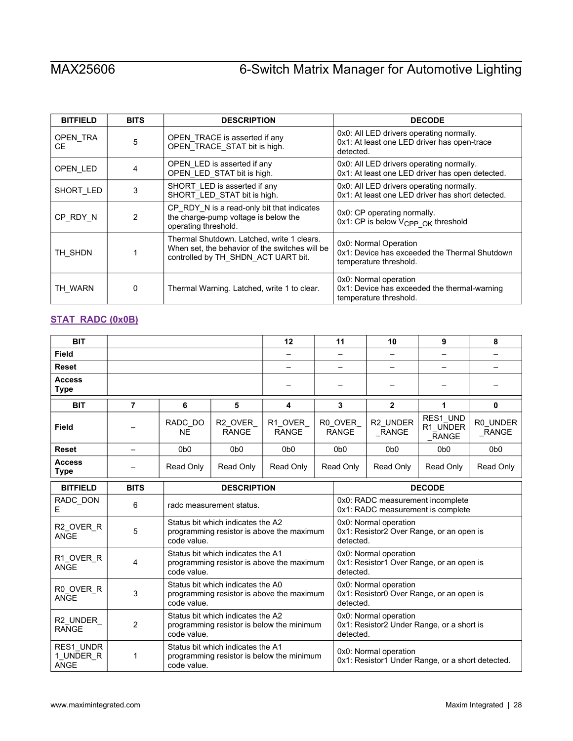| BITFIELD | BITS | DESCRIPTION | DECODE |
|---|---|---|---|
| OPEN_TRACE | 5 | OPEN_TRACE is asserted if any OPEN_TRACE_STAT bit is high. | 0x0: All LED drivers operating normally.<br>0x1: At least one LED driver has open-trace detected. |
| OPEN_LED | 4 | OPEN_LED is asserted if any OPEN_LED_STAT bit is high. | 0x0: All LED drivers operating normally.<br>0x1: At least one LED driver has open detected. |
| SHORT_LED | 3 | SHORT_LED is asserted if any SHORT_LED_STAT bit is high. | 0x0: All LED drivers operating normally.<br>0x1: At least one LED driver has short detected. |
| CP_RDY_N | 2 | CP_RDY_N is a read-only bit that indicates the charge-pump voltage is below the operating threshold. | 0x0: CP operating normally.<br>0x1: CP is below $V_{CPP\_OK}$ threshold |
| TH_SHDN | 1 | Thermal Shutdown. Latched, write 1 clears. When set, the behavior of the switches will be controlled by TH_SHDN_ACT UART bit. | 0x0: Normal Operation<br>0x1: Device has exceeded the Thermal Shutdown temperature threshold. |
| TH_WARN | 0 | Thermal Warning. Latched, write 1 to clear. | 0x0: Normal operation<br>0x1: Device has exceeded the thermal-warning temperature threshold. |

### STAT_RADC (0x0B)

| BIT | | | | 12 | 11 | 10 | 9 | 8 |
|---|---|---|---|---|---|---|---|---|
| Field | | | | – | – | – | – | – |
| Reset | | | | – | – | – | – | – |
| Access Type | | | | – | – | – | – | – |
| **BIT** | **7** | **6** | **5** | **4** | **3** | **2** | **1** | **0** |
| Field | – | RADC_DONE | R2_OVER_RANGE | R1_OVER_RANGE | R0_OVER_RANGE | R2_UNDER_RANGE | RES1_UNDR1_UNDER_RANGE | R0_UNDER_RANGE |
| Reset | – | 0b0 | 0b0 | 0b0 | 0b0 | 0b0 | 0b0 | 0b0 |
| Access Type | – | Read Only | Read Only | Read Only | Read Only | Read Only | Read Only | Read Only |

| BITFIELD | BITS | DESCRIPTION | DECODE |
|---|---|---|---|
| RADC_DONE | 6 | radc measurement status. | 0x0: RADC measurement incomplete<br>0x1: RADC measurement is complete |
| R2_OVER_RANGE | 5 | Status bit which indicates the A2 programming resistor is above the maximum code value. | 0x0: Normal operation<br>0x1: Resistor2 Over Range, or an open is detected. |
| R1_OVER_RANGE | 4 | Status bit which indicates the A1 programming resistor is above the maximum code value. | 0x0: Normal operation<br>0x1: Resistor1 Over Range, or an open is detected. |
| R0_OVER_RANGE | 3 | Status bit which indicates the A0 programming resistor is above the maximum code value. | 0x0: Normal operation<br>0x1: Resistor0 Over Range, or an open is detected. |
| R2_UNDER_RANGE | 2 | Status bit which indicates the A2 programming resistor is below the minimum code value. | 0x0: Normal operation<br>0x1: Resistor2 Under Range, or a short is detected. |
| RES1_UNDR1_UNDER_RANGE | 1 | Status bit which indicates the A1 programming resistor is below the minimum code value. | 0x0: Normal operation<br>0x1: Resistor1 Under Range, or a short detected. |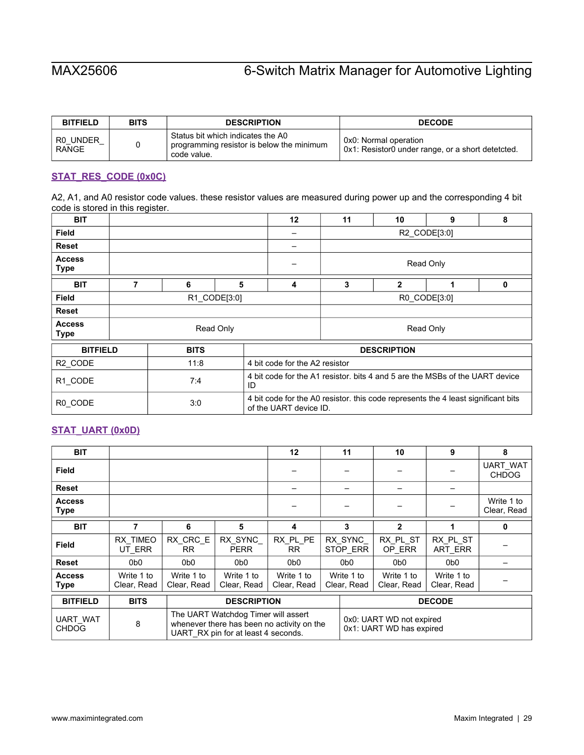| BITFIELD | BITS | DESCRIPTION | DECODE |
|---|---|---|---|
| R0_UNDER_RANGE | 0 | Status bit which indicates the A0 programming resistor is below the minimum code value. | 0x0: Normal operation<br>0x1: Resistor0 under range, or a short detetcted. |

### STAT_RES_CODE (0x0C)

A2, A1, and A0 resistor code values. these resistor values are measured during power up and the corresponding 4 bit code is stored in this register.

| BIT | | | | 12 | 11 | 10 | 9 | 8 |
|---|---|---|---|---|---|---|---|---|
| Field | | | | – | R2_CODE[3:0] | | | |
| Reset | | | | – | | | | |
| Access Type | | | | – | Read Only | | | |

| BIT | 7 | 6 | 5 | 4 | 3 | 2 | 1 | 0 |
|---|---|---|---|---|---|---|---|---|
| Field | R1_CODE[3:0] | | | | R0_CODE[3:0] | | | |
| Reset | | | | | | | | |
| Access Type | Read Only | | | | Read Only | | | |

| BITFIELD | BITS | DESCRIPTION |
|---|---|---|
| R2_CODE | 11:8 | 4 bit code for the A2 resistor |
| R1_CODE | 7:4 | 4 bit code for the A1 resistor. bits 4 and 5 are the MSBs of the UART device ID |
| R0_CODE | 3:0 | 4 bit code for the A0 resistor. this code represents the 4 least significant bits of the UART device ID. |

### STAT_UART (0x0D)

| BIT | | | | 12 | 11 | 10 | 9 | 8 |
|---|---|---|---|---|---|---|---|---|
| Field | | | | – | – | – | – | UART_WATCHDOG |
| Reset | | | | – | – | – | – | |
| Access Type | | | | – | – | – | – | Write 1 to Clear, Read |

| BIT | 7 | 6 | 5 | 4 | 3 | 2 | 1 | 0 |
|---|---|---|---|---|---|---|---|---|
| Field | RX_TIMEOUT_ERR | RX_CRC_ERR | RX_SYNC_PERR | RX_PL_PERR | RX_SYNC_STOP_ERR | RX_PL_STOP_ERR | RX_PL_START_ERR | – |
| Reset | 0b0 | 0b0 | 0b0 | 0b0 | 0b0 | 0b0 | 0b0 | – |
| Access Type | Write 1 to Clear, Read | Write 1 to Clear, Read | Write 1 to Clear, Read | Write 1 to Clear, Read | Write 1 to Clear, Read | Write 1 to Clear, Read | Write 1 to Clear, Read | – |

| BITFIELD | BITS | DESCRIPTION | DECODE |
|---|---|---|---|
| UART_WATCHDOG | 8 | The UART Watchdog Timer will assert whenever there has been no activity on the UART_RX pin for at least 4 seconds. | 0x0: UART WD not expired<br>0x1: UART WD has expired |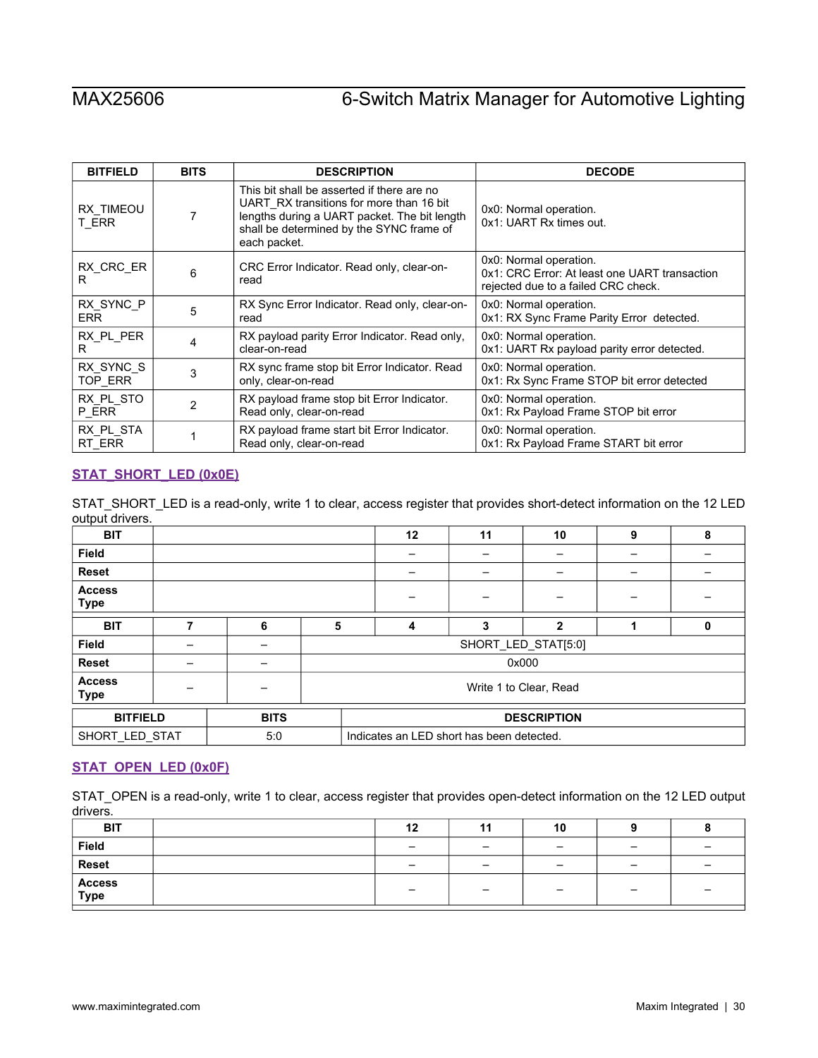| BITFIELD | BITS | DESCRIPTION | DECODE |
|---|---|---|---|
| RX_TIMEOUT_ERR | 7 | This bit shall be asserted if there are no UART_RX transitions for more than 16 bit lengths during a UART packet. The bit length shall be determined by the SYNC frame of each packet. | 0x0: Normal operation.<br>0x1: UART Rx times out. |
| RX_CRC_ERR | 6 | CRC Error Indicator. Read only, clear-on-read | 0x0: Normal operation.<br>0x1: CRC Error: At least one UART transaction rejected due to a failed CRC check. |
| RX_SYNC_PERR | 5 | RX Sync Error Indicator. Read only, clear-on-read | 0x0: Normal operation.<br>0x1: RX Sync Frame Parity Error detected. |
| RX_PL_PERR | 4 | RX payload parity Error Indicator. Read only, clear-on-read | 0x0: Normal operation.<br>0x1: UART Rx payload parity error detected. |
| RX_SYNC_STOP_ERR | 3 | RX sync frame stop bit Error Indicator. Read only, clear-on-read | 0x0: Normal operation.<br>0x1: Rx Sync Frame STOP bit error detected |
| RX_PL_STOP_ERR | 2 | RX payload frame stop bit Error Indicator. Read only, clear-on-read | 0x0: Normal operation.<br>0x1: Rx Payload Frame STOP bit error |
| RX_PL_START_ERR | 1 | RX payload frame start bit Error Indicator. Read only, clear-on-read | 0x0: Normal operation.<br>0x1: Rx Payload Frame START bit error |

### STAT_SHORT_LED (0x0E)

STAT_SHORT_LED is a read-only, write 1 to clear, access register that provides short-detect information on the 12 LED output drivers.

| BIT | | | | 12 | 11 | 10 | 9 | 8 |
|---|---|---|---|---|---|---|---|---|
| Field | | | | – | – | – | – | – |
| Reset | | | | – | – | – | – | – |
| Access Type | | | | – | – | – | – | – |

| BIT | 7 | 6 | 5 | 4 | 3 | 2 | 1 | 0 |
|---|---|---|---|---|---|---|---|---|
| Field | – | – | SHORT_LED_STAT[5:0] | | | | | |
| Reset | – | – | 0x000 | | | | | |
| Access Type | – | – | Write 1 to Clear, Read | | | | | |

| BITFIELD | BITS | DESCRIPTION |
|---|---|---|
| SHORT_LED_STAT | 5:0 | Indicates an LED short has been detected. |

### STAT_OPEN_LED (0x0F)

STAT_OPEN is a read-only, write 1 to clear, access register that provides open-detect information on the 12 LED output drivers.

| BIT | | | | 12 | 11 | 10 | 9 | 8 |
|---|---|---|---|---|---|---|---|---|
| Field | | | | – | – | – | – | – |
| Reset | | | | – | – | – | – | – |
| Access Type | | | | – | – | – | – | – |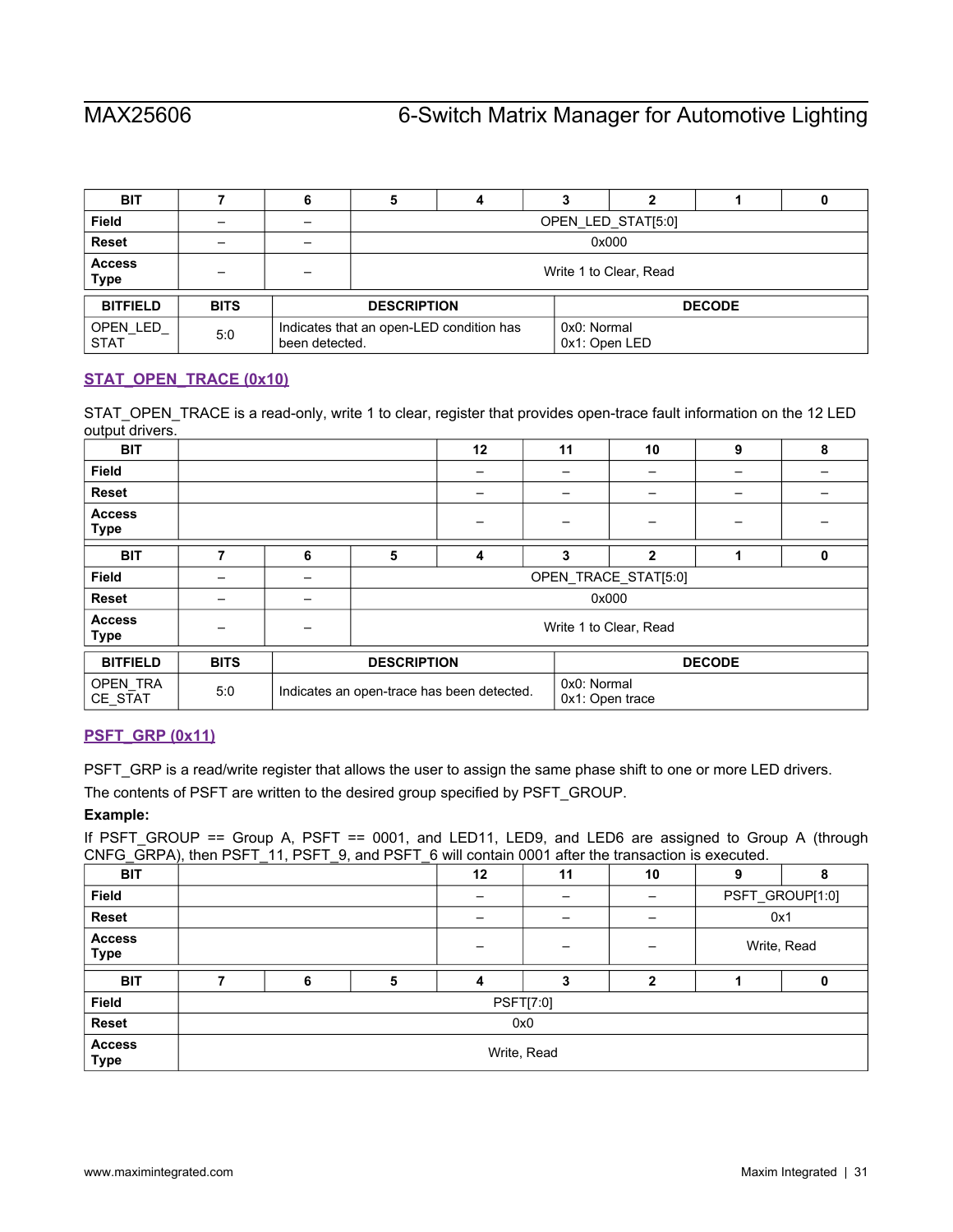| BIT | 7 | 6 | 5 | 4 | 3 | 2 | 1 | 0 |
|---|---|---|---|---|---|---|---|---|
| Field | – | – | OPEN_LED_STAT[5:0] | | | | | |
| Reset | – | – | 0x000 | | | | | |
| Access Type | – | – | Write 1 to Clear, Read | | | | | |

| BITFIELD | BITS | DESCRIPTION | DECODE |
|---|---|---|---|
| OPEN_LED_STAT | 5:0 | Indicates that an open-LED condition has been detected. | 0x0: Normal<br>0x1: Open LED |

### STAT_OPEN_TRACE (0x10)

STAT_OPEN_TRACE is a read-only, write 1 to clear, register that provides open-trace fault information on the 12 LED output drivers.

| BIT | | | | 12 | 11 | 10 | 9 | 8 |
|---|---|---|---|---|---|---|---|---|
| Field | | | | – | – | – | – | – |
| Reset | | | | – | – | – | – | – |
| Access Type | | | | – | – | – | – | – |
| **BIT** | **7** | **6** | **5** | **4** | **3** | **2** | **1** | **0** |
| Field | – | – | OPEN_TRACE_STAT[5:0] | | | | | |
| Reset | – | – | 0x000 | | | | | |
| Access Type | – | – | Write 1 to Clear, Read | | | | | |

| BITFIELD | BITS | DESCRIPTION | DECODE |
|---|---|---|---|
| OPEN_TRACE_STAT | 5:0 | Indicates an open-trace has been detected. | 0x0: Normal<br>0x1: Open trace |

### PSFT_GRP (0x11)

PSFT_GRP is a read/write register that allows the user to assign the same phase shift to one or more LED drivers.

The contents of PSFT are written to the desired group specified by PSFT_GROUP.

**Example:**

If PSFT_GROUP == Group A, PSFT == 0001, and LED11, LED9, and LED6 are assigned to Group A (through CNFG_GRPA), then PSFT_11, PSFT_9, and PSFT_6 will contain 0001 after the transaction is executed.

| BIT | | | | 12 | 11 | 10 | 9 | 8 |
|---|---|---|---|---|---|---|---|---|
| Field | | | | – | – | – | PSFT_GROUP[1:0] | |
| Reset | | | | – | – | – | 0x1 | |
| Access Type | | | | – | – | – | Write, Read | |
| **BIT** | **7** | **6** | **5** | **4** | **3** | **2** | **1** | **0** |
| Field | PSFT[7:0] | | | | | | | |
| Reset | 0x0 | | | | | | | |
| Access Type | Write, Read | | | | | | | |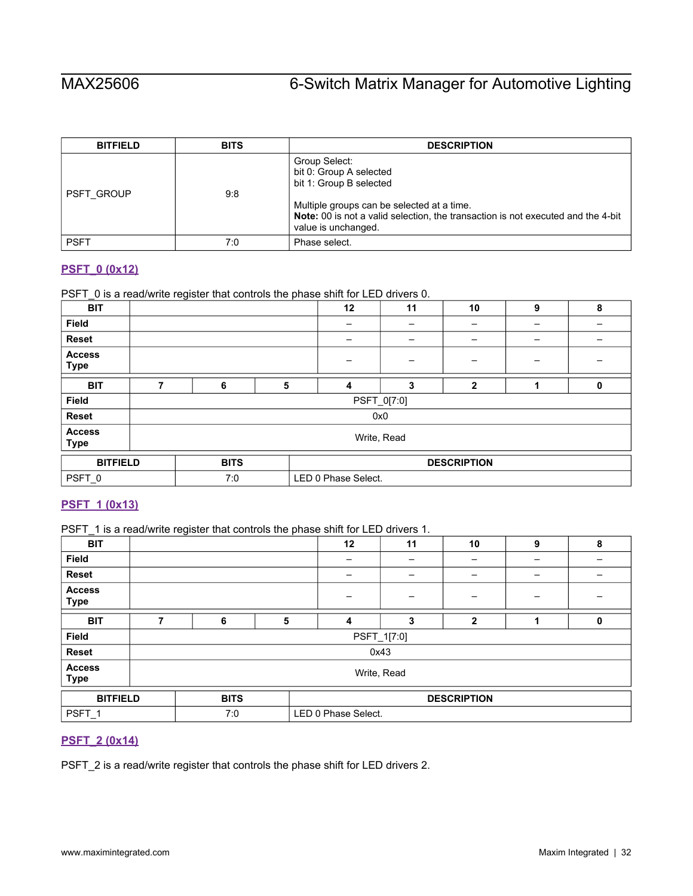| BITFIELD | BITS | DESCRIPTION |
|---|---|---|
| PSFT_GROUP | 9:8 | Group Select:<br>bit 0: Group A selected<br>bit 1: Group B selected<br><br>Multiple groups can be selected at a time.<br>**Note:** 00 is not a valid selection, the transaction is not executed and the 4-bit value is unchanged. |
| PSFT | 7:0 | Phase select. |

### PSFT_0 (0x12)

PSFT_0 is a read/write register that controls the phase shift for LED drivers 0.

| BIT | | | | 12 | 11 | 10 | 9 | 8 |
|---|---|---|---|---|---|---|---|---|
| Field | | | | – | – | – | – | – |
| Reset | | | | – | – | – | – | – |
| Access Type | | | | – | – | – | – | – |

| BIT | 7 | 6 | 5 | 4 | 3 | 2 | 1 | 0 |
|---|---|---|---|---|---|---|---|---|
| Field | PSFT_0[7:0] | | | | | | | |
| Reset | 0x0 | | | | | | | |
| Access Type | Write, Read | | | | | | | |

| BITFIELD | BITS | DESCRIPTION |
|---|---|---|
| PSFT_0 | 7:0 | LED 0 Phase Select. |

### PSFT_1 (0x13)

PSFT_1 is a read/write register that controls the phase shift for LED drivers 1.

| BIT | | | | 12 | 11 | 10 | 9 | 8 |
|---|---|---|---|---|---|---|---|---|
| Field | | | | – | – | – | – | – |
| Reset | | | | – | – | – | – | – |
| Access Type | | | | – | – | – | – | – |

| BIT | 7 | 6 | 5 | 4 | 3 | 2 | 1 | 0 |
|---|---|---|---|---|---|---|---|---|
| Field | PSFT_1[7:0] | | | | | | | |
| Reset | 0x43 | | | | | | | |
| Access Type | Write, Read | | | | | | | |

| BITFIELD | BITS | DESCRIPTION |
|---|---|---|
| PSFT_1 | 7:0 | LED 0 Phase Select. |

### PSFT_2 (0x14)

PSFT_2 is a read/write register that controls the phase shift for LED drivers 2.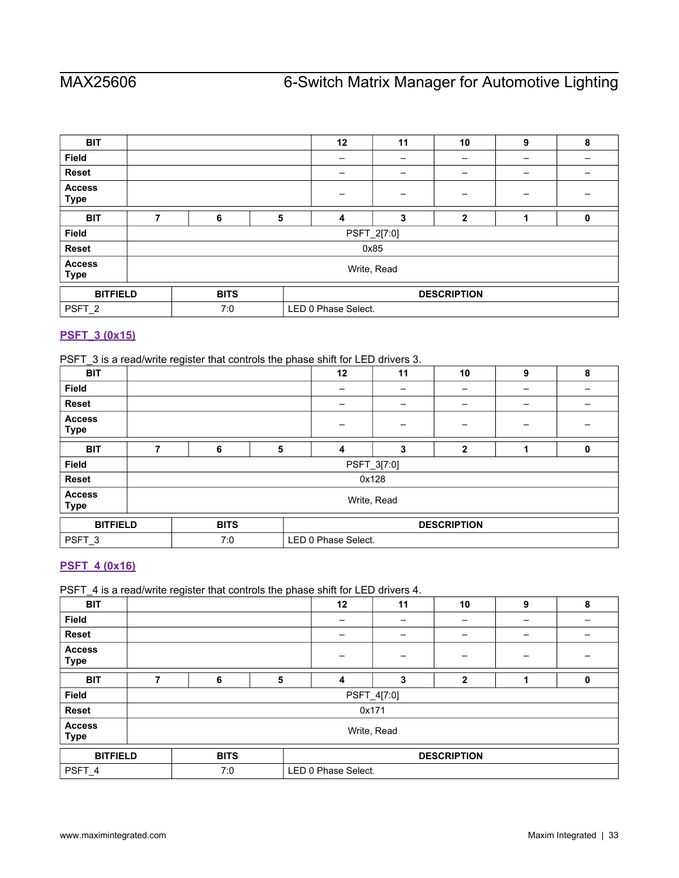| BIT | | | | 12 | 11 | 10 | 9 | 8 |
|---|---|---|---|---|---|---|---|---|
| Field | | | | – | – | – | – | – |
| Reset | | | | – | – | – | – | – |
| Access Type | | | | – | – | – | – | – |

| BIT | 7 | 6 | 5 | 4 | 3 | 2 | 1 | 0 |
|---|---|---|---|---|---|---|---|---|
| Field | PSFT_2[7:0] | | | | | | | |
| Reset | 0x85 | | | | | | | |
| Access Type | Write, Read | | | | | | | |

| BITFIELD | BITS | DESCRIPTION |
|---|---|---|
| PSFT_2 | 7:0 | LED 0 Phase Select. |

### PSFT_3 (0x15)

PSFT_3 is a read/write register that controls the phase shift for LED drivers 3.

| BIT | | | | 12 | 11 | 10 | 9 | 8 |
|---|---|---|---|---|---|---|---|---|
| Field | | | | – | – | – | – | – |
| Reset | | | | – | – | – | – | – |
| Access Type | | | | – | – | – | – | – |

| BIT | 7 | 6 | 5 | 4 | 3 | 2 | 1 | 0 |
|---|---|---|---|---|---|---|---|---|
| Field | PSFT_3[7:0] | | | | | | | |
| Reset | 0x128 | | | | | | | |
| Access Type | Write, Read | | | | | | | |

| BITFIELD | BITS | DESCRIPTION |
|---|---|---|
| PSFT_3 | 7:0 | LED 0 Phase Select. |

### PSFT_4 (0x16)

PSFT_4 is a read/write register that controls the phase shift for LED drivers 4.

| BIT | | | | 12 | 11 | 10 | 9 | 8 |
|---|---|---|---|---|---|---|---|---|
| Field | | | | – | – | – | – | – |
| Reset | | | | – | – | – | – | – |
| Access Type | | | | – | – | – | – | – |

| BIT | 7 | 6 | 5 | 4 | 3 | 2 | 1 | 0 |
|---|---|---|---|---|---|---|---|---|
| Field | PSFT_4[7:0] | | | | | | | |
| Reset | 0x171 | | | | | | | |
| Access Type | Write, Read | | | | | | | |

| BITFIELD | BITS | DESCRIPTION |
|---|---|---|
| PSFT_4 | 7:0 | LED 0 Phase Select. |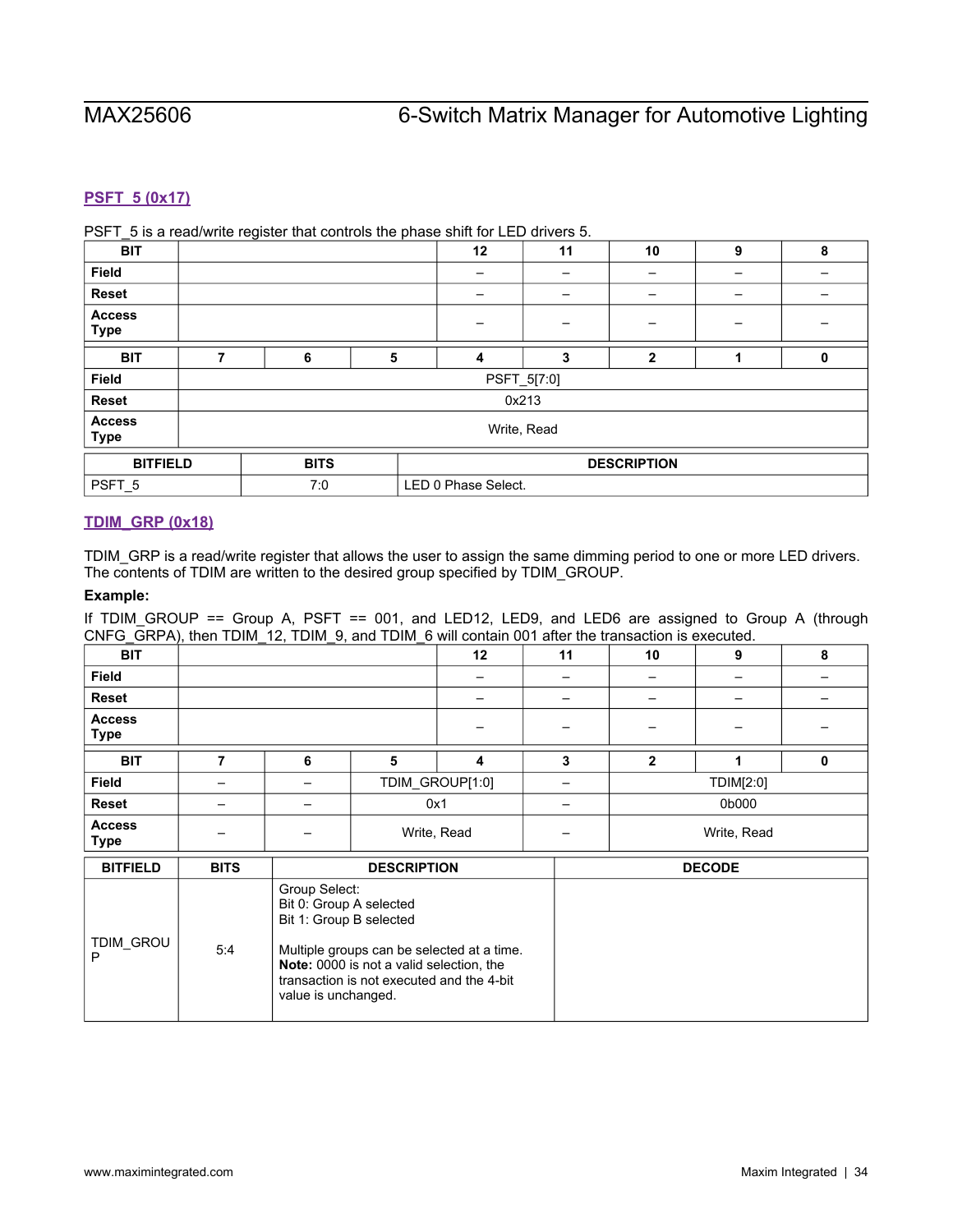### PSFT_5 (0x17)

PSFT_5 is a read/write register that controls the phase shift for LED drivers 5.

| BIT | | | | 12 | 11 | 10 | 9 | 8 |
|---|---|---|---|---|---|---|---|---|
| Field | | | | – | – | – | – | – |
| Reset | | | | – | – | – | – | – |
| Access Type | | | | – | – | – | – | – |

| BIT | 7 | 6 | 5 | 4 | 3 | 2 | 1 | 0 |
|---|---|---|---|---|---|---|---|---|
| Field | PSFT_5[7:0] | | | | | | | |
| Reset | 0x213 | | | | | | | |
| Access Type | Write, Read | | | | | | | |

| BITFIELD | BITS | DESCRIPTION |
|---|---|---|
| PSFT_5 | 7:0 | LED 0 Phase Select. |

### TDIM_GRP (0x18)

TDIM_GRP is a read/write register that allows the user to assign the same dimming period to one or more LED drivers. The contents of TDIM are written to the desired group specified by TDIM_GROUP.

**Example:**

If TDIM_GROUP == Group A, PSFT == 001, and LED12, LED9, and LED6 are assigned to Group A (through CNFG_GRPA), then TDIM_12, TDIM_9, and TDIM_6 will contain 001 after the transaction is executed.

| BIT | | | | 12 | 11 | 10 | 9 | 8 |
|---|---|---|---|---|---|---|---|---|
| Field | | | | – | – | – | – | – |
| Reset | | | | – | – | – | – | – |
| Access Type | | | | – | – | – | – | – |

| BIT | 7 | 6 | 5 | 4 | 3 | 2 | 1 | 0 |
|---|---|---|---|---|---|---|---|---|
| Field | – | – | TDIM_GROUP[1:0] | | – | TDIM[2:0] | | |
| Reset | – | – | 0x1 | | – | 0b000 | | |
| Access Type | – | – | Write, Read | | – | Write, Read | | |

| BITFIELD | BITS | DESCRIPTION | DECODE |
|---|---|---|---|
| TDIM_GROUP | 5:4 | Group Select:<br>Bit 0: Group A selected<br>Bit 1: Group B selected<br><br>Multiple groups can be selected at a time.<br>**Note:** 0000 is not a valid selection, the transaction is not executed and the 4-bit value is unchanged. | |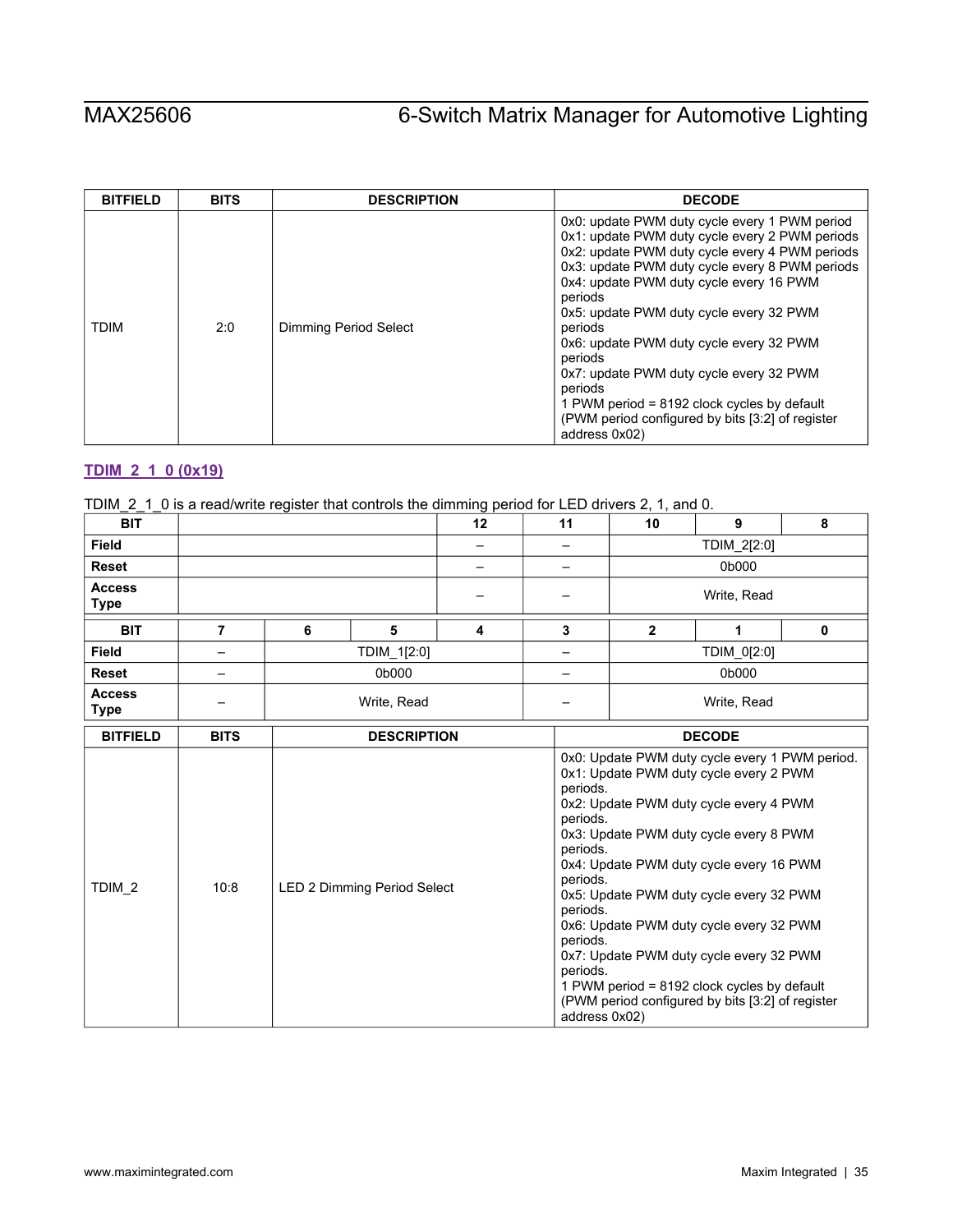| BITFIELD | BITS | DESCRIPTION | DECODE |
| --- | --- | --- | --- |
| TDIM | 2:0 | Dimming Period Select | 0x0: update PWM duty cycle every 1 PWM period<br>0x1: update PWM duty cycle every 2 PWM periods<br>0x2: update PWM duty cycle every 4 PWM periods<br>0x3: update PWM duty cycle every 8 PWM periods<br>0x4: update PWM duty cycle every 16 PWM periods<br>0x5: update PWM duty cycle every 32 PWM periods<br>0x6: update PWM duty cycle every 32 PWM periods<br>0x7: update PWM duty cycle every 32 PWM periods<br>1 PWM period = 8192 clock cycles by default (PWM period configured by bits [3:2] of register address 0x02) |

### TDIM_2_1_0 (0x19)

TDIM_2_1_0 is a read/write register that controls the dimming period for LED drivers 2, 1, and 0.

| BIT | | | | 12 | 11 | 10 | 9 | 8 |
| --- | --- | --- | --- | --- | --- | --- | --- | --- |
| Field | | | | – | – | TDIM_2[2:0] | | |
| Reset | | | | – | – | 0b000 | | |
| Access Type | | | | – | – | Write, Read | | |

| BIT | 7 | 6 | 5 | 4 | 3 | 2 | 1 | 0 |
| --- | --- | --- | --- | --- | --- | --- | --- | --- |
| Field | – | TDIM_1[2:0] | | | – | TDIM_0[2:0] | | |
| Reset | – | 0b000 | | | – | 0b000 | | |
| Access Type | – | Write, Read | | | – | Write, Read | | |

| BITFIELD | BITS | DESCRIPTION | DECODE |
| --- | --- | --- | --- |
| TDIM_2 | 10:8 | LED 2 Dimming Period Select | 0x0: Update PWM duty cycle every 1 PWM period.<br>0x1: Update PWM duty cycle every 2 PWM periods.<br>0x2: Update PWM duty cycle every 4 PWM periods.<br>0x3: Update PWM duty cycle every 8 PWM periods.<br>0x4: Update PWM duty cycle every 16 PWM periods.<br>0x5: Update PWM duty cycle every 32 PWM periods.<br>0x6: Update PWM duty cycle every 32 PWM periods.<br>0x7: Update PWM duty cycle every 32 PWM periods.<br>1 PWM period = 8192 clock cycles by default (PWM period configured by bits [3:2] of register address 0x02) |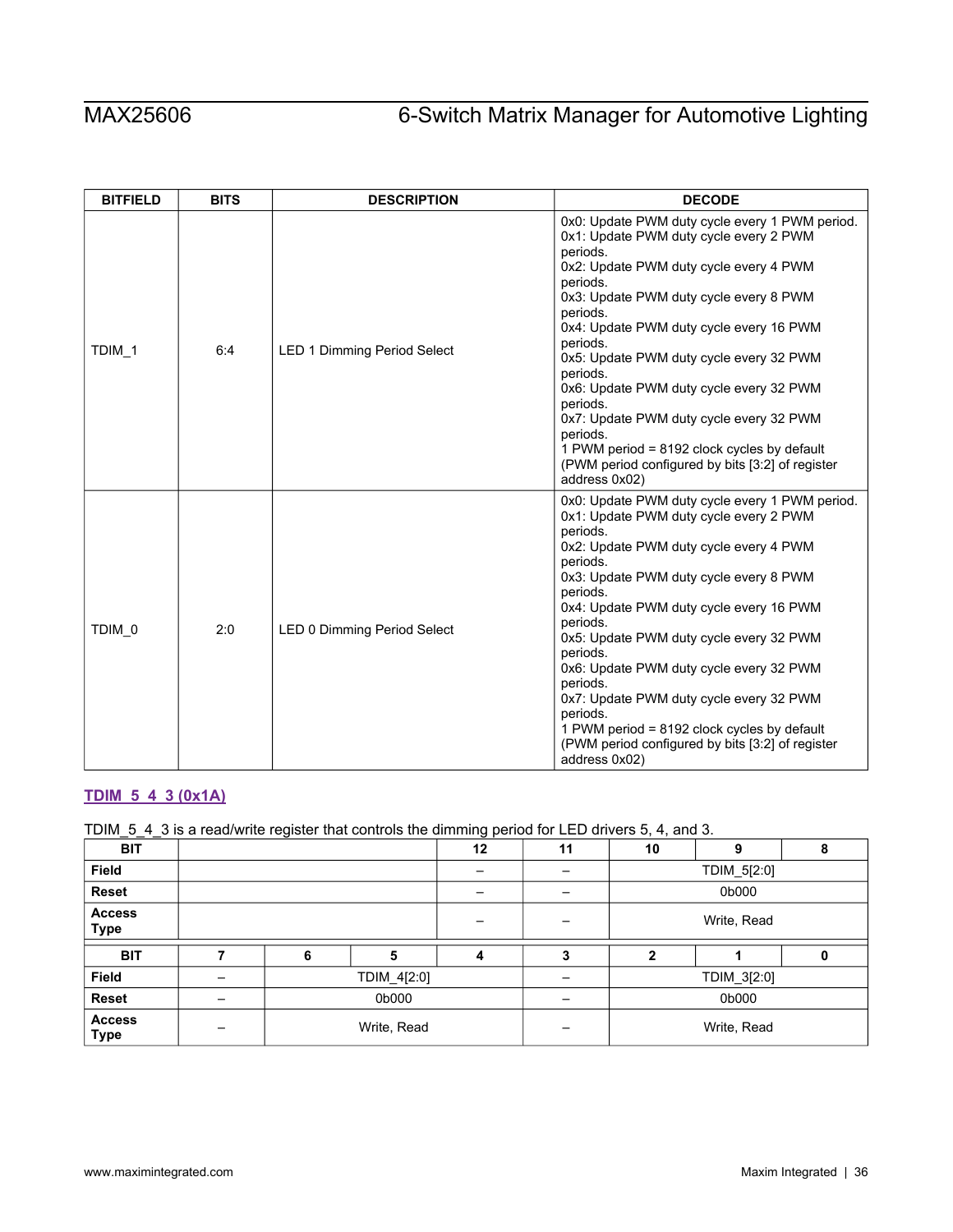| BITFIELD | BITS | DESCRIPTION | DECODE |
|---|---|---|---|
| TDIM_1 | 6:4 | LED 1 Dimming Period Select | 0x0: Update PWM duty cycle every 1 PWM period.<br>0x1: Update PWM duty cycle every 2 PWM periods.<br>0x2: Update PWM duty cycle every 4 PWM periods.<br>0x3: Update PWM duty cycle every 8 PWM periods.<br>0x4: Update PWM duty cycle every 16 PWM periods.<br>0x5: Update PWM duty cycle every 32 PWM periods.<br>0x6: Update PWM duty cycle every 32 PWM periods.<br>0x7: Update PWM duty cycle every 32 PWM periods.<br>1 PWM period = 8192 clock cycles by default (PWM period configured by bits [3:2] of register address 0x02) |
| TDIM_0 | 2:0 | LED 0 Dimming Period Select | 0x0: Update PWM duty cycle every 1 PWM period.<br>0x1: Update PWM duty cycle every 2 PWM periods.<br>0x2: Update PWM duty cycle every 4 PWM periods.<br>0x3: Update PWM duty cycle every 8 PWM periods.<br>0x4: Update PWM duty cycle every 16 PWM periods.<br>0x5: Update PWM duty cycle every 32 PWM periods.<br>0x6: Update PWM duty cycle every 32 PWM periods.<br>0x7: Update PWM duty cycle every 32 PWM periods.<br>1 PWM period = 8192 clock cycles by default (PWM period configured by bits [3:2] of register address 0x02) |

### TDIM_5_4_3 (0x1A)

TDIM_5_4_3 is a read/write register that controls the dimming period for LED drivers 5, 4, and 3.

| BIT | | | | 12 | 11 | 10 | 9 | 8 |
|---|---|---|---|---|---|---|---|---|
| Field | | | | – | – | TDIM_5[2:0] | | |
| Reset | | | | – | – | 0b000 | | |
| Access Type | | | | – | – | Write, Read | | |

| BIT | 7 | 6 | 5 | 4 | 3 | 2 | 1 | 0 |
|---|---|---|---|---|---|---|---|---|
| Field | – | TDIM_4[2:0] | | | – | TDIM_3[2:0] | | |
| Reset | – | 0b000 | | | – | 0b000 | | |
| Access Type | – | Write, Read | | | – | Write, Read | | |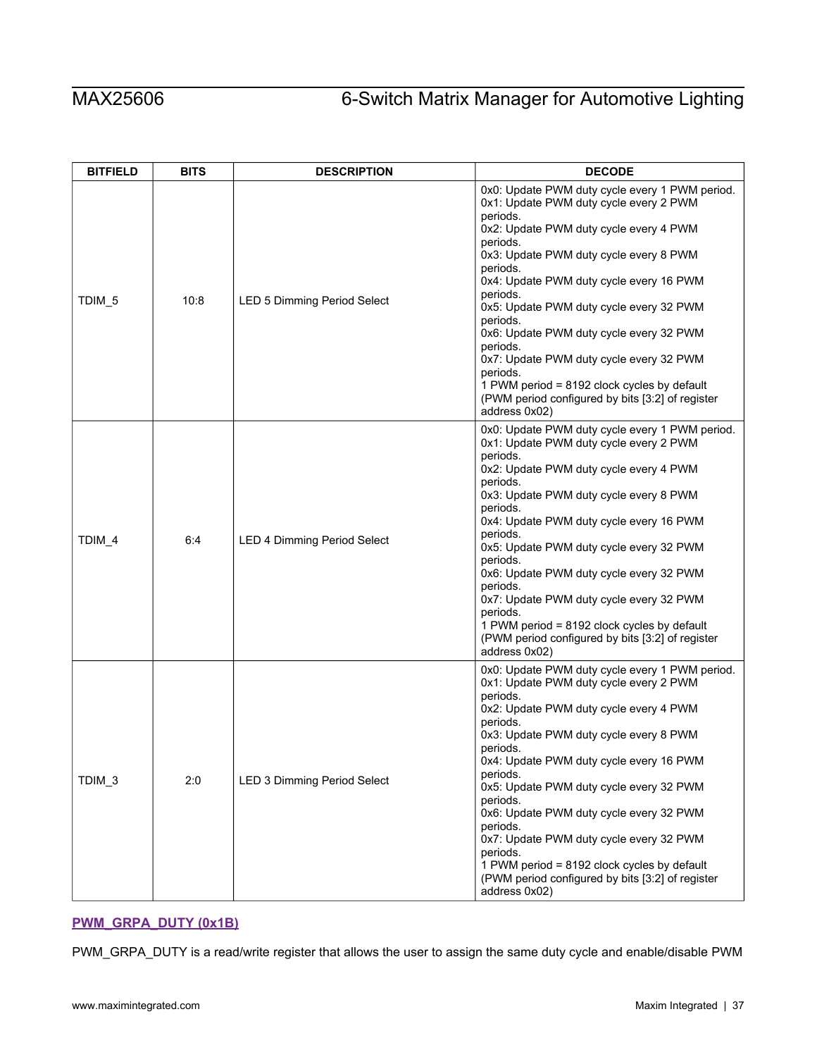| BITFIELD | BITS | DESCRIPTION | DECODE |
|---|---|---|---|
| TDIM_5 | 10:8 | LED 5 Dimming Period Select | 0x0: Update PWM duty cycle every 1 PWM period.<br>0x1: Update PWM duty cycle every 2 PWM periods.<br>0x2: Update PWM duty cycle every 4 PWM periods.<br>0x3: Update PWM duty cycle every 8 PWM periods.<br>0x4: Update PWM duty cycle every 16 PWM periods.<br>0x5: Update PWM duty cycle every 32 PWM periods.<br>0x6: Update PWM duty cycle every 32 PWM periods.<br>0x7: Update PWM duty cycle every 32 PWM periods.<br>1 PWM period = 8192 clock cycles by default (PWM period configured by bits [3:2] of register address 0x02) |
| TDIM_4 | 6:4 | LED 4 Dimming Period Select | 0x0: Update PWM duty cycle every 1 PWM period.<br>0x1: Update PWM duty cycle every 2 PWM periods.<br>0x2: Update PWM duty cycle every 4 PWM periods.<br>0x3: Update PWM duty cycle every 8 PWM periods.<br>0x4: Update PWM duty cycle every 16 PWM periods.<br>0x5: Update PWM duty cycle every 32 PWM periods.<br>0x6: Update PWM duty cycle every 32 PWM periods.<br>0x7: Update PWM duty cycle every 32 PWM periods.<br>1 PWM period = 8192 clock cycles by default (PWM period configured by bits [3:2] of register address 0x02) |
| TDIM_3 | 2:0 | LED 3 Dimming Period Select | 0x0: Update PWM duty cycle every 1 PWM period.<br>0x1: Update PWM duty cycle every 2 PWM periods.<br>0x2: Update PWM duty cycle every 4 PWM periods.<br>0x3: Update PWM duty cycle every 8 PWM periods.<br>0x4: Update PWM duty cycle every 16 PWM periods.<br>0x5: Update PWM duty cycle every 32 PWM periods.<br>0x6: Update PWM duty cycle every 32 PWM periods.<br>0x7: Update PWM duty cycle every 32 PWM periods.<br>1 PWM period = 8192 clock cycles by default (PWM period configured by bits [3:2] of register address 0x02) |

### PWM_GRPA_DUTY (0x1B)

PWM_GRPA_DUTY is a read/write register that allows the user to assign the same duty cycle and enable/disable PWM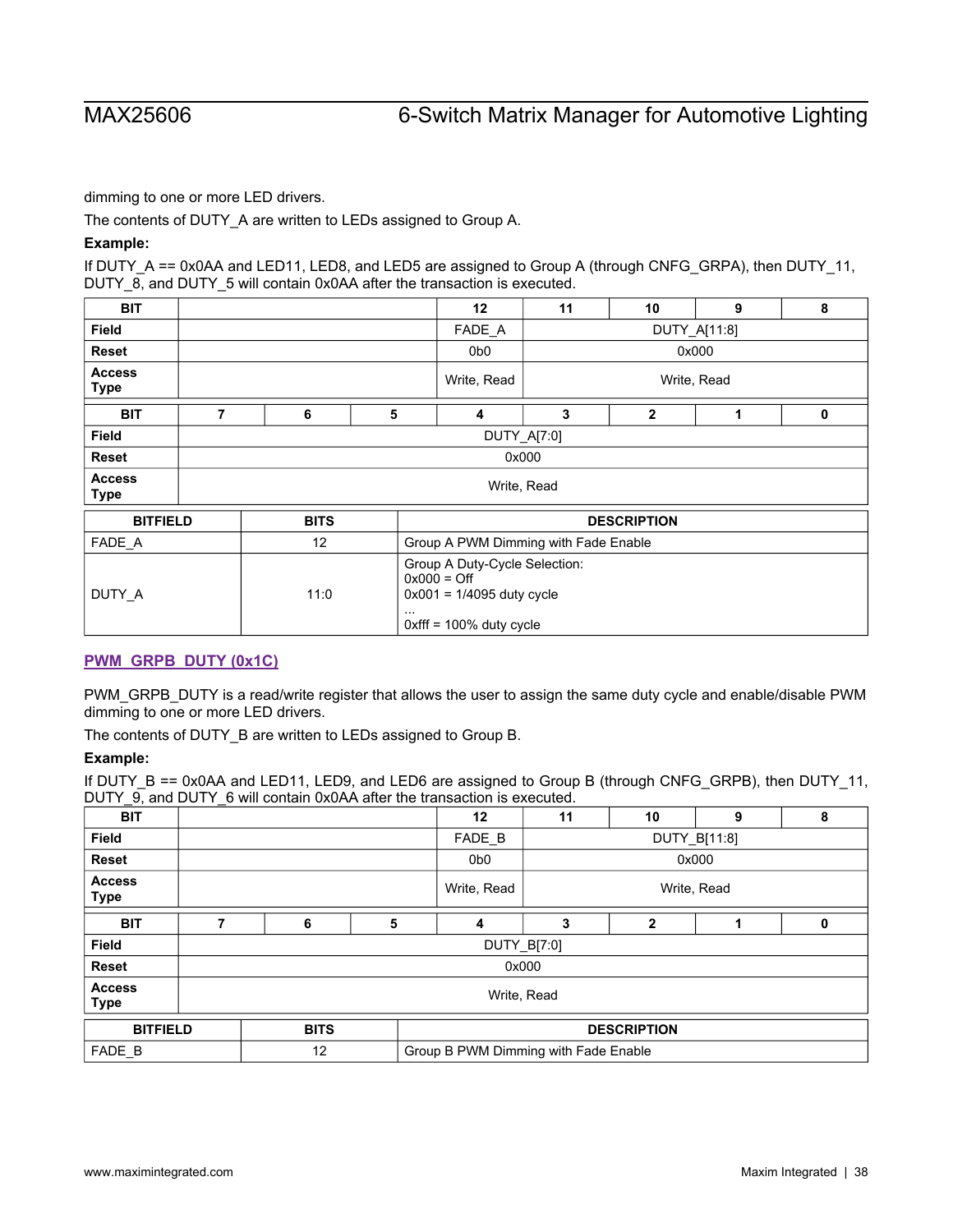dimming to one or more LED drivers.

The contents of DUTY_A are written to LEDs assigned to Group A.

**Example:**

If DUTY_A == 0x0AA and LED11, LED8, and LED5 are assigned to Group A (through CNFG_GRPA), then DUTY_11, DUTY_8, and DUTY_5 will contain 0x0AA after the transaction is executed.

| BIT | | | | 12 | 11 | 10 | 9 | 8 |
|---|---|---|---|---|---|---|---|---|
| Field | | | | FADE_A | DUTY_A[11:8] | | | |
| Reset | | | | 0b0 | 0x000 | | | |
| Access Type | | | | Write, Read | Write, Read | | | |

| BIT | 7 | 6 | 5 | 4 | 3 | 2 | 1 | 0 |
|---|---|---|---|---|---|---|---|---|
| Field | DUTY_A[7:0] | | | | | | | |
| Reset | 0x000 | | | | | | | |
| Access Type | Write, Read | | | | | | | |

| BITFIELD | BITS | DESCRIPTION |
|---|---|---|
| FADE_A | 12 | Group A PWM Dimming with Fade Enable |
| DUTY_A | 11:0 | Group A Duty-Cycle Selection:<br>0x000 = Off<br>0x001 = 1/4095 duty cycle<br>...<br>0xfff = 100% duty cycle |

## PWM_GRPB_DUTY (0x1C)

PWM_GRPB_DUTY is a read/write register that allows the user to assign the same duty cycle and enable/disable PWM dimming to one or more LED drivers.

The contents of DUTY_B are written to LEDs assigned to Group B.

**Example:**

If DUTY_B == 0x0AA and LED11, LED9, and LED6 are assigned to Group B (through CNFG_GRPB), then DUTY_11, DUTY_9, and DUTY_6 will contain 0x0AA after the transaction is executed.

| BIT | | | | 12 | 11 | 10 | 9 | 8 |
|---|---|---|---|---|---|---|---|---|
| Field | | | | FADE_B | DUTY_B[11:8] | | | |
| Reset | | | | 0b0 | 0x000 | | | |
| Access Type | | | | Write, Read | Write, Read | | | |

| BIT | 7 | 6 | 5 | 4 | 3 | 2 | 1 | 0 |
|---|---|---|---|---|---|---|---|---|
| Field | DUTY_B[7:0] | | | | | | | |
| Reset | 0x000 | | | | | | | |
| Access Type | Write, Read | | | | | | | |

| BITFIELD | BITS | DESCRIPTION |
|---|---|---|
| FADE_B | 12 | Group B PWM Dimming with Fade Enable |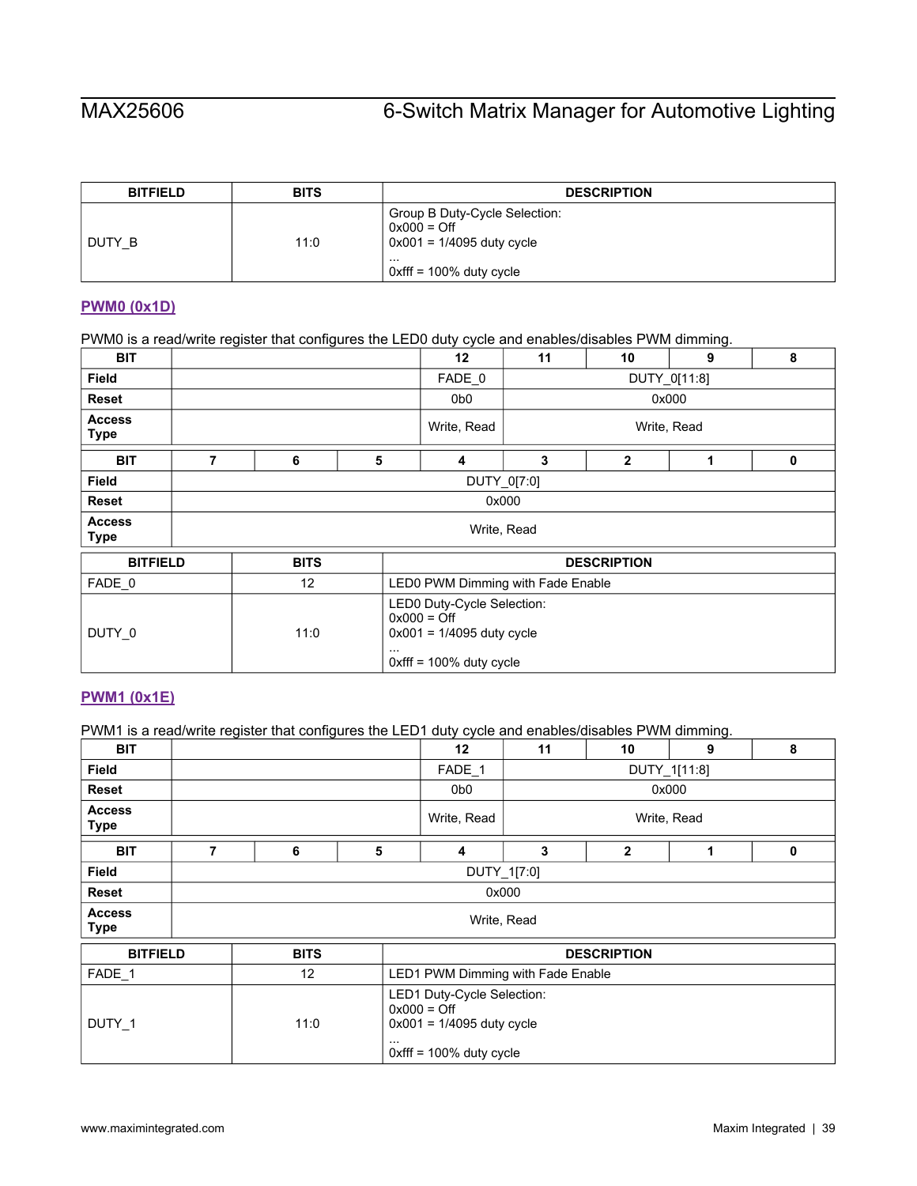| BITFIELD | BITS | DESCRIPTION |
|---|---|---|
| DUTY_B | 11:0 | Group B Duty-Cycle Selection:<br>0x000 = Off<br>0x001 = 1/4095 duty cycle<br>...<br>0xfff = 100% duty cycle |

### PWM0 (0x1D)

PWM0 is a read/write register that configures the LED0 duty cycle and enables/disables PWM dimming.

| BIT | | | | 12 | 11 | 10 | 9 | 8 |
|---|---|---|---|---|---|---|---|---|
| Field | | | | FADE_0 | DUTY_0[11:8] | | | |
| Reset | | | | 0b0 | 0x000 | | | |
| Access Type | | | | Write, Read | Write, Read | | | |

| BIT | 7 | 6 | 5 | 4 | 3 | 2 | 1 | 0 |
|---|---|---|---|---|---|---|---|---|
| Field | DUTY_0[7:0] | | | | | | | |
| Reset | 0x000 | | | | | | | |
| Access Type | Write, Read | | | | | | | |

| BITFIELD | BITS | DESCRIPTION |
|---|---|---|
| FADE_0 | 12 | LED0 PWM Dimming with Fade Enable |
| DUTY_0 | 11:0 | LED0 Duty-Cycle Selection:<br>0x000 = Off<br>0x001 = 1/4095 duty cycle<br>...<br>0xfff = 100% duty cycle |

### PWM1 (0x1E)

PWM1 is a read/write register that configures the LED1 duty cycle and enables/disables PWM dimming.

| BIT | | | | 12 | 11 | 10 | 9 | 8 |
|---|---|---|---|---|---|---|---|---|
| Field | | | | FADE_1 | DUTY_1[11:8] | | | |
| Reset | | | | 0b0 | 0x000 | | | |
| Access Type | | | | Write, Read | Write, Read | | | |

| BIT | 7 | 6 | 5 | 4 | 3 | 2 | 1 | 0 |
|---|---|---|---|---|---|---|---|---|
| Field | DUTY_1[7:0] | | | | | | | |
| Reset | 0x000 | | | | | | | |
| Access Type | Write, Read | | | | | | | |

| BITFIELD | BITS | DESCRIPTION |
|---|---|---|
| FADE_1 | 12 | LED1 PWM Dimming with Fade Enable |
| DUTY_1 | 11:0 | LED1 Duty-Cycle Selection:<br>0x000 = Off<br>0x001 = 1/4095 duty cycle<br>...<br>0xfff = 100% duty cycle |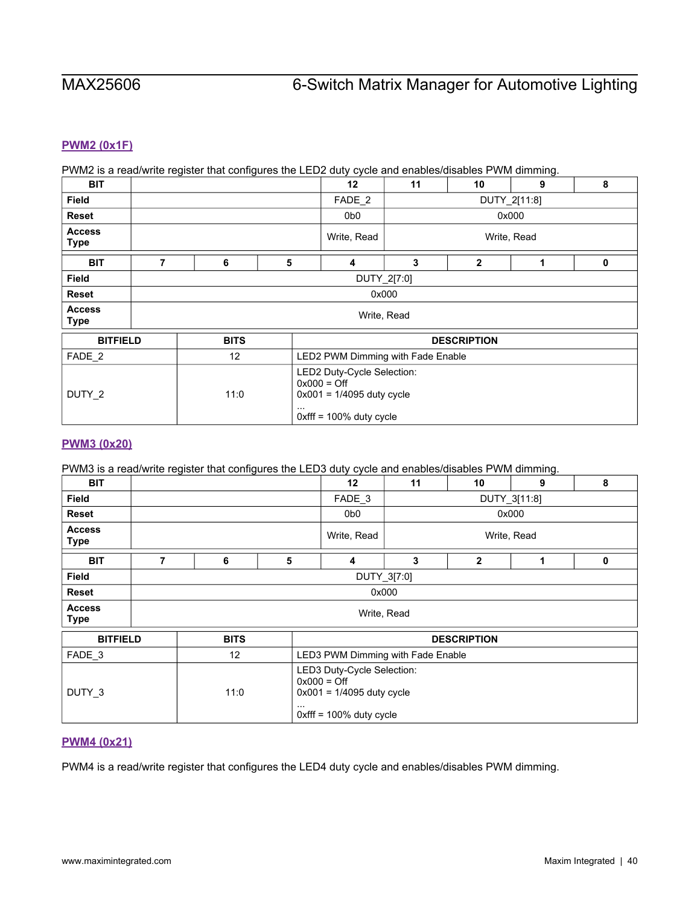### PWM2 (0x1F)

PWM2 is a read/write register that configures the LED2 duty cycle and enables/disables PWM dimming.

| BIT | | | | 12 | 11 | 10 | 9 | 8 |
|---|---|---|---|---|---|---|---|---|
| Field | | | | FADE_2 | DUTY_2[11:8] | | | |
| Reset | | | | 0b0 | 0x000 | | | |
| Access Type | | | | Write, Read | Write, Read | | | |

| BIT | 7 | 6 | 5 | 4 | 3 | 2 | 1 | 0 |
|---|---|---|---|---|---|---|---|---|
| Field | DUTY_2[7:0] | | | | | | | |
| Reset | 0x000 | | | | | | | |
| Access Type | Write, Read | | | | | | | |

| BITFIELD | BITS | DESCRIPTION |
|---|---|---|
| FADE_2 | 12 | LED2 PWM Dimming with Fade Enable |
| DUTY_2 | 11:0 | LED2 Duty-Cycle Selection:<br>0x000 = Off<br>0x001 = 1/4095 duty cycle<br>...<br>0xfff = 100% duty cycle |

### PWM3 (0x20)

PWM3 is a read/write register that configures the LED3 duty cycle and enables/disables PWM dimming.

| BIT | | | | 12 | 11 | 10 | 9 | 8 |
|---|---|---|---|---|---|---|---|---|
| Field | | | | FADE_3 | DUTY_3[11:8] | | | |
| Reset | | | | 0b0 | 0x000 | | | |
| Access Type | | | | Write, Read | Write, Read | | | |

| BIT | 7 | 6 | 5 | 4 | 3 | 2 | 1 | 0 |
|---|---|---|---|---|---|---|---|---|
| Field | DUTY_3[7:0] | | | | | | | |
| Reset | 0x000 | | | | | | | |
| Access Type | Write, Read | | | | | | | |

| BITFIELD | BITS | DESCRIPTION |
|---|---|---|
| FADE_3 | 12 | LED3 PWM Dimming with Fade Enable |
| DUTY_3 | 11:0 | LED3 Duty-Cycle Selection:<br>0x000 = Off<br>0x001 = 1/4095 duty cycle<br>...<br>0xfff = 100% duty cycle |

### PWM4 (0x21)

PWM4 is a read/write register that configures the LED4 duty cycle and enables/disables PWM dimming.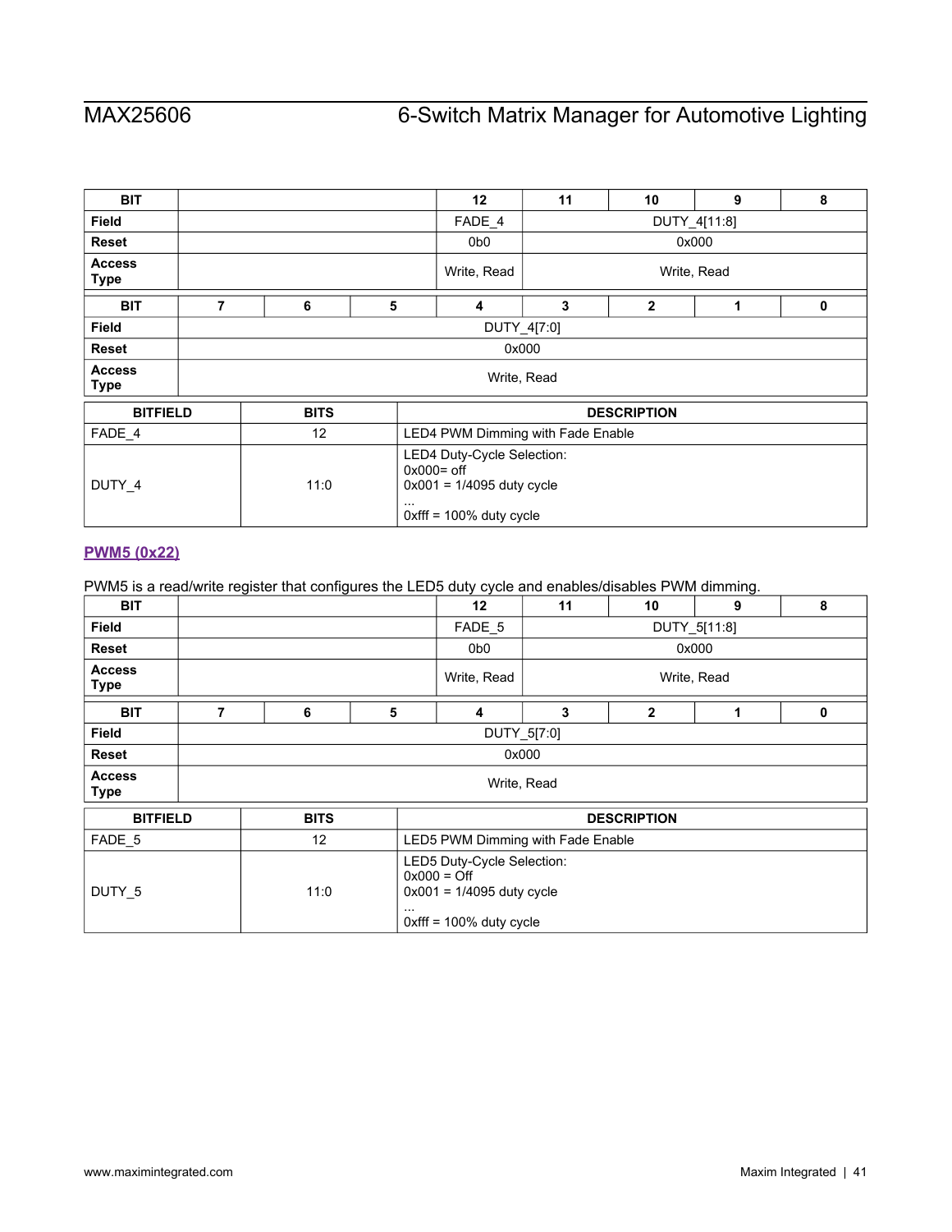| BIT | | | | 12 | 11 | 10 | 9 | 8 |
|---|---|---|---|---|---|---|---|---|
| Field | | | | FADE_4 | DUTY_4[11:8] | | | |
| Reset | | | | 0b0 | 0x000 | | | |
| Access Type | | | | Write, Read | Write, Read | | | |

| BIT | 7 | 6 | 5 | 4 | 3 | 2 | 1 | 0 |
|---|---|---|---|---|---|---|---|---|
| Field | DUTY_4[7:0] | | | | | | | |
| Reset | 0x000 | | | | | | | |
| Access Type | Write, Read | | | | | | | |

| BITFIELD | BITS | DESCRIPTION |
|---|---|---|
| FADE_4 | 12 | LED4 PWM Dimming with Fade Enable |
| DUTY_4 | 11:0 | LED4 Duty-Cycle Selection:<br>0x000= off<br>0x001 = 1/4095 duty cycle<br>...<br>0xfff = 100% duty cycle |

### PWM5 (0x22)

PWM5 is a read/write register that configures the LED5 duty cycle and enables/disables PWM dimming.

| BIT | | | | 12 | 11 | 10 | 9 | 8 |
|---|---|---|---|---|---|---|---|---|
| Field | | | | FADE_5 | DUTY_5[11:8] | | | |
| Reset | | | | 0b0 | 0x000 | | | |
| Access Type | | | | Write, Read | Write, Read | | | |

| BIT | 7 | 6 | 5 | 4 | 3 | 2 | 1 | 0 |
|---|---|---|---|---|---|---|---|---|
| Field | DUTY_5[7:0] | | | | | | | |
| Reset | 0x000 | | | | | | | |
| Access Type | Write, Read | | | | | | | |

| BITFIELD | BITS | DESCRIPTION |
|---|---|---|
| FADE_5 | 12 | LED5 PWM Dimming with Fade Enable |
| DUTY_5 | 11:0 | LED5 Duty-Cycle Selection:<br>0x000 = Off<br>0x001 = 1/4095 duty cycle<br>...<br>0xfff = 100% duty cycle |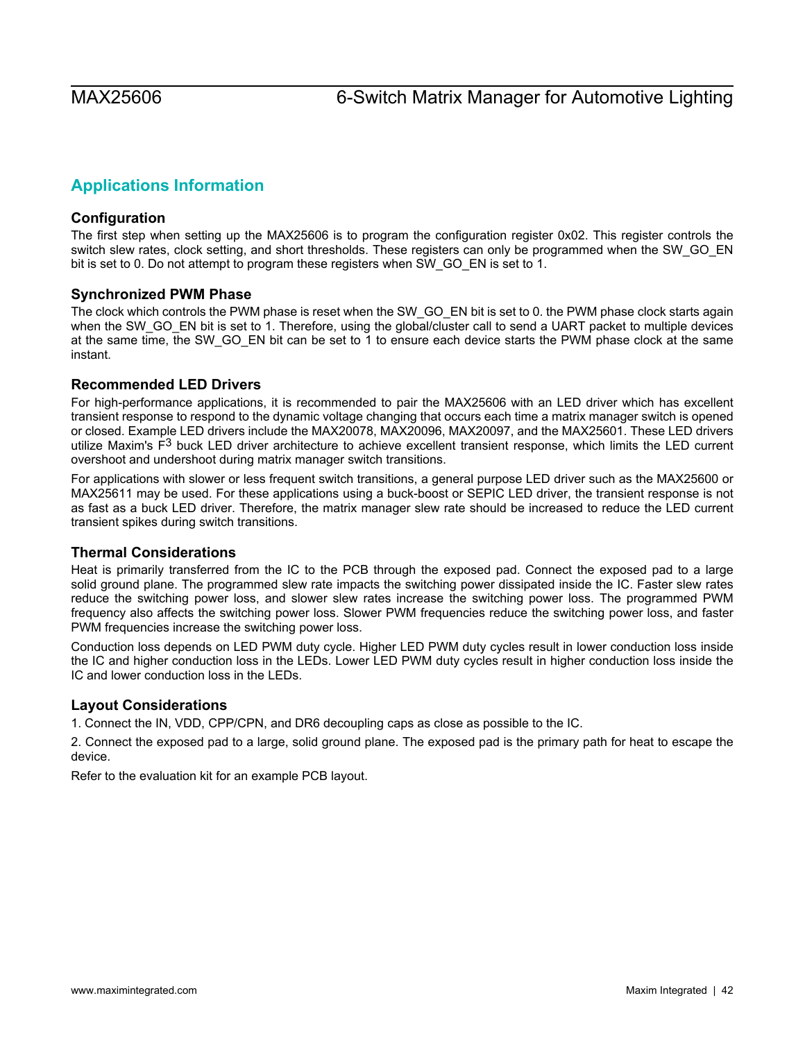## Applications Information

### Configuration

The first step when setting up the MAX25606 is to program the configuration register 0x02. This register controls the switch slew rates, clock setting, and short thresholds. These registers can only be programmed when the SW_GO_EN bit is set to 0. Do not attempt to program these registers when SW_GO_EN is set to 1.

### Synchronized PWM Phase

The clock which controls the PWM phase is reset when the SW_GO_EN bit is set to 0. the PWM phase clock starts again when the SW_GO_EN bit is set to 1. Therefore, using the global/cluster call to send a UART packet to multiple devices at the same time, the SW_GO_EN bit can be set to 1 to ensure each device starts the PWM phase clock at the same instant.

### Recommended LED Drivers

For high-performance applications, it is recommended to pair the MAX25606 with an LED driver which has excellent transient response to respond to the dynamic voltage changing that occurs each time a matrix manager switch is opened or closed. Example LED drivers include the MAX20078, MAX20096, MAX20097, and the MAX25601. These LED drivers utilize Maxim's $F^3$ buck LED driver architecture to achieve excellent transient response, which limits the LED current overshoot and undershoot during matrix manager switch transitions.

For applications with slower or less frequent switch transitions, a general purpose LED driver such as the MAX25600 or MAX25611 may be used. For these applications using a buck-boost or SEPIC LED driver, the transient response is not as fast as a buck LED driver. Therefore, the matrix manager slew rate should be increased to reduce the LED current transient spikes during switch transitions.

### Thermal Considerations

Heat is primarily transferred from the IC to the PCB through the exposed pad. Connect the exposed pad to a large solid ground plane. The programmed slew rate impacts the switching power dissipated inside the IC. Faster slew rates reduce the switching power loss, and slower slew rates increase the switching power loss. The programmed PWM frequency also affects the switching power loss. Slower PWM frequencies reduce the switching power loss, and faster PWM frequencies increase the switching power loss.

Conduction loss depends on LED PWM duty cycle. Higher LED PWM duty cycles result in lower conduction loss inside the IC and higher conduction loss in the LEDs. Lower LED PWM duty cycles result in higher conduction loss inside the IC and lower conduction loss in the LEDs.

### Layout Considerations

1. Connect the IN, VDD, CPP/CPN, and DR6 decoupling caps as close as possible to the IC.

2. Connect the exposed pad to a large, solid ground plane. The exposed pad is the primary path for heat to escape the device.

Refer to the evaluation kit for an example PCB layout.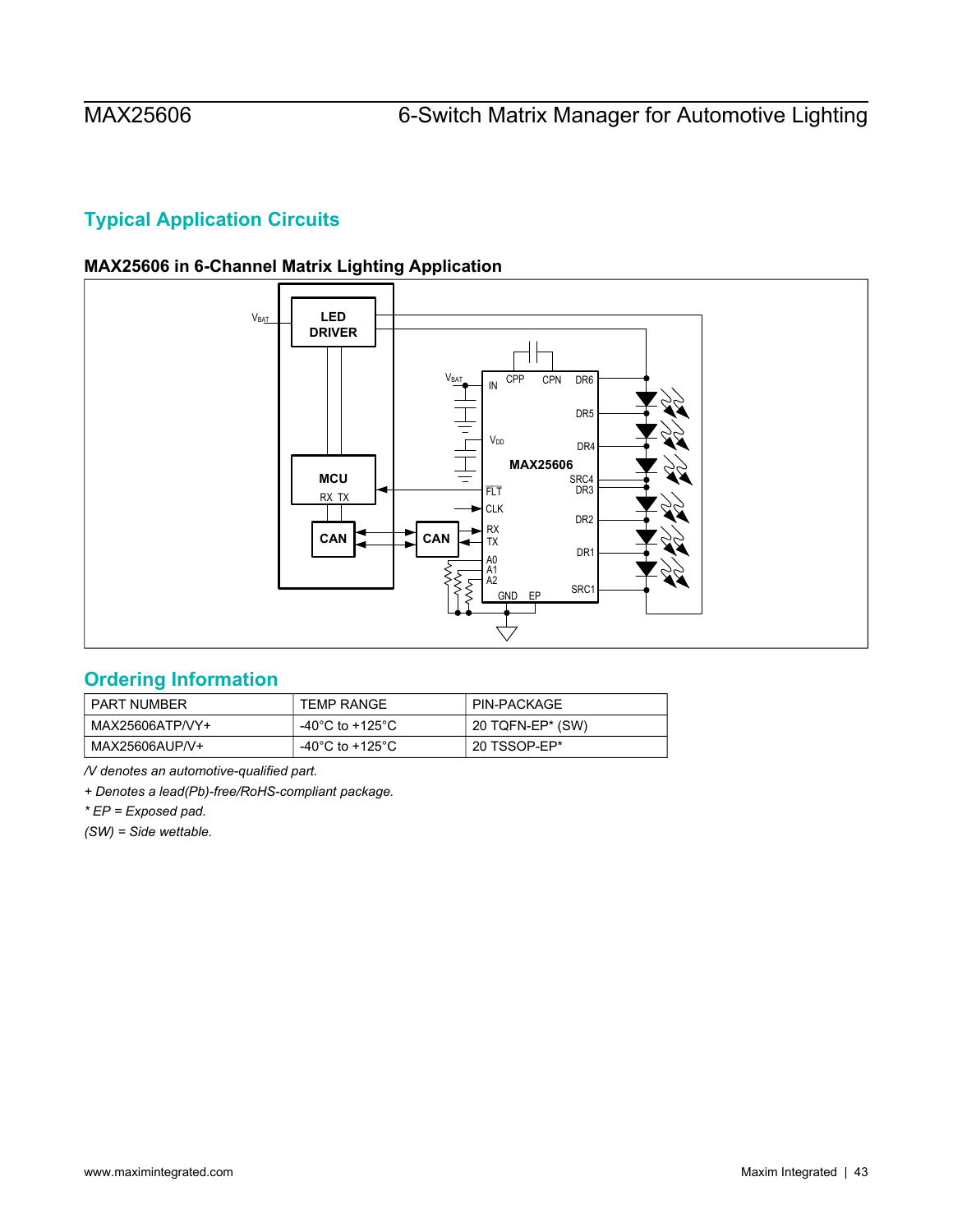## Typical Application Circuits

### MAX25606 in 6-Channel Matrix Lighting Application

## Ordering Information

| PART NUMBER | TEMP RANGE | PIN-PACKAGE |
|---|---|---|
| MAX25606ATP/VY+ | -40°C to +125°C | 20 TQFN-EP* (SW) |
| MAX25606AUP/V+ | -40°C to +125°C | 20 TSSOP-EP* |

*/V denotes an automotive-qualified part.*

*+ Denotes a lead(Pb)-free/RoHS-compliant package.*

** EP = Exposed pad.*

*(SW) = Side wettable.*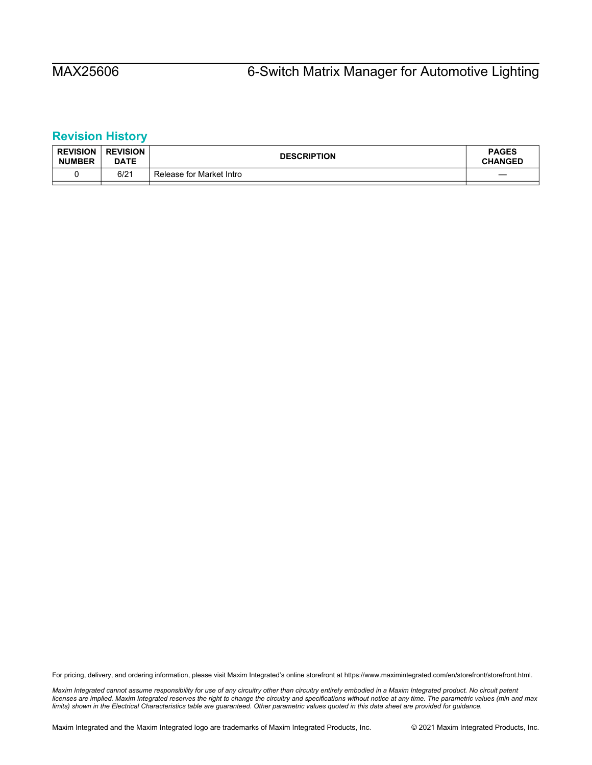## Revision History

| REVISION NUMBER | REVISION DATE | DESCRIPTION | PAGES CHANGED |
|---|---|---|---|
| 0 | 6/21 | Release for Market Intro | — |
| | | | |

For pricing, delivery, and ordering information, please visit Maxim Integrated's online storefront at https://www.maximintegrated.com/en/storefront/storefront.html.

*Maxim Integrated cannot assume responsibility for use of any circuitry other than circuitry entirely embodied in a Maxim Integrated product. No circuit patent licenses are implied. Maxim Integrated reserves the right to change the circuitry and specifications without notice at any time. The parametric values (min and max limits) shown in the Electrical Characteristics table are guaranteed. Other parametric values quoted in this data sheet are provided for guidance.*

Maxim Integrated and the Maxim Integrated logo are trademarks of Maxim Integrated Products, Inc. © 2021 Maxim Integrated Products, Inc.